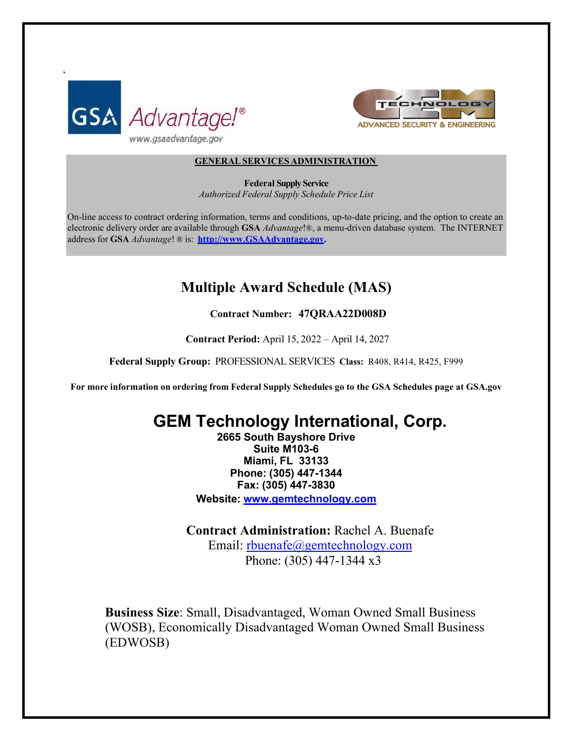**GENERAL SERVICES ADMINISTRATION**

**Federal Supply Service**
*Authorized Federal Supply Schedule Price List*

On-line access to contract ordering information, terms and conditions, up-to-date pricing, and the option to create an electronic delivery order are available through **GSA** *Advantage*!®, a menu-driven database system. The INTERNET address for **GSA** *Advantage*! ® is: **http://www.GSAAdvantage.gov.**

# Multiple Award Schedule (MAS)

**Contract Number: 47QRAA22D008D**

**Contract Period:** April 15, 2022 – April 14, 2027

**Federal Supply Group:** PROFESSIONAL SERVICES **Class:** R408, R414, R425, F999

**For more information on ordering from Federal Supply Schedules go to the GSA Schedules page at GSA.gov**

## GEM Technology International, Corp.

**2665 South Bayshore Drive**
**Suite M103-6**
**Miami, FL 33133**
**Phone: (305) 447-1344**
**Fax: (305) 447-3830**
**Website: www.gemtechnology.com**

**Contract Administration:** Rachel A. Buenafe
Email: rbuenafe@gemtechnology.com
Phone: (305) 447-1344 x3

**Business Size**: Small, Disadvantaged, Woman Owned Small Business (WOSB), Economically Disadvantaged Woman Owned Small Business (EDWOSB)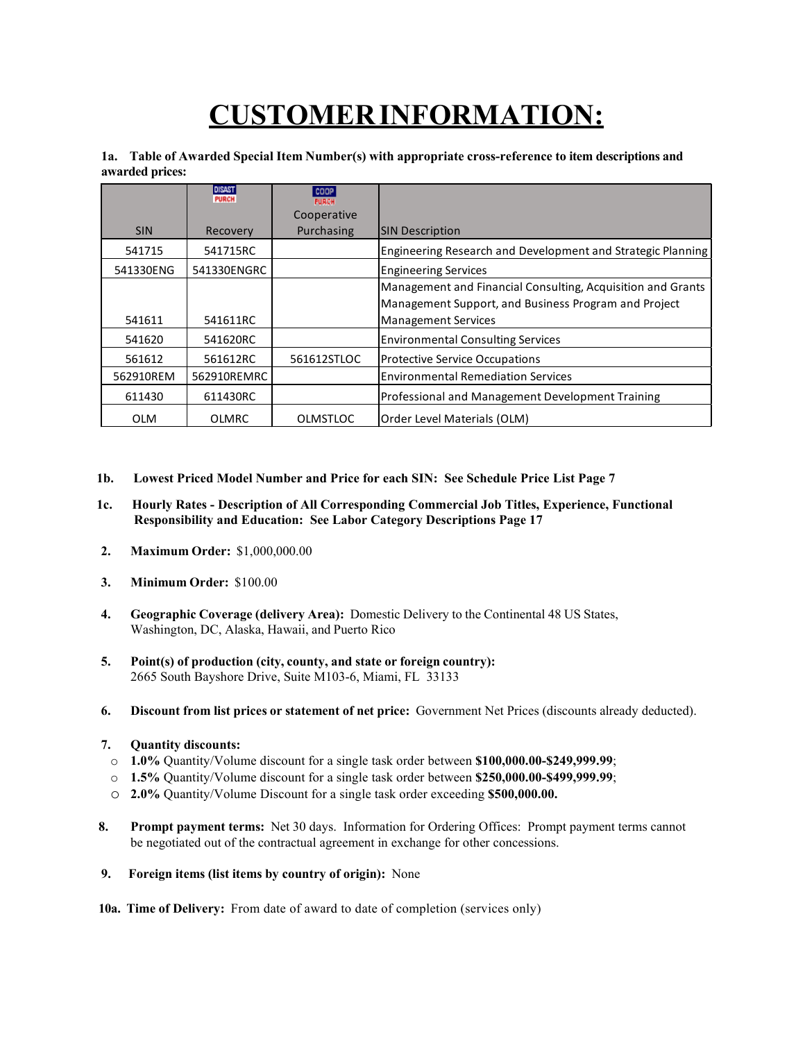# CUSTOMER INFORMATION:

**1a. Table of Awarded Special Item Number(s) with appropriate cross-reference to item descriptions and awarded prices:**

| SIN | DISAST PURCH Recovery | COOP PURCH Cooperative Purchasing | SIN Description |
|---|---|---|---|
| 541715 | 541715RC | | Engineering Research and Development and Strategic Planning |
| 541330ENG | 541330ENGRC | | Engineering Services |
| 541611 | 541611RC | | Management and Financial Consulting, Acquisition and Grants Management Support, and Business Program and Project Management Services |
| 541620 | 541620RC | | Environmental Consulting Services |
| 561612 | 561612RC | 561612STLOC | Protective Service Occupations |
| 562910REM | 562910REMRC | | Environmental Remediation Services |
| 611430 | 611430RC | | Professional and Management Development Training |
| OLM | OLMRC | OLMSTLOC | Order Level Materials (OLM) |

**1b. Lowest Priced Model Number and Price for each SIN: See Schedule Price List Page 7**

**1c. Hourly Rates - Description of All Corresponding Commercial Job Titles, Experience, Functional Responsibility and Education: See Labor Category Descriptions Page 17**

**2. Maximum Order:** $1,000,000.00

**3. Minimum Order:** $100.00

**4. Geographic Coverage (delivery Area):** Domestic Delivery to the Continental 48 US States, Washington, DC, Alaska, Hawaii, and Puerto Rico

**5. Point(s) of production (city, county, and state or foreign country):**
2665 South Bayshore Drive, Suite M103-6, Miami, FL 33133

**6. Discount from list prices or statement of net price:** Government Net Prices (discounts already deducted).

**7. Quantity discounts:**

- **1.0%** Quantity/Volume discount for a single task order between **$100,000.00-$249,999.99**;
- **1.5%** Quantity/Volume discount for a single task order between **$250,000.00-$499,999.99**;
- **2.0%** Quantity/Volume Discount for a single task order exceeding **$500,000.00.**

**8. Prompt payment terms:** Net 30 days. Information for Ordering Offices: Prompt payment terms cannot be negotiated out of the contractual agreement in exchange for other concessions.

**9. Foreign items (list items by country of origin):** None

**10a. Time of Delivery:** From date of award to date of completion (services only)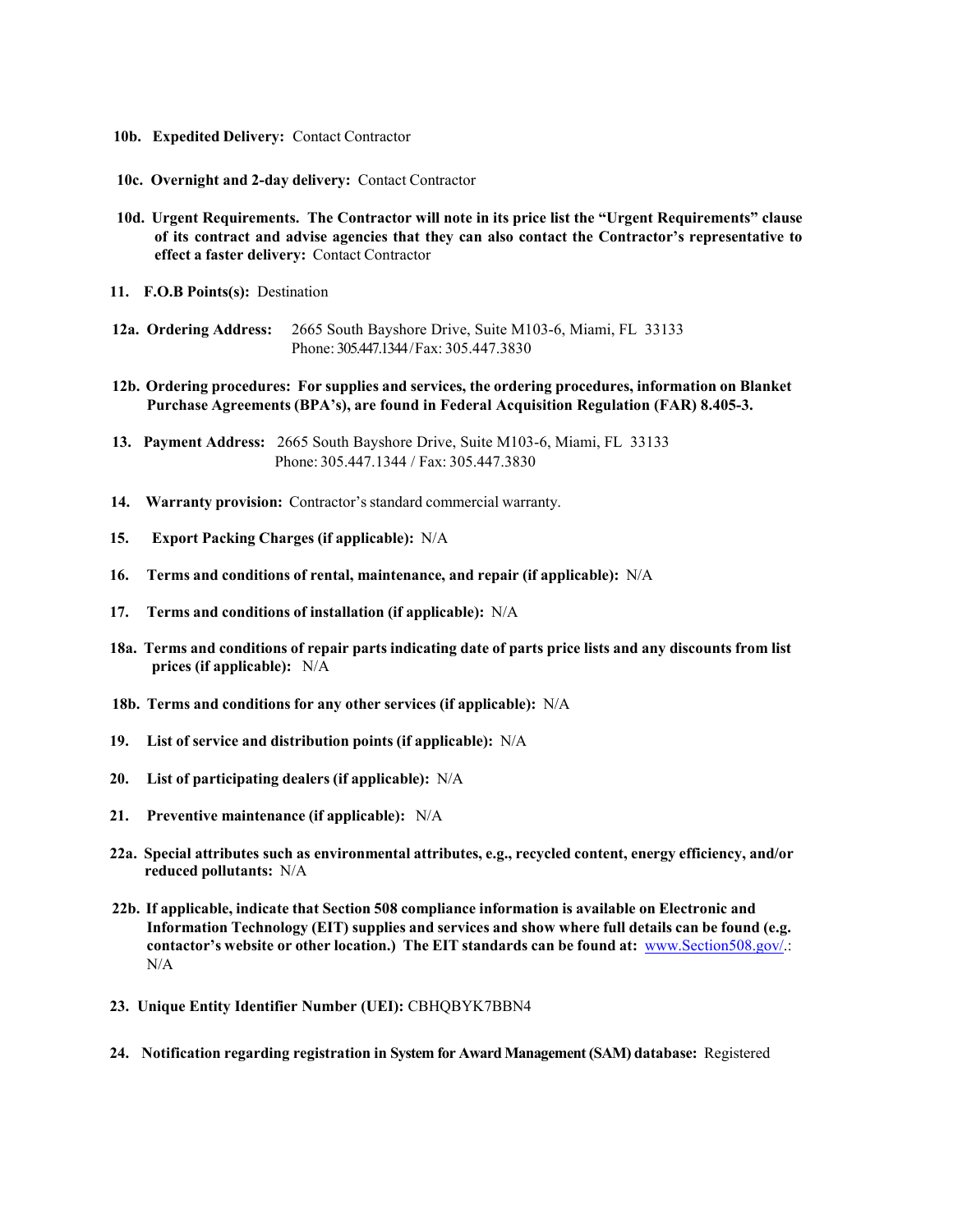**10b. Expedited Delivery:** Contact Contractor

**10c. Overnight and 2-day delivery:** Contact Contractor

**10d. Urgent Requirements. The Contractor will note in its price list the "Urgent Requirements" clause of its contract and advise agencies that they can also contact the Contractor's representative to effect a faster delivery:** Contact Contractor

**11. F.O.B Points(s):** Destination

**12a. Ordering Address:** 2665 South Bayshore Drive, Suite M103-6, Miami, FL 33133
Phone: 305.447.1344 / Fax: 305.447.3830

**12b. Ordering procedures: For supplies and services, the ordering procedures, information on Blanket Purchase Agreements (BPA's), are found in Federal Acquisition Regulation (FAR) 8.405-3.**

**13. Payment Address:** 2665 South Bayshore Drive, Suite M103-6, Miami, FL 33133
Phone: 305.447.1344 / Fax: 305.447.3830

**14. Warranty provision:** Contractor's standard commercial warranty.

**15. Export Packing Charges (if applicable):** N/A

**16. Terms and conditions of rental, maintenance, and repair (if applicable):** N/A

**17. Terms and conditions of installation (if applicable):** N/A

**18a. Terms and conditions of repair parts indicating date of parts price lists and any discounts from list prices (if applicable):** N/A

**18b. Terms and conditions for any other services (if applicable):** N/A

**19. List of service and distribution points (if applicable):** N/A

**20. List of participating dealers (if applicable):** N/A

**21. Preventive maintenance (if applicable):** N/A

**22a. Special attributes such as environmental attributes, e.g., recycled content, energy efficiency, and/or reduced pollutants:** N/A

**22b. If applicable, indicate that Section 508 compliance information is available on Electronic and Information Technology (EIT) supplies and services and show where full details can be found (e.g. contactor's website or other location.) The EIT standards can be found at:** [www.Section508.gov/](www.Section508.gov/).: N/A

**23. Unique Entity Identifier Number (UEI):** CBHQBYK7BBN4

**24. Notification regarding registration in System for Award Management (SAM) database:** Registered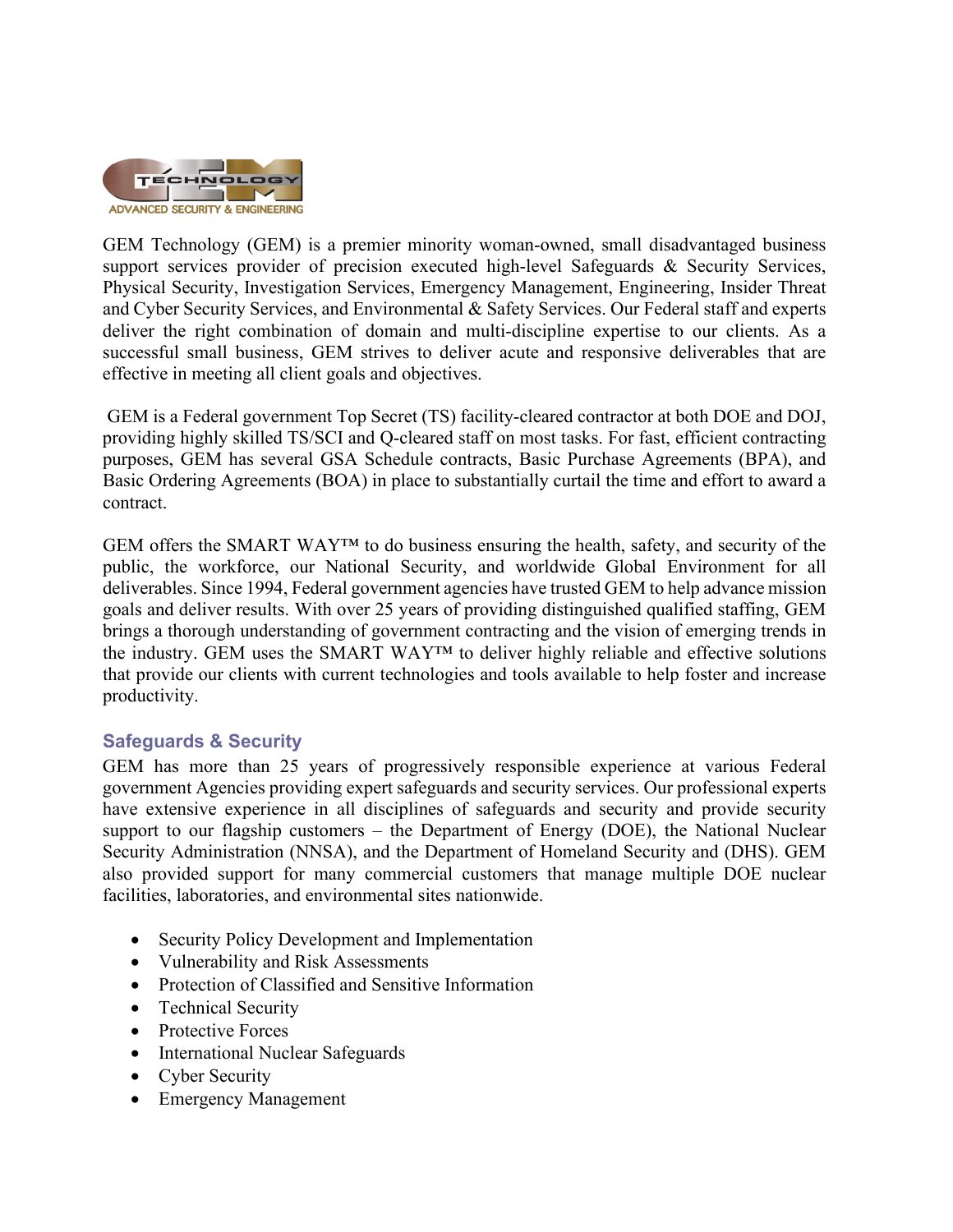GEM Technology (GEM) is a premier minority woman-owned, small disadvantaged business support services provider of precision executed high-level Safeguards & Security Services, Physical Security, Investigation Services, Emergency Management, Engineering, Insider Threat and Cyber Security Services, and Environmental & Safety Services. Our Federal staff and experts deliver the right combination of domain and multi-discipline expertise to our clients. As a successful small business, GEM strives to deliver acute and responsive deliverables that are effective in meeting all client goals and objectives.

GEM is a Federal government Top Secret (TS) facility-cleared contractor at both DOE and DOJ, providing highly skilled TS/SCI and Q-cleared staff on most tasks. For fast, efficient contracting purposes, GEM has several GSA Schedule contracts, Basic Purchase Agreements (BPA), and Basic Ordering Agreements (BOA) in place to substantially curtail the time and effort to award a contract.

GEM offers the SMART WAY™ to do business ensuring the health, safety, and security of the public, the workforce, our National Security, and worldwide Global Environment for all deliverables. Since 1994, Federal government agencies have trusted GEM to help advance mission goals and deliver results. With over 25 years of providing distinguished qualified staffing, GEM brings a thorough understanding of government contracting and the vision of emerging trends in the industry. GEM uses the SMART WAY™ to deliver highly reliable and effective solutions that provide our clients with current technologies and tools available to help foster and increase productivity.

## Safeguards & Security

GEM has more than 25 years of progressively responsible experience at various Federal government Agencies providing expert safeguards and security services. Our professional experts have extensive experience in all disciplines of safeguards and security and provide security support to our flagship customers – the Department of Energy (DOE), the National Nuclear Security Administration (NNSA), and the Department of Homeland Security and (DHS). GEM also provided support for many commercial customers that manage multiple DOE nuclear facilities, laboratories, and environmental sites nationwide.

- Security Policy Development and Implementation
- Vulnerability and Risk Assessments
- Protection of Classified and Sensitive Information
- Technical Security
- Protective Forces
- International Nuclear Safeguards
- Cyber Security
- Emergency Management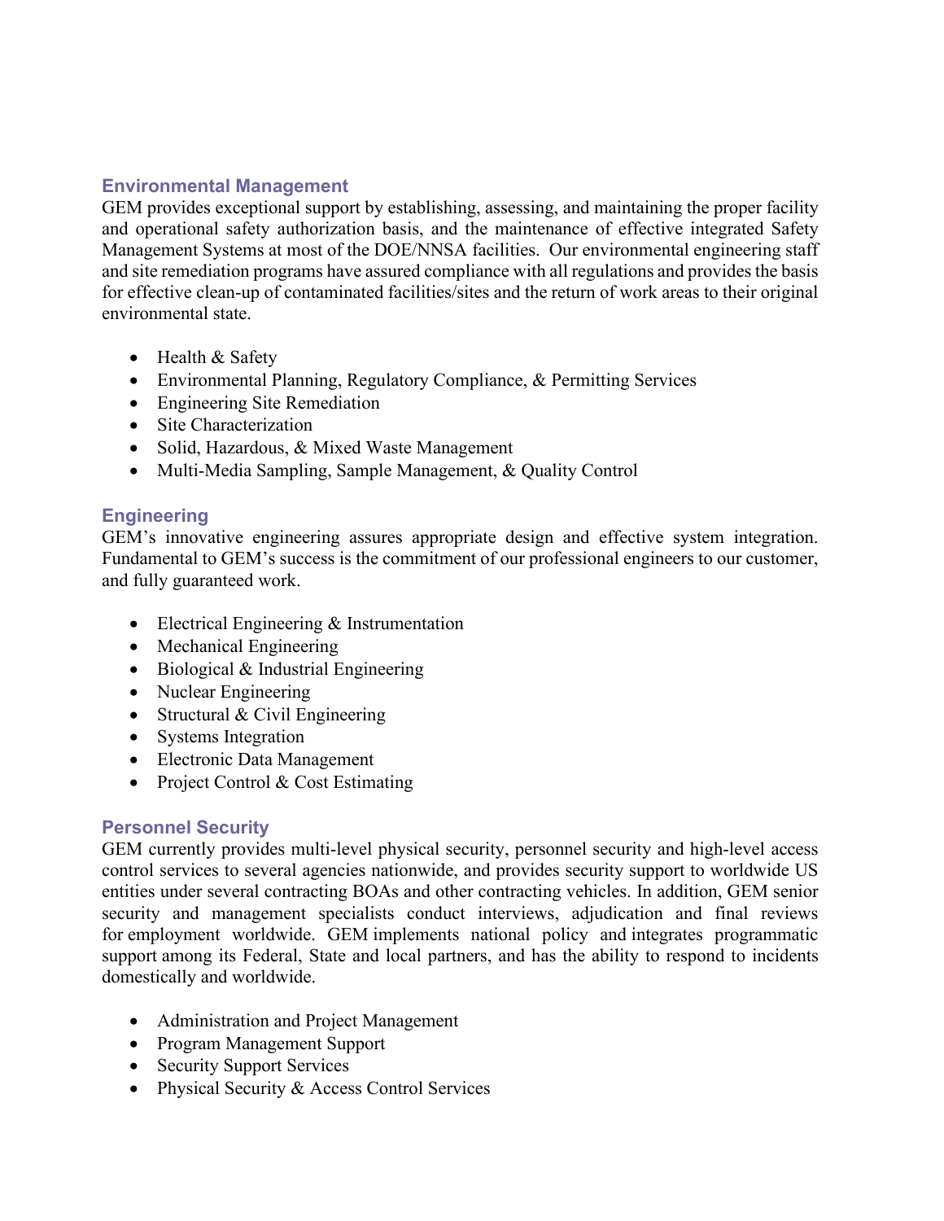## Environmental Management

GEM provides exceptional support by establishing, assessing, and maintaining the proper facility and operational safety authorization basis, and the maintenance of effective integrated Safety Management Systems at most of the DOE/NNSA facilities. Our environmental engineering staff and site remediation programs have assured compliance with all regulations and provides the basis for effective clean-up of contaminated facilities/sites and the return of work areas to their original environmental state.

- Health & Safety
- Environmental Planning, Regulatory Compliance, & Permitting Services
- Engineering Site Remediation
- Site Characterization
- Solid, Hazardous, & Mixed Waste Management
- Multi-Media Sampling, Sample Management, & Quality Control

## Engineering

GEM's innovative engineering assures appropriate design and effective system integration. Fundamental to GEM's success is the commitment of our professional engineers to our customer, and fully guaranteed work.

- Electrical Engineering & Instrumentation
- Mechanical Engineering
- Biological & Industrial Engineering
- Nuclear Engineering
- Structural & Civil Engineering
- Systems Integration
- Electronic Data Management
- Project Control & Cost Estimating

## Personnel Security

GEM currently provides multi-level physical security, personnel security and high-level access control services to several agencies nationwide, and provides security support to worldwide US entities under several contracting BOAs and other contracting vehicles. In addition, GEM senior security and management specialists conduct interviews, adjudication and final reviews for employment worldwide. GEM implements national policy and integrates programmatic support among its Federal, State and local partners, and has the ability to respond to incidents domestically and worldwide.

- Administration and Project Management
- Program Management Support
- Security Support Services
- Physical Security & Access Control Services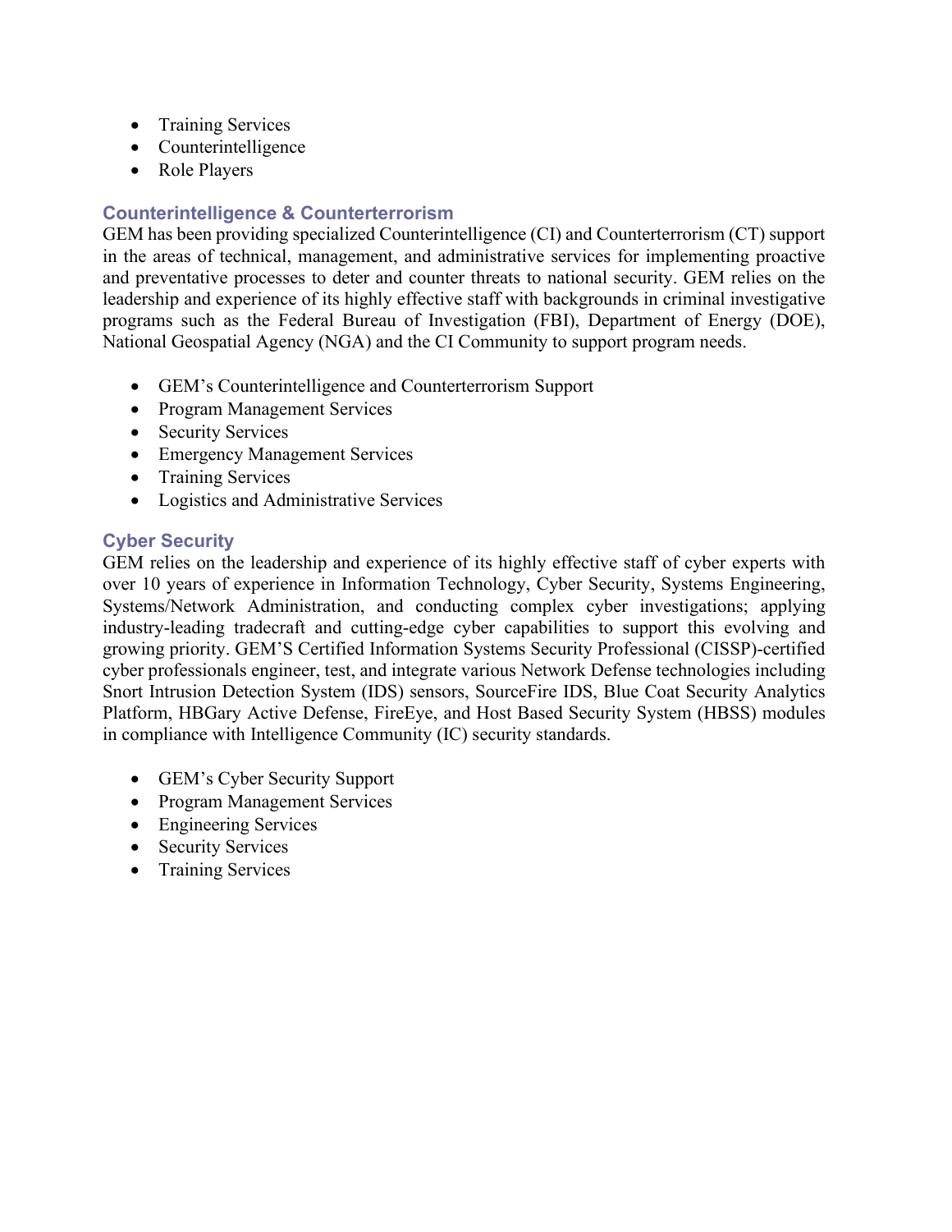- Training Services
- Counterintelligence
- Role Players

## Counterintelligence & Counterterrorism

GEM has been providing specialized Counterintelligence (CI) and Counterterrorism (CT) support in the areas of technical, management, and administrative services for implementing proactive and preventative processes to deter and counter threats to national security. GEM relies on the leadership and experience of its highly effective staff with backgrounds in criminal investigative programs such as the Federal Bureau of Investigation (FBI), Department of Energy (DOE), National Geospatial Agency (NGA) and the CI Community to support program needs.

- GEM's Counterintelligence and Counterterrorism Support
- Program Management Services
- Security Services
- Emergency Management Services
- Training Services
- Logistics and Administrative Services

## Cyber Security

GEM relies on the leadership and experience of its highly effective staff of cyber experts with over 10 years of experience in Information Technology, Cyber Security, Systems Engineering, Systems/Network Administration, and conducting complex cyber investigations; applying industry-leading tradecraft and cutting-edge cyber capabilities to support this evolving and growing priority. GEM'S Certified Information Systems Security Professional (CISSP)-certified cyber professionals engineer, test, and integrate various Network Defense technologies including Snort Intrusion Detection System (IDS) sensors, SourceFire IDS, Blue Coat Security Analytics Platform, HBGary Active Defense, FireEye, and Host Based Security System (HBSS) modules in compliance with Intelligence Community (IC) security standards.

- GEM's Cyber Security Support
- Program Management Services
- Engineering Services
- Security Services
- Training Services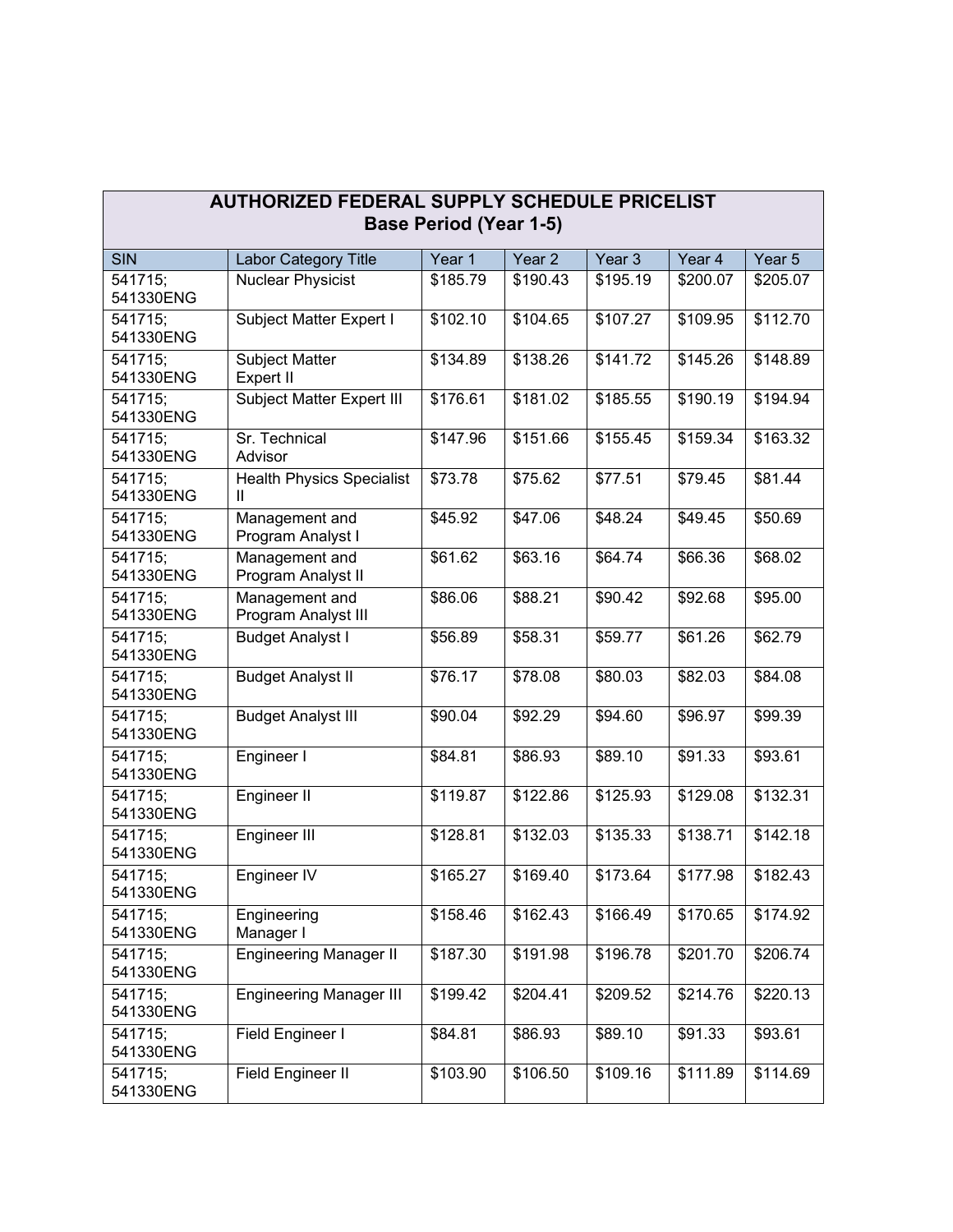| AUTHORIZED FEDERAL SUPPLY SCHEDULE PRICELIST Base Period (Year 1-5) | | | | | | |
|---|---|---|---|---|---|---|
| SIN | Labor Category Title | Year 1 | Year 2 | Year 3 | Year 4 | Year 5 |
| 541715; 541330ENG | Nuclear Physicist | $185.79 | $190.43 | $195.19 | $200.07 | $205.07 |
| 541715; 541330ENG | Subject Matter Expert I | $102.10 | $104.65 | $107.27 | $109.95 | $112.70 |
| 541715; 541330ENG | Subject Matter Expert II | $134.89 | $138.26 | $141.72 | $145.26 | $148.89 |
| 541715; 541330ENG | Subject Matter Expert III | $176.61 | $181.02 | $185.55 | $190.19 | $194.94 |
| 541715; 541330ENG | Sr. Technical Advisor | $147.96 | $151.66 | $155.45 | $159.34 | $163.32 |
| 541715; 541330ENG | Health Physics Specialist II | $73.78 | $75.62 | $77.51 | $79.45 | $81.44 |
| 541715; 541330ENG | Management and Program Analyst I | $45.92 | $47.06 | $48.24 | $49.45 | $50.69 |
| 541715; 541330ENG | Management and Program Analyst II | $61.62 | $63.16 | $64.74 | $66.36 | $68.02 |
| 541715; 541330ENG | Management and Program Analyst III | $86.06 | $88.21 | $90.42 | $92.68 | $95.00 |
| 541715; 541330ENG | Budget Analyst I | $56.89 | $58.31 | $59.77 | $61.26 | $62.79 |
| 541715; 541330ENG | Budget Analyst II | $76.17 | $78.08 | $80.03 | $82.03 | $84.08 |
| 541715; 541330ENG | Budget Analyst III | $90.04 | $92.29 | $94.60 | $96.97 | $99.39 |
| 541715; 541330ENG | Engineer I | $84.81 | $86.93 | $89.10 | $91.33 | $93.61 |
| 541715; 541330ENG | Engineer II | $119.87 | $122.86 | $125.93 | $129.08 | $132.31 |
| 541715; 541330ENG | Engineer III | $128.81 | $132.03 | $135.33 | $138.71 | $142.18 |
| 541715; 541330ENG | Engineer IV | $165.27 | $169.40 | $173.64 | $177.98 | $182.43 |
| 541715; 541330ENG | Engineering Manager I | $158.46 | $162.43 | $166.49 | $170.65 | $174.92 |
| 541715; 541330ENG | Engineering Manager II | $187.30 | $191.98 | $196.78 | $201.70 | $206.74 |
| 541715; 541330ENG | Engineering Manager III | $199.42 | $204.41 | $209.52 | $214.76 | $220.13 |
| 541715; 541330ENG | Field Engineer I | $84.81 | $86.93 | $89.10 | $91.33 | $93.61 |
| 541715; 541330ENG | Field Engineer II | $103.90 | $106.50 | $109.16 | $111.89 | $114.69 |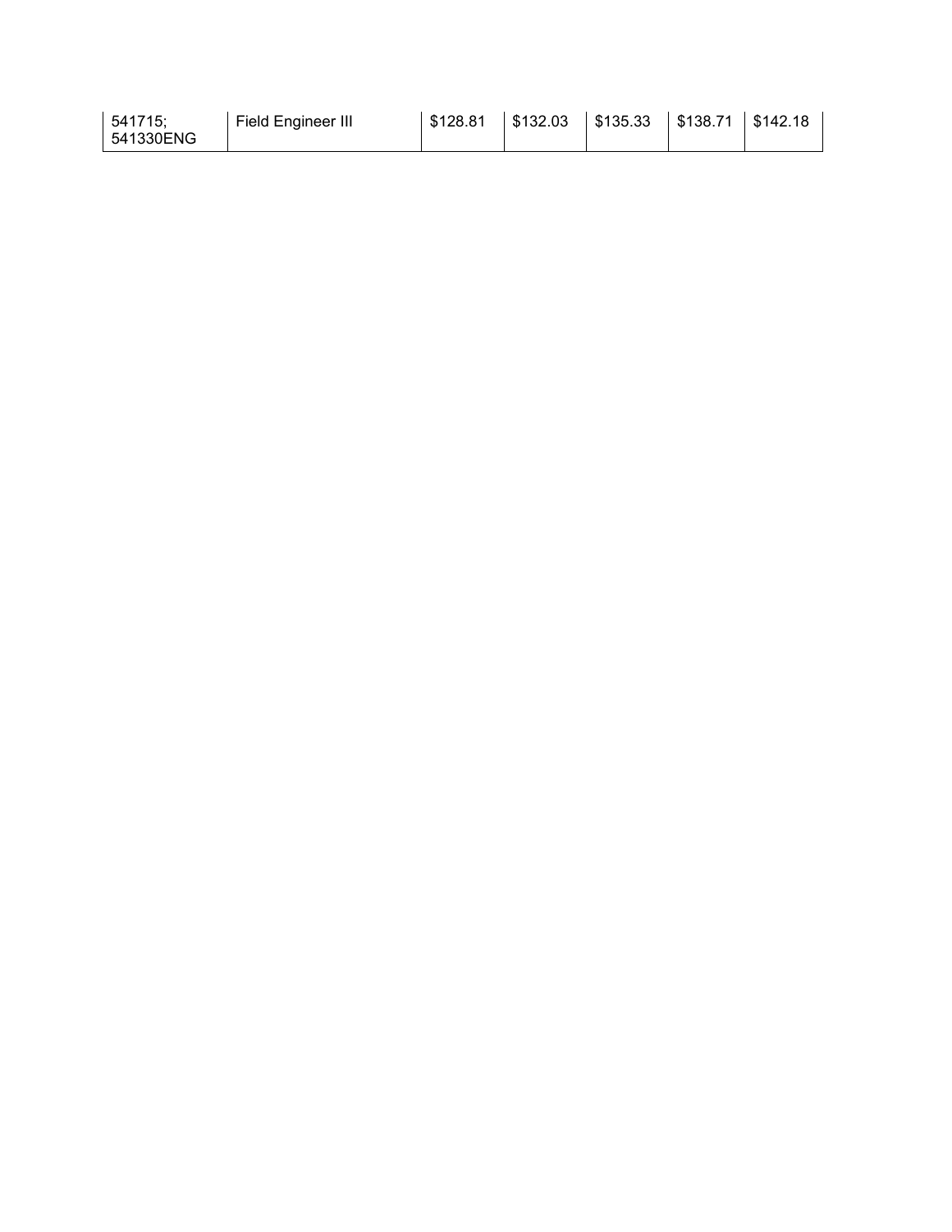| 541715; 541330ENG | Field Engineer III | $128.81 | $132.03 | $135.33 | $138.71 | $142.18 |
|---|---|---|---|---|---|---|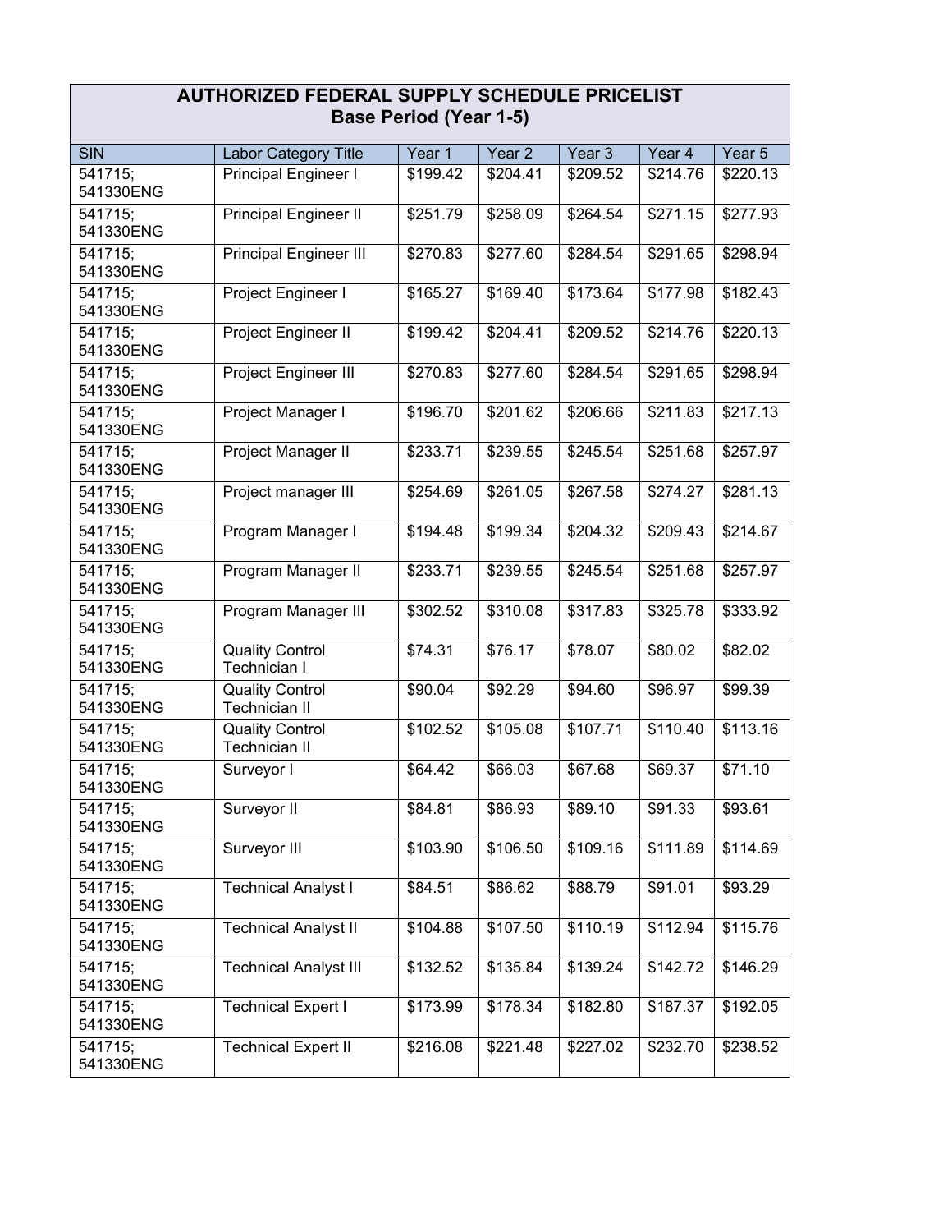| AUTHORIZED FEDERAL SUPPLY SCHEDULE PRICELIST Base Period (Year 1-5) | | | | | | |
|---|---|---|---|---|---|---|
| SIN | Labor Category Title | Year 1 | Year 2 | Year 3 | Year 4 | Year 5 |
| 541715; 541330ENG | Principal Engineer I | $199.42 | $204.41 | $209.52 | $214.76 | $220.13 |
| 541715; 541330ENG | Principal Engineer II | $251.79 | $258.09 | $264.54 | $271.15 | $277.93 |
| 541715; 541330ENG | Principal Engineer III | $270.83 | $277.60 | $284.54 | $291.65 | $298.94 |
| 541715; 541330ENG | Project Engineer I | $165.27 | $169.40 | $173.64 | $177.98 | $182.43 |
| 541715; 541330ENG | Project Engineer II | $199.42 | $204.41 | $209.52 | $214.76 | $220.13 |
| 541715; 541330ENG | Project Engineer III | $270.83 | $277.60 | $284.54 | $291.65 | $298.94 |
| 541715; 541330ENG | Project Manager I | $196.70 | $201.62 | $206.66 | $211.83 | $217.13 |
| 541715; 541330ENG | Project Manager II | $233.71 | $239.55 | $245.54 | $251.68 | $257.97 |
| 541715; 541330ENG | Project manager III | $254.69 | $261.05 | $267.58 | $274.27 | $281.13 |
| 541715; 541330ENG | Program Manager I | $194.48 | $199.34 | $204.32 | $209.43 | $214.67 |
| 541715; 541330ENG | Program Manager II | $233.71 | $239.55 | $245.54 | $251.68 | $257.97 |
| 541715; 541330ENG | Program Manager III | $302.52 | $310.08 | $317.83 | $325.78 | $333.92 |
| 541715; 541330ENG | Quality Control Technician I | $74.31 | $76.17 | $78.07 | $80.02 | $82.02 |
| 541715; 541330ENG | Quality Control Technician II | $90.04 | $92.29 | $94.60 | $96.97 | $99.39 |
| 541715; 541330ENG | Quality Control Technician II | $102.52 | $105.08 | $107.71 | $110.40 | $113.16 |
| 541715; 541330ENG | Surveyor I | $64.42 | $66.03 | $67.68 | $69.37 | $71.10 |
| 541715; 541330ENG | Surveyor II | $84.81 | $86.93 | $89.10 | $91.33 | $93.61 |
| 541715; 541330ENG | Surveyor III | $103.90 | $106.50 | $109.16 | $111.89 | $114.69 |
| 541715; 541330ENG | Technical Analyst I | $84.51 | $86.62 | $88.79 | $91.01 | $93.29 |
| 541715; 541330ENG | Technical Analyst II | $104.88 | $107.50 | $110.19 | $112.94 | $115.76 |
| 541715; 541330ENG | Technical Analyst III | $132.52 | $135.84 | $139.24 | $142.72 | $146.29 |
| 541715; 541330ENG | Technical Expert I | $173.99 | $178.34 | $182.80 | $187.37 | $192.05 |
| 541715; 541330ENG | Technical Expert II | $216.08 | $221.48 | $227.02 | $232.70 | $238.52 |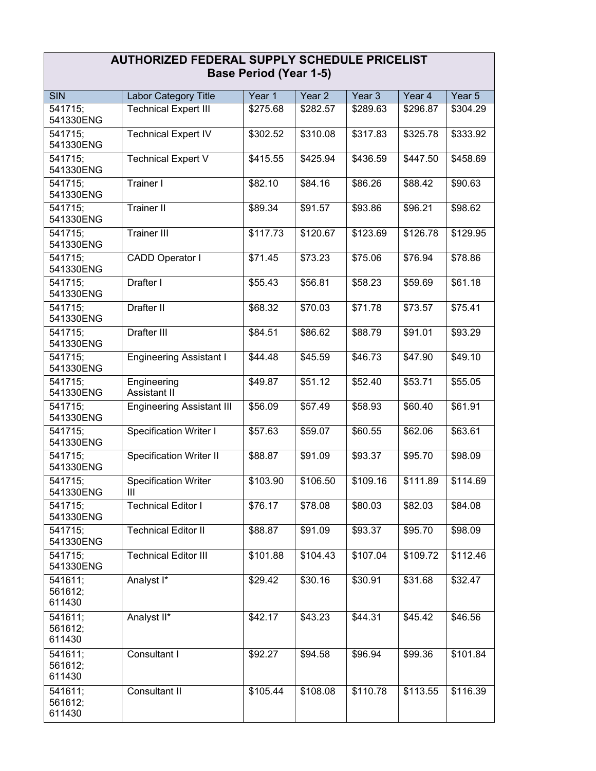| AUTHORIZED FEDERAL SUPPLY SCHEDULE PRICELIST Base Period (Year 1-5) | | | | | | |
|---|---|---|---|---|---|---|
| SIN | Labor Category Title | Year 1 | Year 2 | Year 3 | Year 4 | Year 5 |
| 541715; 541330ENG | Technical Expert III | $275.68 | $282.57 | $289.63 | $296.87 | $304.29 |
| 541715; 541330ENG | Technical Expert IV | $302.52 | $310.08 | $317.83 | $325.78 | $333.92 |
| 541715; 541330ENG | Technical Expert V | $415.55 | $425.94 | $436.59 | $447.50 | $458.69 |
| 541715; 541330ENG | Trainer I | $82.10 | $84.16 | $86.26 | $88.42 | $90.63 |
| 541715; 541330ENG | Trainer II | $89.34 | $91.57 | $93.86 | $96.21 | $98.62 |
| 541715; 541330ENG | Trainer III | $117.73 | $120.67 | $123.69 | $126.78 | $129.95 |
| 541715; 541330ENG | CADD Operator I | $71.45 | $73.23 | $75.06 | $76.94 | $78.86 |
| 541715; 541330ENG | Drafter I | $55.43 | $56.81 | $58.23 | $59.69 | $61.18 |
| 541715; 541330ENG | Drafter II | $68.32 | $70.03 | $71.78 | $73.57 | $75.41 |
| 541715; 541330ENG | Drafter III | $84.51 | $86.62 | $88.79 | $91.01 | $93.29 |
| 541715; 541330ENG | Engineering Assistant I | $44.48 | $45.59 | $46.73 | $47.90 | $49.10 |
| 541715; 541330ENG | Engineering Assistant II | $49.87 | $51.12 | $52.40 | $53.71 | $55.05 |
| 541715; 541330ENG | Engineering Assistant III | $56.09 | $57.49 | $58.93 | $60.40 | $61.91 |
| 541715; 541330ENG | Specification Writer I | $57.63 | $59.07 | $60.55 | $62.06 | $63.61 |
| 541715; 541330ENG | Specification Writer II | $88.87 | $91.09 | $93.37 | $95.70 | $98.09 |
| 541715; 541330ENG | Specification Writer III | $103.90 | $106.50 | $109.16 | $111.89 | $114.69 |
| 541715; 541330ENG | Technical Editor I | $76.17 | $78.08 | $80.03 | $82.03 | $84.08 |
| 541715; 541330ENG | Technical Editor II | $88.87 | $91.09 | $93.37 | $95.70 | $98.09 |
| 541715; 541330ENG | Technical Editor III | $101.88 | $104.43 | $107.04 | $109.72 | $112.46 |
| 541611; 561612; 611430 | Analyst I* | $29.42 | $30.16 | $30.91 | $31.68 | $32.47 |
| 541611; 561612; 611430 | Analyst II* | $42.17 | $43.23 | $44.31 | $45.42 | $46.56 |
| 541611; 561612; 611430 | Consultant I | $92.27 | $94.58 | $96.94 | $99.36 | $101.84 |
| 541611; 561612; 611430 | Consultant II | $105.44 | $108.08 | $110.78 | $113.55 | $116.39 |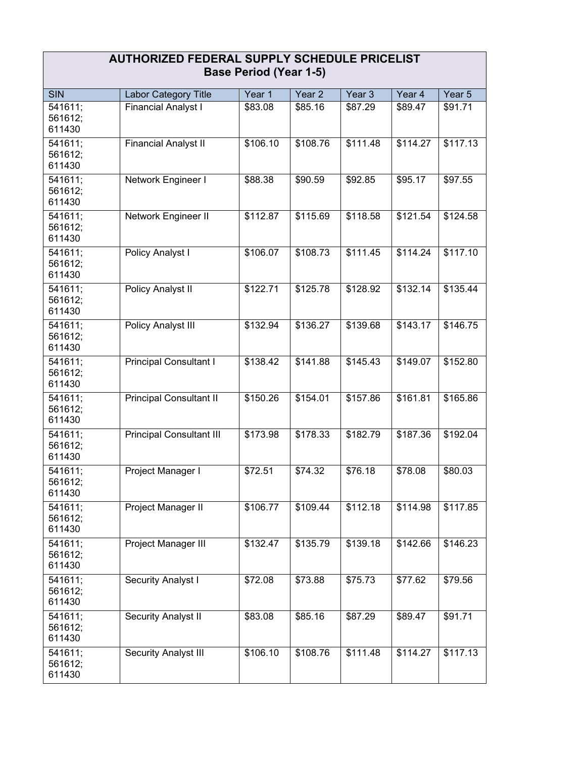| AUTHORIZED FEDERAL SUPPLY SCHEDULE PRICELIST Base Period (Year 1-5) | | | | | | |
|---|---|---|---|---|---|---|
| SIN | Labor Category Title | Year 1 | Year 2 | Year 3 | Year 4 | Year 5 |
| 541611; 561612; 611430 | Financial Analyst I | $83.08 | $85.16 | $87.29 | $89.47 | $91.71 |
| 541611; 561612; 611430 | Financial Analyst II | $106.10 | $108.76 | $111.48 | $114.27 | $117.13 |
| 541611; 561612; 611430 | Network Engineer I | $88.38 | $90.59 | $92.85 | $95.17 | $97.55 |
| 541611; 561612; 611430 | Network Engineer II | $112.87 | $115.69 | $118.58 | $121.54 | $124.58 |
| 541611; 561612; 611430 | Policy Analyst I | $106.07 | $108.73 | $111.45 | $114.24 | $117.10 |
| 541611; 561612; 611430 | Policy Analyst II | $122.71 | $125.78 | $128.92 | $132.14 | $135.44 |
| 541611; 561612; 611430 | Policy Analyst III | $132.94 | $136.27 | $139.68 | $143.17 | $146.75 |
| 541611; 561612; 611430 | Principal Consultant I | $138.42 | $141.88 | $145.43 | $149.07 | $152.80 |
| 541611; 561612; 611430 | Principal Consultant II | $150.26 | $154.01 | $157.86 | $161.81 | $165.86 |
| 541611; 561612; 611430 | Principal Consultant III | $173.98 | $178.33 | $182.79 | $187.36 | $192.04 |
| 541611; 561612; 611430 | Project Manager I | $72.51 | $74.32 | $76.18 | $78.08 | $80.03 |
| 541611; 561612; 611430 | Project Manager II | $106.77 | $109.44 | $112.18 | $114.98 | $117.85 |
| 541611; 561612; 611430 | Project Manager III | $132.47 | $135.79 | $139.18 | $142.66 | $146.23 |
| 541611; 561612; 611430 | Security Analyst I | $72.08 | $73.88 | $75.73 | $77.62 | $79.56 |
| 541611; 561612; 611430 | Security Analyst II | $83.08 | $85.16 | $87.29 | $89.47 | $91.71 |
| 541611; 561612; 611430 | Security Analyst III | $106.10 | $108.76 | $111.48 | $114.27 | $117.13 |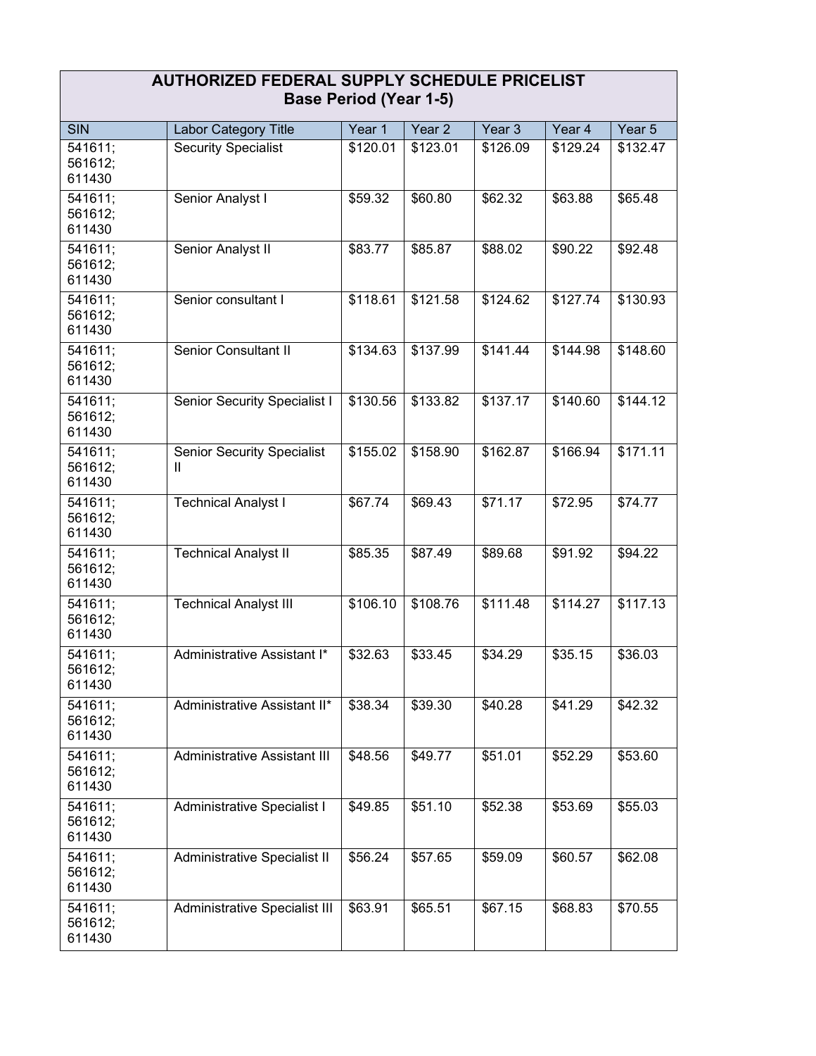| AUTHORIZED FEDERAL SUPPLY SCHEDULE PRICELIST<br>Base Period (Year 1-5) | | | | | | |
|---|---|---|---|---|---|---|
| SIN | Labor Category Title | Year 1 | Year 2 | Year 3 | Year 4 | Year 5 |
| 541611; 561612; 611430 | Security Specialist | $120.01 | $123.01 | $126.09 | $129.24 | $132.47 |
| 541611; 561612; 611430 | Senior Analyst I | $59.32 | $60.80 | $62.32 | $63.88 | $65.48 |
| 541611; 561612; 611430 | Senior Analyst II | $83.77 | $85.87 | $88.02 | $90.22 | $92.48 |
| 541611; 561612; 611430 | Senior consultant I | $118.61 | $121.58 | $124.62 | $127.74 | $130.93 |
| 541611; 561612; 611430 | Senior Consultant II | $134.63 | $137.99 | $141.44 | $144.98 | $148.60 |
| 541611; 561612; 611430 | Senior Security Specialist I | $130.56 | $133.82 | $137.17 | $140.60 | $144.12 |
| 541611; 561612; 611430 | Senior Security Specialist II | $155.02 | $158.90 | $162.87 | $166.94 | $171.11 |
| 541611; 561612; 611430 | Technical Analyst I | $67.74 | $69.43 | $71.17 | $72.95 | $74.77 |
| 541611; 561612; 611430 | Technical Analyst II | $85.35 | $87.49 | $89.68 | $91.92 | $94.22 |
| 541611; 561612; 611430 | Technical Analyst III | $106.10 | $108.76 | $111.48 | $114.27 | $117.13 |
| 541611; 561612; 611430 | Administrative Assistant I* | $32.63 | $33.45 | $34.29 | $35.15 | $36.03 |
| 541611; 561612; 611430 | Administrative Assistant II* | $38.34 | $39.30 | $40.28 | $41.29 | $42.32 |
| 541611; 561612; 611430 | Administrative Assistant III | $48.56 | $49.77 | $51.01 | $52.29 | $53.60 |
| 541611; 561612; 611430 | Administrative Specialist I | $49.85 | $51.10 | $52.38 | $53.69 | $55.03 |
| 541611; 561612; 611430 | Administrative Specialist II | $56.24 | $57.65 | $59.09 | $60.57 | $62.08 |
| 541611; 561612; 611430 | Administrative Specialist III | $63.91 | $65.51 | $67.15 | $68.83 | $70.55 |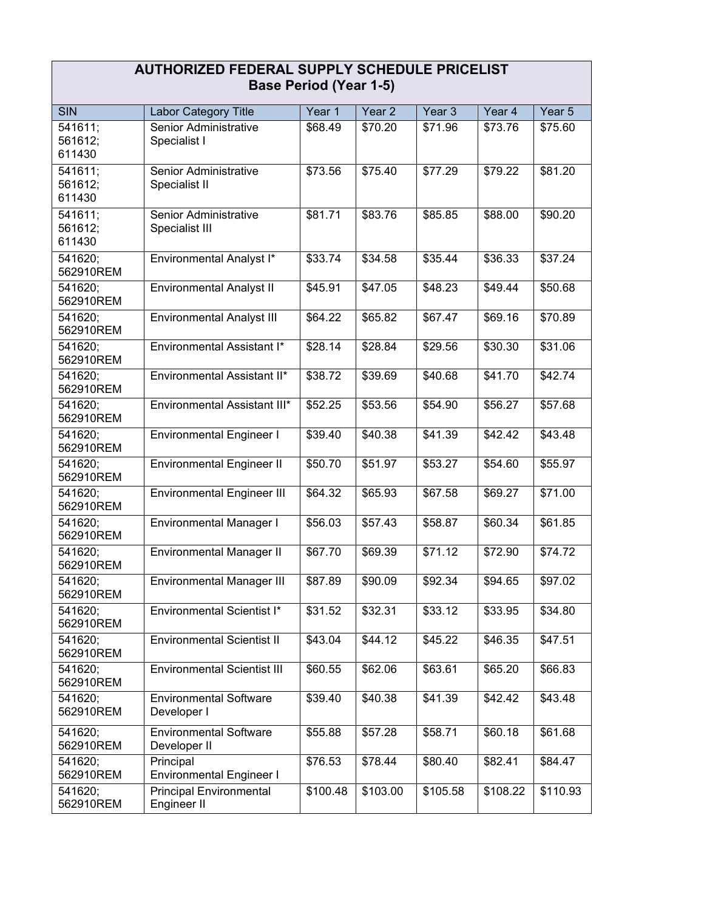| AUTHORIZED FEDERAL SUPPLY SCHEDULE PRICELIST<br>Base Period (Year 1-5) | | | | | | |
|---|---|---|---|---|---|---|
| SIN | Labor Category Title | Year 1 | Year 2 | Year 3 | Year 4 | Year 5 |
| 541611; 561612; 611430 | Senior Administrative Specialist I | $68.49 | $70.20 | $71.96 | $73.76 | $75.60 |
| 541611; 561612; 611430 | Senior Administrative Specialist II | $73.56 | $75.40 | $77.29 | $79.22 | $81.20 |
| 541611; 561612; 611430 | Senior Administrative Specialist III | $81.71 | $83.76 | $85.85 | $88.00 | $90.20 |
| 541620; 562910REM | Environmental Analyst I* | $33.74 | $34.58 | $35.44 | $36.33 | $37.24 |
| 541620; 562910REM | Environmental Analyst II | $45.91 | $47.05 | $48.23 | $49.44 | $50.68 |
| 541620; 562910REM | Environmental Analyst III | $64.22 | $65.82 | $67.47 | $69.16 | $70.89 |
| 541620; 562910REM | Environmental Assistant I* | $28.14 | $28.84 | $29.56 | $30.30 | $31.06 |
| 541620; 562910REM | Environmental Assistant II* | $38.72 | $39.69 | $40.68 | $41.70 | $42.74 |
| 541620; 562910REM | Environmental Assistant III* | $52.25 | $53.56 | $54.90 | $56.27 | $57.68 |
| 541620; 562910REM | Environmental Engineer I | $39.40 | $40.38 | $41.39 | $42.42 | $43.48 |
| 541620; 562910REM | Environmental Engineer II | $50.70 | $51.97 | $53.27 | $54.60 | $55.97 |
| 541620; 562910REM | Environmental Engineer III | $64.32 | $65.93 | $67.58 | $69.27 | $71.00 |
| 541620; 562910REM | Environmental Manager I | $56.03 | $57.43 | $58.87 | $60.34 | $61.85 |
| 541620; 562910REM | Environmental Manager II | $67.70 | $69.39 | $71.12 | $72.90 | $74.72 |
| 541620; 562910REM | Environmental Manager III | $87.89 | $90.09 | $92.34 | $94.65 | $97.02 |
| 541620; 562910REM | Environmental Scientist I* | $31.52 | $32.31 | $33.12 | $33.95 | $34.80 |
| 541620; 562910REM | Environmental Scientist II | $43.04 | $44.12 | $45.22 | $46.35 | $47.51 |
| 541620; 562910REM | Environmental Scientist III | $60.55 | $62.06 | $63.61 | $65.20 | $66.83 |
| 541620; 562910REM | Environmental Software Developer I | $39.40 | $40.38 | $41.39 | $42.42 | $43.48 |
| 541620; 562910REM | Environmental Software Developer II | $55.88 | $57.28 | $58.71 | $60.18 | $61.68 |
| 541620; 562910REM | Principal Environmental Engineer I | $76.53 | $78.44 | $80.40 | $82.41 | $84.47 |
| 541620; 562910REM | Principal Environmental Engineer II | $100.48 | $103.00 | $105.58 | $108.22 | $110.93 |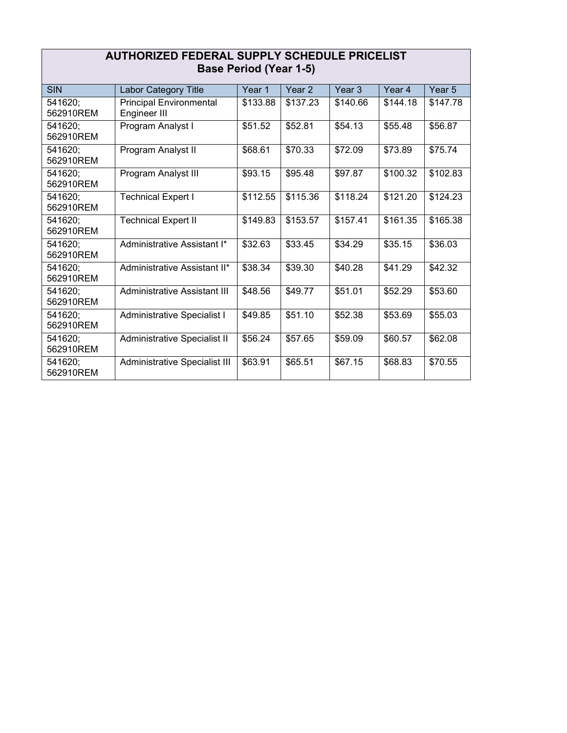| AUTHORIZED FEDERAL SUPPLY SCHEDULE PRICELIST<br>Base Period (Year 1-5) | | | | | | |
|---|---|---|---|---|---|---|
| SIN | Labor Category Title | Year 1 | Year 2 | Year 3 | Year 4 | Year 5 |
| 541620; 562910REM | Principal Environmental Engineer III | $133.88 | $137.23 | $140.66 | $144.18 | $147.78 |
| 541620; 562910REM | Program Analyst I | $51.52 | $52.81 | $54.13 | $55.48 | $56.87 |
| 541620; 562910REM | Program Analyst II | $68.61 | $70.33 | $72.09 | $73.89 | $75.74 |
| 541620; 562910REM | Program Analyst III | $93.15 | $95.48 | $97.87 | $100.32 | $102.83 |
| 541620; 562910REM | Technical Expert I | $112.55 | $115.36 | $118.24 | $121.20 | $124.23 |
| 541620; 562910REM | Technical Expert II | $149.83 | $153.57 | $157.41 | $161.35 | $165.38 |
| 541620; 562910REM | Administrative Assistant I* | $32.63 | $33.45 | $34.29 | $35.15 | $36.03 |
| 541620; 562910REM | Administrative Assistant II* | $38.34 | $39.30 | $40.28 | $41.29 | $42.32 |
| 541620; 562910REM | Administrative Assistant III | $48.56 | $49.77 | $51.01 | $52.29 | $53.60 |
| 541620; 562910REM | Administrative Specialist I | $49.85 | $51.10 | $52.38 | $53.69 | $55.03 |
| 541620; 562910REM | Administrative Specialist II | $56.24 | $57.65 | $59.09 | $60.57 | $62.08 |
| 541620; 562910REM | Administrative Specialist III | $63.91 | $65.51 | $67.15 | $68.83 | $70.55 |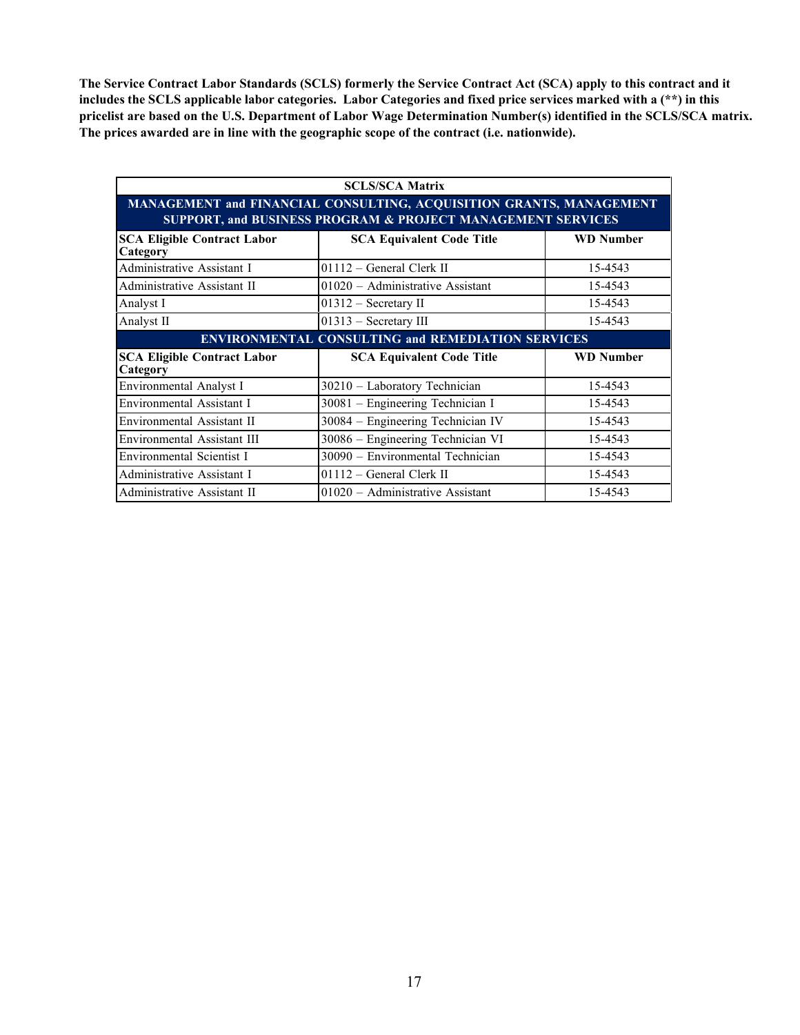**The Service Contract Labor Standards (SCLS) formerly the Service Contract Act (SCA) apply to this contract and it includes the SCLS applicable labor categories. Labor Categories and fixed price services marked with a (**) in this pricelist are based on the U.S. Department of Labor Wage Determination Number(s) identified in the SCLS/SCA matrix. The prices awarded are in line with the geographic scope of the contract (i.e. nationwide).**

| SCLS/SCA Matrix | | |
|---|---|---|
| **MANAGEMENT and FINANCIAL CONSULTING, ACQUISITION GRANTS, MANAGEMENT SUPPORT, and BUSINESS PROGRAM & PROJECT MANAGEMENT SERVICES** | | |
| **SCA Eligible Contract Labor Category** | **SCA Equivalent Code Title** | **WD Number** |
| Administrative Assistant I | 01112 – General Clerk II | 15-4543 |
| Administrative Assistant II | 01020 – Administrative Assistant | 15-4543 |
| Analyst I | 01312 – Secretary II | 15-4543 |
| Analyst II | 01313 – Secretary III | 15-4543 |
| **ENVIRONMENTAL CONSULTING and REMEDIATION SERVICES** | | |
| **SCA Eligible Contract Labor Category** | **SCA Equivalent Code Title** | **WD Number** |
| Environmental Analyst I | 30210 – Laboratory Technician | 15-4543 |
| Environmental Assistant I | 30081 – Engineering Technician I | 15-4543 |
| Environmental Assistant II | 30084 – Engineering Technician IV | 15-4543 |
| Environmental Assistant III | 30086 – Engineering Technician VI | 15-4543 |
| Environmental Scientist I | 30090 – Environmental Technician | 15-4543 |
| Administrative Assistant I | 01112 – General Clerk II | 15-4543 |
| Administrative Assistant II | 01020 – Administrative Assistant | 15-4543 |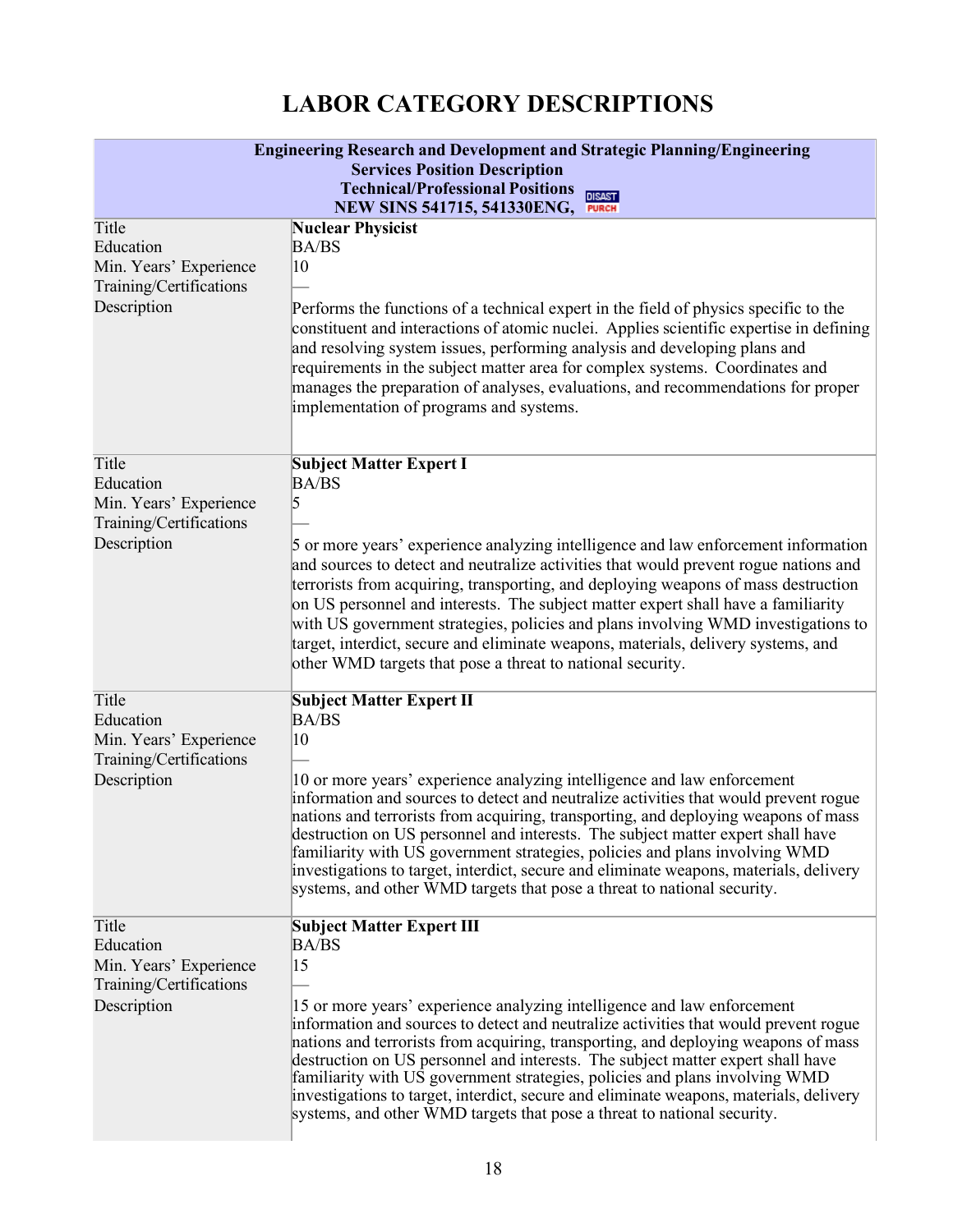# LABOR CATEGORY DESCRIPTIONS

| Engineering Research and Development and Strategic Planning/Engineering Services Position Description<br>Technical/Professional Positions<br>NEW SINS 541715, 541330ENG, DISAST PURCH | |
|---|---|
| Title<br>Education<br>Min. Years' Experience<br>Training/Certifications<br>Description | **Nuclear Physicist**<br>BA/BS<br>10<br>—<br>Performs the functions of a technical expert in the field of physics specific to the constituent and interactions of atomic nuclei. Applies scientific expertise in defining and resolving system issues, performing analysis and developing plans and requirements in the subject matter area for complex systems. Coordinates and manages the preparation of analyses, evaluations, and recommendations for proper implementation of programs and systems. |
| Title<br>Education<br>Min. Years' Experience<br>Training/Certifications<br>Description | **Subject Matter Expert I**<br>BA/BS<br>5<br>—<br>5 or more years' experience analyzing intelligence and law enforcement information and sources to detect and neutralize activities that would prevent rogue nations and terrorists from acquiring, transporting, and deploying weapons of mass destruction on US personnel and interests. The subject matter expert shall have a familiarity with US government strategies, policies and plans involving WMD investigations to target, interdict, secure and eliminate weapons, materials, delivery systems, and other WMD targets that pose a threat to national security. |
| Title<br>Education<br>Min. Years' Experience<br>Training/Certifications<br>Description | **Subject Matter Expert II**<br>BA/BS<br>10<br>—<br>10 or more years' experience analyzing intelligence and law enforcement information and sources to detect and neutralize activities that would prevent rogue nations and terrorists from acquiring, transporting, and deploying weapons of mass destruction on US personnel and interests. The subject matter expert shall have familiarity with US government strategies, policies and plans involving WMD investigations to target, interdict, secure and eliminate weapons, materials, delivery systems, and other WMD targets that pose a threat to national security. |
| Title<br>Education<br>Min. Years' Experience<br>Training/Certifications<br>Description | **Subject Matter Expert III**<br>BA/BS<br>15<br>—<br>15 or more years' experience analyzing intelligence and law enforcement information and sources to detect and neutralize activities that would prevent rogue nations and terrorists from acquiring, transporting, and deploying weapons of mass destruction on US personnel and interests. The subject matter expert shall have familiarity with US government strategies, policies and plans involving WMD investigations to target, interdict, secure and eliminate weapons, materials, delivery systems, and other WMD targets that pose a threat to national security. |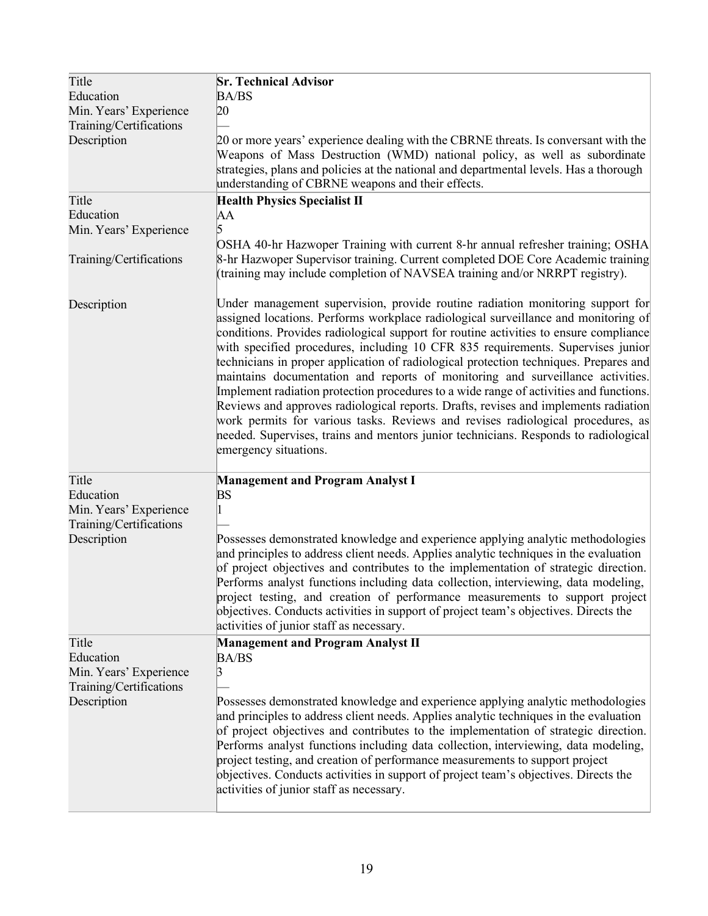| | |
|---|---|
| Title | **Sr. Technical Advisor** |
| Education | BA/BS |
| Min. Years' Experience | 20 |
| Training/Certifications | — |
| Description | 20 or more years' experience dealing with the CBRNE threats. Is conversant with the Weapons of Mass Destruction (WMD) national policy, as well as subordinate strategies, plans and policies at the national and departmental levels. Has a thorough understanding of CBRNE weapons and their effects. |
| Title | **Health Physics Specialist II** |
| Education | AA |
| Min. Years' Experience | 5 |
| Training/Certifications | OSHA 40-hr Hazwoper Training with current 8-hr annual refresher training; OSHA 8-hr Hazwoper Supervisor training. Current completed DOE Core Academic training (training may include completion of NAVSEA training and/or NRRPT registry). |
| Description | Under management supervision, provide routine radiation monitoring support for assigned locations. Performs workplace radiological surveillance and monitoring of conditions. Provides radiological support for routine activities to ensure compliance with specified procedures, including 10 CFR 835 requirements. Supervises junior technicians in proper application of radiological protection techniques. Prepares and maintains documentation and reports of monitoring and surveillance activities. Implement radiation protection procedures to a wide range of activities and functions. Reviews and approves radiological reports. Drafts, revises and implements radiation work permits for various tasks. Reviews and revises radiological procedures, as needed. Supervises, trains and mentors junior technicians. Responds to radiological emergency situations. |
| Title | **Management and Program Analyst I** |
| Education | BS |
| Min. Years' Experience | 1 |
| Training/Certifications | — |
| Description | Possesses demonstrated knowledge and experience applying analytic methodologies and principles to address client needs. Applies analytic techniques in the evaluation of project objectives and contributes to the implementation of strategic direction. Performs analyst functions including data collection, interviewing, data modeling, project testing, and creation of performance measurements to support project objectives. Conducts activities in support of project team's objectives. Directs the activities of junior staff as necessary. |
| Title | **Management and Program Analyst II** |
| Education | BA/BS |
| Min. Years' Experience | 3 |
| Training/Certifications | — |
| Description | Possesses demonstrated knowledge and experience applying analytic methodologies and principles to address client needs. Applies analytic techniques in the evaluation of project objectives and contributes to the implementation of strategic direction. Performs analyst functions including data collection, interviewing, data modeling, project testing, and creation of performance measurements to support project objectives. Conducts activities in support of project team's objectives. Directs the activities of junior staff as necessary. |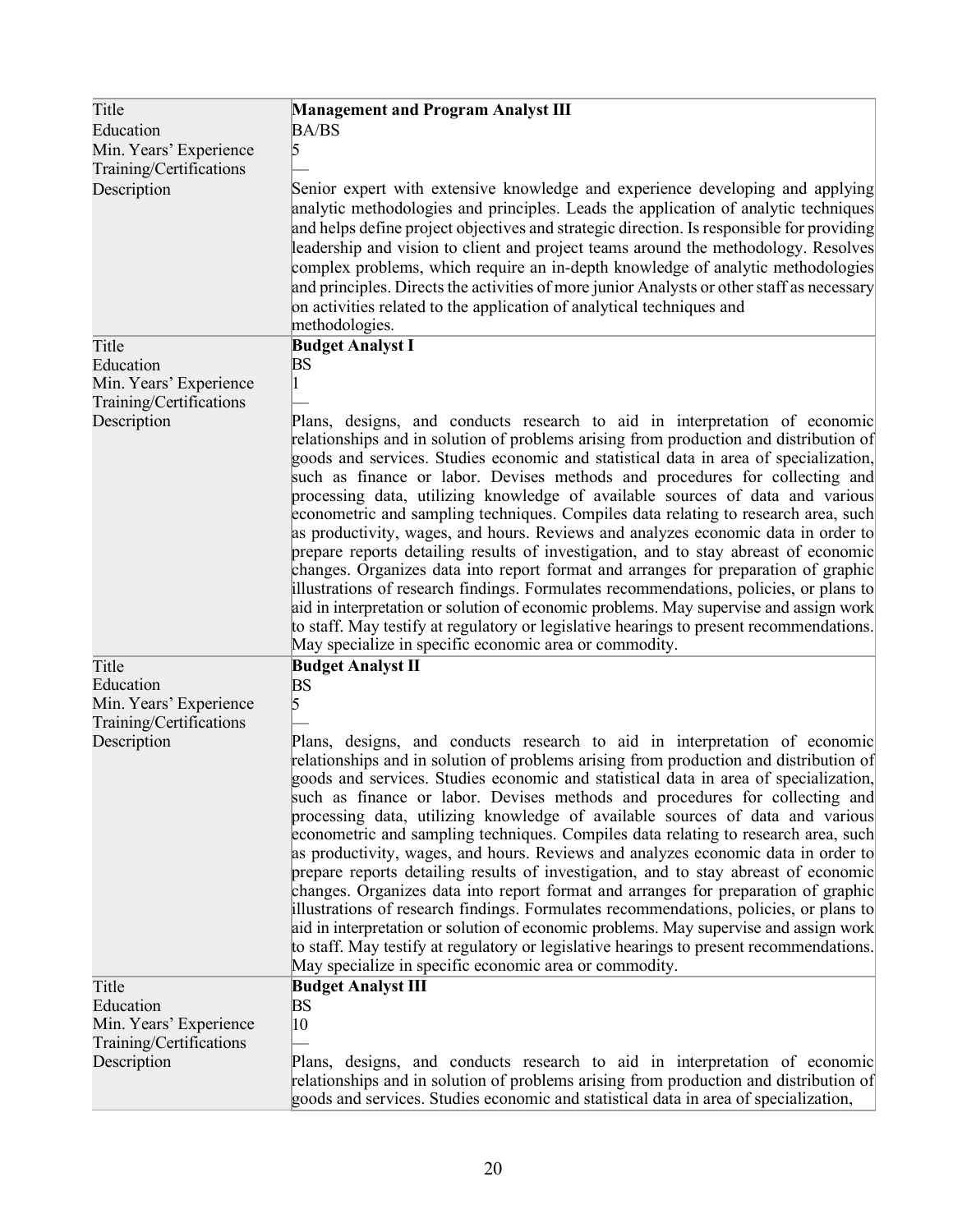| Title | **Management and Program Analyst III** |
|---|---|
| Education | BA/BS |
| Min. Years' Experience | 5 |
| Training/Certifications | — |
| Description | Senior expert with extensive knowledge and experience developing and applying analytic methodologies and principles. Leads the application of analytic techniques and helps define project objectives and strategic direction. Is responsible for providing leadership and vision to client and project teams around the methodology. Resolves complex problems, which require an in-depth knowledge of analytic methodologies and principles. Directs the activities of more junior Analysts or other staff as necessary on activities related to the application of analytical techniques and methodologies. |
| Title | **Budget Analyst I** |
| Education | BS |
| Min. Years' Experience | 1 |
| Training/Certifications | — |
| Description | Plans, designs, and conducts research to aid in interpretation of economic relationships and in solution of problems arising from production and distribution of goods and services. Studies economic and statistical data in area of specialization, such as finance or labor. Devises methods and procedures for collecting and processing data, utilizing knowledge of available sources of data and various econometric and sampling techniques. Compiles data relating to research area, such as productivity, wages, and hours. Reviews and analyzes economic data in order to prepare reports detailing results of investigation, and to stay abreast of economic changes. Organizes data into report format and arranges for preparation of graphic illustrations of research findings. Formulates recommendations, policies, or plans to aid in interpretation or solution of economic problems. May supervise and assign work to staff. May testify at regulatory or legislative hearings to present recommendations. May specialize in specific economic area or commodity. |
| Title | **Budget Analyst II** |
| Education | BS |
| Min. Years' Experience | 5 |
| Training/Certifications | — |
| Description | Plans, designs, and conducts research to aid in interpretation of economic relationships and in solution of problems arising from production and distribution of goods and services. Studies economic and statistical data in area of specialization, such as finance or labor. Devises methods and procedures for collecting and processing data, utilizing knowledge of available sources of data and various econometric and sampling techniques. Compiles data relating to research area, such as productivity, wages, and hours. Reviews and analyzes economic data in order to prepare reports detailing results of investigation, and to stay abreast of economic changes. Organizes data into report format and arranges for preparation of graphic illustrations of research findings. Formulates recommendations, policies, or plans to aid in interpretation or solution of economic problems. May supervise and assign work to staff. May testify at regulatory or legislative hearings to present recommendations. May specialize in specific economic area or commodity. |
| Title | **Budget Analyst III** |
| Education | BS |
| Min. Years' Experience | 10 |
| Training/Certifications | — |
| Description | Plans, designs, and conducts research to aid in interpretation of economic relationships and in solution of problems arising from production and distribution of goods and services. Studies economic and statistical data in area of specialization, |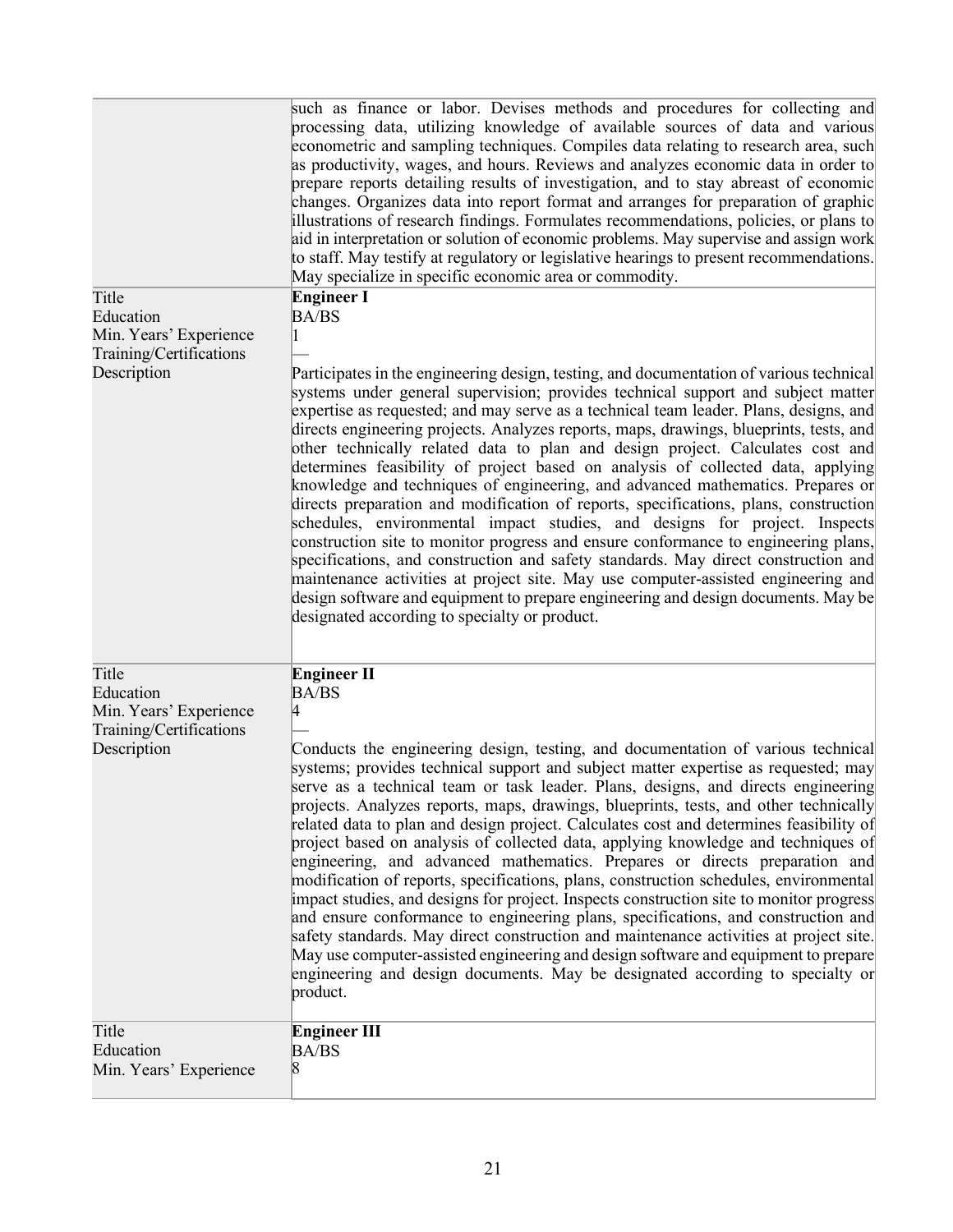| | |
|---|---|
| | such as finance or labor. Devises methods and procedures for collecting and processing data, utilizing knowledge of available sources of data and various econometric and sampling techniques. Compiles data relating to research area, such as productivity, wages, and hours. Reviews and analyzes economic data in order to prepare reports detailing results of investigation, and to stay abreast of economic changes. Organizes data into report format and arranges for preparation of graphic illustrations of research findings. Formulates recommendations, policies, or plans to aid in interpretation or solution of economic problems. May supervise and assign work to staff. May testify at regulatory or legislative hearings to present recommendations. May specialize in specific economic area or commodity. |
| Title | **Engineer I** |
| Education | BA/BS |
| Min. Years' Experience | 1 |
| Training/Certifications | — |
| Description | Participates in the engineering design, testing, and documentation of various technical systems under general supervision; provides technical support and subject matter expertise as requested; and may serve as a technical team leader. Plans, designs, and directs engineering projects. Analyzes reports, maps, drawings, blueprints, tests, and other technically related data to plan and design project. Calculates cost and determines feasibility of project based on analysis of collected data, applying knowledge and techniques of engineering, and advanced mathematics. Prepares or directs preparation and modification of reports, specifications, plans, construction schedules, environmental impact studies, and designs for project. Inspects construction site to monitor progress and ensure conformance to engineering plans, specifications, and construction and safety standards. May direct construction and maintenance activities at project site. May use computer-assisted engineering and design software and equipment to prepare engineering and design documents. May be designated according to specialty or product. |
| Title | **Engineer II** |
| Education | BA/BS |
| Min. Years' Experience | 4 |
| Training/Certifications | — |
| Description | Conducts the engineering design, testing, and documentation of various technical systems; provides technical support and subject matter expertise as requested; may serve as a technical team or task leader. Plans, designs, and directs engineering projects. Analyzes reports, maps, drawings, blueprints, tests, and other technically related data to plan and design project. Calculates cost and determines feasibility of project based on analysis of collected data, applying knowledge and techniques of engineering, and advanced mathematics. Prepares or directs preparation and modification of reports, specifications, plans, construction schedules, environmental impact studies, and designs for project. Inspects construction site to monitor progress and ensure conformance to engineering plans, specifications, and construction and safety standards. May direct construction and maintenance activities at project site. May use computer-assisted engineering and design software and equipment to prepare engineering and design documents. May be designated according to specialty or product. |
| Title | **Engineer III** |
| Education | BA/BS |
| Min. Years' Experience | 8 |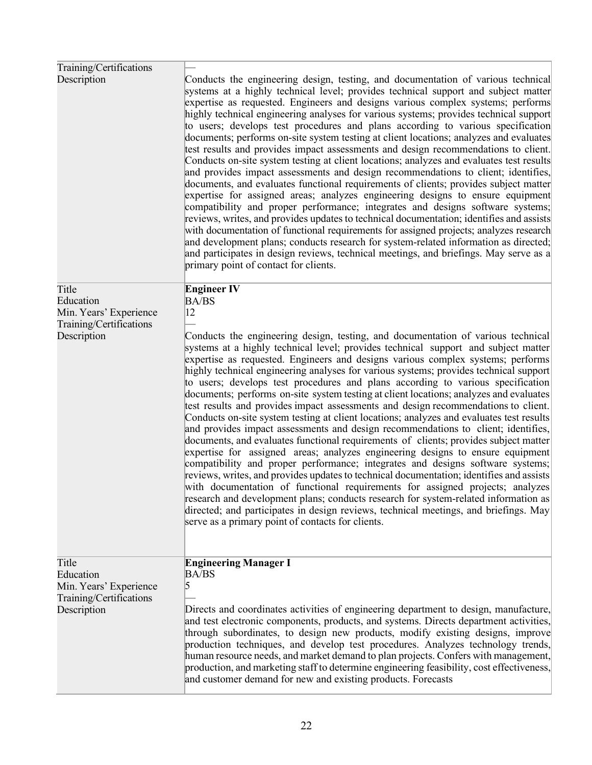| | |
|---|---|
| Training/Certifications | — |
| Description | Conducts the engineering design, testing, and documentation of various technical systems at a highly technical level; provides technical support and subject matter expertise as requested. Engineers and designs various complex systems; performs highly technical engineering analyses for various systems; provides technical support to users; develops test procedures and plans according to various specification documents; performs on-site system testing at client locations; analyzes and evaluates test results and provides impact assessments and design recommendations to client. Conducts on-site system testing at client locations; analyzes and evaluates test results and provides impact assessments and design recommendations to client; identifies, documents, and evaluates functional requirements of clients; provides subject matter expertise for assigned areas; analyzes engineering designs to ensure equipment compatibility and proper performance; integrates and designs software systems; reviews, writes, and provides updates to technical documentation; identifies and assists with documentation of functional requirements for assigned projects; analyzes research and development plans; conducts research for system-related information as directed; and participates in design reviews, technical meetings, and briefings. May serve as a primary point of contact for clients. |

| | |
|---|---|
| Title | **Engineer IV** |
| Education | BA/BS |
| Min. Years' Experience | 12 |
| Training/Certifications | — |
| Description | Conducts the engineering design, testing, and documentation of various technical systems at a highly technical level; provides technical support and subject matter expertise as requested. Engineers and designs various complex systems; performs highly technical engineering analyses for various systems; provides technical support to users; develops test procedures and plans according to various specification documents; performs on-site system testing at client locations; analyzes and evaluates test results and provides impact assessments and design recommendations to client. Conducts on-site system testing at client locations; analyzes and evaluates test results and provides impact assessments and design recommendations to client; identifies, documents, and evaluates functional requirements of clients; provides subject matter expertise for assigned areas; analyzes engineering designs to ensure equipment compatibility and proper performance; integrates and designs software systems; reviews, writes, and provides updates to technical documentation; identifies and assists with documentation of functional requirements for assigned projects; analyzes research and development plans; conducts research for system-related information as directed; and participates in design reviews, technical meetings, and briefings. May serve as a primary point of contacts for clients. |

| | |
|---|---|
| Title | **Engineering Manager I** |
| Education | BA/BS |
| Min. Years' Experience | 5 |
| Training/Certifications | — |
| Description | Directs and coordinates activities of engineering department to design, manufacture, and test electronic components, products, and systems. Directs department activities, through subordinates, to design new products, modify existing designs, improve production techniques, and develop test procedures. Analyzes technology trends, human resource needs, and market demand to plan projects. Confers with management, production, and marketing staff to determine engineering feasibility, cost effectiveness, and customer demand for new and existing products. Forecasts |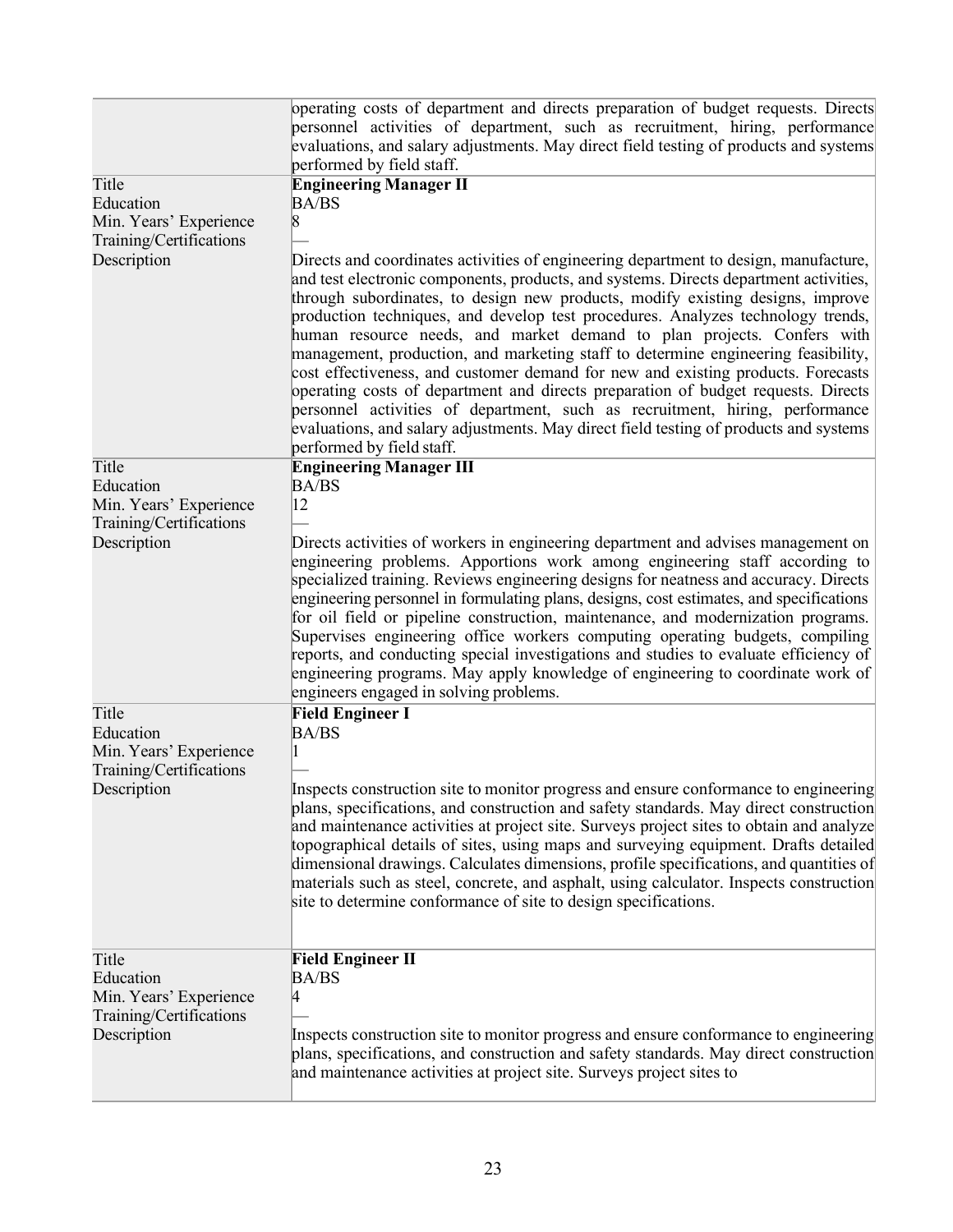| | |
|---|---|
| | operating costs of department and directs preparation of budget requests. Directs personnel activities of department, such as recruitment, hiring, performance evaluations, and salary adjustments. May direct field testing of products and systems performed by field staff. |
| Title | **Engineering Manager II** |
| Education | BA/BS |
| Min. Years' Experience | 8 |
| Training/Certifications | — |
| Description | Directs and coordinates activities of engineering department to design, manufacture, and test electronic components, products, and systems. Directs department activities, through subordinates, to design new products, modify existing designs, improve production techniques, and develop test procedures. Analyzes technology trends, human resource needs, and market demand to plan projects. Confers with management, production, and marketing staff to determine engineering feasibility, cost effectiveness, and customer demand for new and existing products. Forecasts operating costs of department and directs preparation of budget requests. Directs personnel activities of department, such as recruitment, hiring, performance evaluations, and salary adjustments. May direct field testing of products and systems performed by field staff. |
| Title | **Engineering Manager III** |
| Education | BA/BS |
| Min. Years' Experience | 12 |
| Training/Certifications | — |
| Description | Directs activities of workers in engineering department and advises management on engineering problems. Apportions work among engineering staff according to specialized training. Reviews engineering designs for neatness and accuracy. Directs engineering personnel in formulating plans, designs, cost estimates, and specifications for oil field or pipeline construction, maintenance, and modernization programs. Supervises engineering office workers computing operating budgets, compiling reports, and conducting special investigations and studies to evaluate efficiency of engineering programs. May apply knowledge of engineering to coordinate work of engineers engaged in solving problems. |
| Title | **Field Engineer I** |
| Education | BA/BS |
| Min. Years' Experience | 1 |
| Training/Certifications | — |
| Description | Inspects construction site to monitor progress and ensure conformance to engineering plans, specifications, and construction and safety standards. May direct construction and maintenance activities at project site. Surveys project sites to obtain and analyze topographical details of sites, using maps and surveying equipment. Drafts detailed dimensional drawings. Calculates dimensions, profile specifications, and quantities of materials such as steel, concrete, and asphalt, using calculator. Inspects construction site to determine conformance of site to design specifications. |
| Title | **Field Engineer II** |
| Education | BA/BS |
| Min. Years' Experience | 4 |
| Training/Certifications | — |
| Description | Inspects construction site to monitor progress and ensure conformance to engineering plans, specifications, and construction and safety standards. May direct construction and maintenance activities at project site. Surveys project sites to |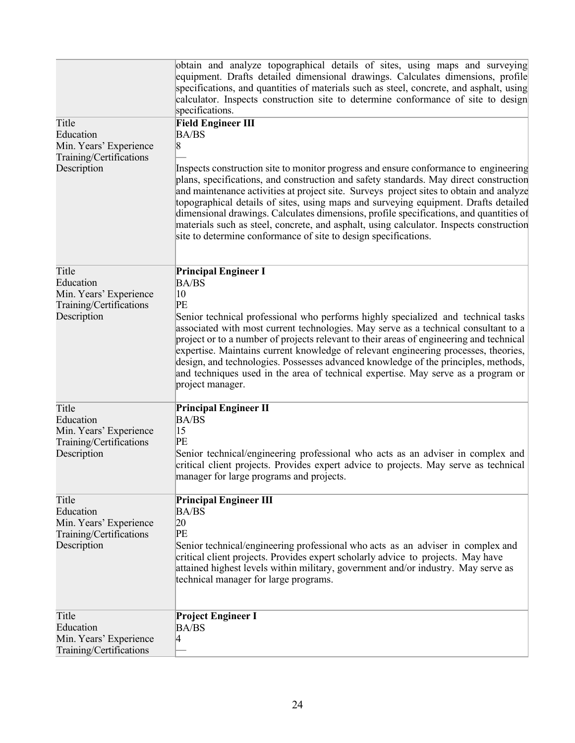| | |
|---|---|
| | obtain and analyze topographical details of sites, using maps and surveying equipment. Drafts detailed dimensional drawings. Calculates dimensions, profile specifications, and quantities of materials such as steel, concrete, and asphalt, using calculator. Inspects construction site to determine conformance of site to design specifications. |
| Title<br>Education<br>Min. Years' Experience<br>Training/Certifications<br>Description | **Field Engineer III**<br>BA/BS<br>8<br>—<br>Inspects construction site to monitor progress and ensure conformance to engineering plans, specifications, and construction and safety standards. May direct construction and maintenance activities at project site. Surveys project sites to obtain and analyze topographical details of sites, using maps and surveying equipment. Drafts detailed dimensional drawings. Calculates dimensions, profile specifications, and quantities of materials such as steel, concrete, and asphalt, using calculator. Inspects construction site to determine conformance of site to design specifications. |
| Title<br>Education<br>Min. Years' Experience<br>Training/Certifications<br>Description | **Principal Engineer I**<br>BA/BS<br>10<br>PE<br>Senior technical professional who performs highly specialized and technical tasks associated with most current technologies. May serve as a technical consultant to a project or to a number of projects relevant to their areas of engineering and technical expertise. Maintains current knowledge of relevant engineering processes, theories, design, and technologies. Possesses advanced knowledge of the principles, methods, and techniques used in the area of technical expertise. May serve as a program or project manager. |
| Title<br>Education<br>Min. Years' Experience<br>Training/Certifications<br>Description | **Principal Engineer II**<br>BA/BS<br>15<br>PE<br>Senior technical/engineering professional who acts as an adviser in complex and critical client projects. Provides expert advice to projects. May serve as technical manager for large programs and projects. |
| Title<br>Education<br>Min. Years' Experience<br>Training/Certifications<br>Description | **Principal Engineer III**<br>BA/BS<br>20<br>PE<br>Senior technical/engineering professional who acts as an adviser in complex and critical client projects. Provides expert scholarly advice to projects. May have attained highest levels within military, government and/or industry. May serve as technical manager for large programs. |
| Title<br>Education<br>Min. Years' Experience<br>Training/Certifications | **Project Engineer I**<br>BA/BS<br>4<br>— |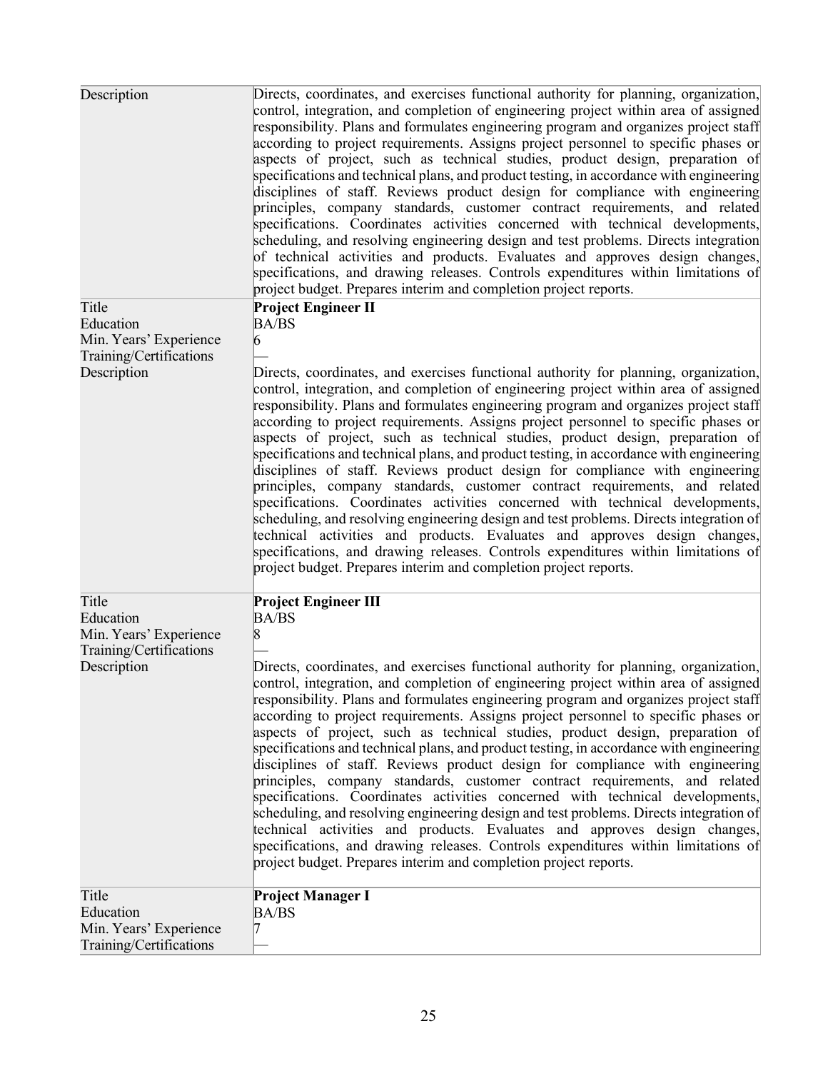| | |
|---|---|
| Description | Directs, coordinates, and exercises functional authority for planning, organization, control, integration, and completion of engineering project within area of assigned responsibility. Plans and formulates engineering program and organizes project staff according to project requirements. Assigns project personnel to specific phases or aspects of project, such as technical studies, product design, preparation of specifications and technical plans, and product testing, in accordance with engineering disciplines of staff. Reviews product design for compliance with engineering principles, company standards, customer contract requirements, and related specifications. Coordinates activities concerned with technical developments, scheduling, and resolving engineering design and test problems. Directs integration of technical activities and products. Evaluates and approves design changes, specifications, and drawing releases. Controls expenditures within limitations of project budget. Prepares interim and completion project reports. |
| Title | **Project Engineer II** |
| Education | BA/BS |
| Min. Years' Experience | 6 |
| Training/Certifications | — |
| Description | Directs, coordinates, and exercises functional authority for planning, organization, control, integration, and completion of engineering project within area of assigned responsibility. Plans and formulates engineering program and organizes project staff according to project requirements. Assigns project personnel to specific phases or aspects of project, such as technical studies, product design, preparation of specifications and technical plans, and product testing, in accordance with engineering disciplines of staff. Reviews product design for compliance with engineering principles, company standards, customer contract requirements, and related specifications. Coordinates activities concerned with technical developments, scheduling, and resolving engineering design and test problems. Directs integration of technical activities and products. Evaluates and approves design changes, specifications, and drawing releases. Controls expenditures within limitations of project budget. Prepares interim and completion project reports. |
| Title | **Project Engineer III** |
| Education | BA/BS |
| Min. Years' Experience | 8 |
| Training/Certifications | — |
| Description | Directs, coordinates, and exercises functional authority for planning, organization, control, integration, and completion of engineering project within area of assigned responsibility. Plans and formulates engineering program and organizes project staff according to project requirements. Assigns project personnel to specific phases or aspects of project, such as technical studies, product design, preparation of specifications and technical plans, and product testing, in accordance with engineering disciplines of staff. Reviews product design for compliance with engineering principles, company standards, customer contract requirements, and related specifications. Coordinates activities concerned with technical developments, scheduling, and resolving engineering design and test problems. Directs integration of technical activities and products. Evaluates and approves design changes, specifications, and drawing releases. Controls expenditures within limitations of project budget. Prepares interim and completion project reports. |
| Title | **Project Manager I** |
| Education | BA/BS |
| Min. Years' Experience | 7 |
| Training/Certifications | — |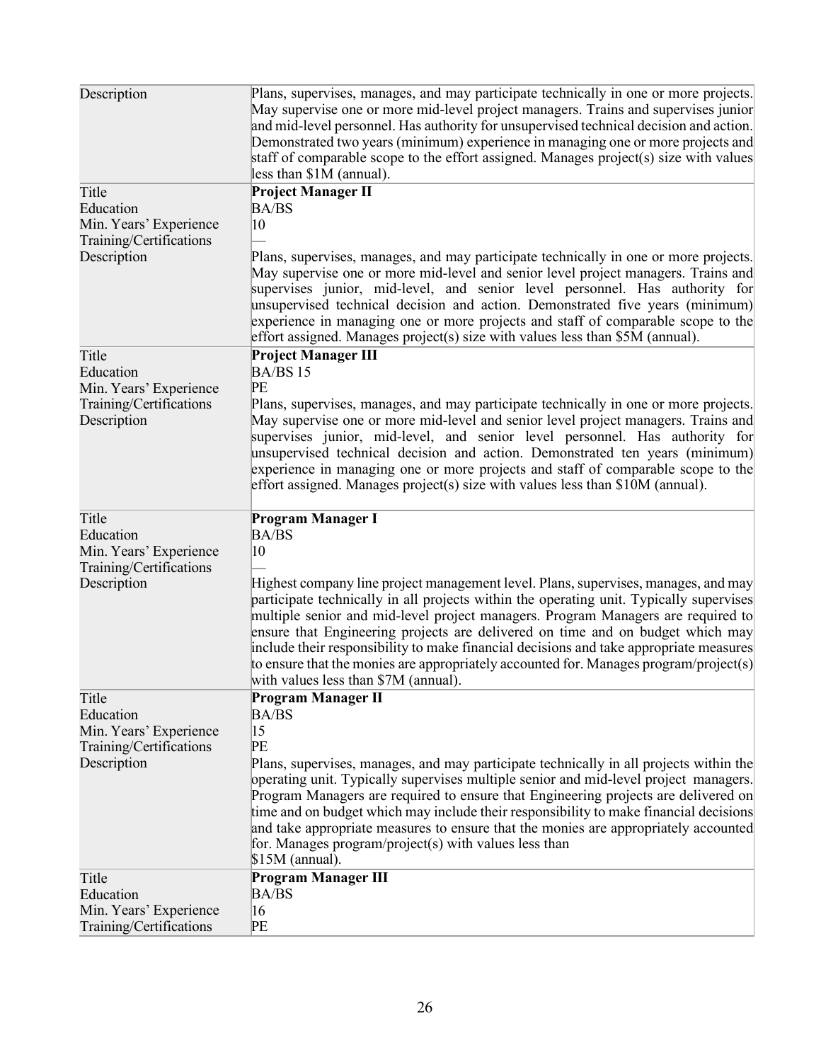| | |
|---|---|
| Description | Plans, supervises, manages, and may participate technically in one or more projects. May supervise one or more mid-level project managers. Trains and supervises junior and mid-level personnel. Has authority for unsupervised technical decision and action. Demonstrated two years (minimum) experience in managing one or more projects and staff of comparable scope to the effort assigned. Manages project(s) size with values less than $1M (annual). |
| Title | **Project Manager II** |
| Education | BA/BS |
| Min. Years' Experience | 10 |
| Training/Certifications | — |
| Description | Plans, supervises, manages, and may participate technically in one or more projects. May supervise one or more mid-level and senior level project managers. Trains and supervises junior, mid-level, and senior level personnel. Has authority for unsupervised technical decision and action. Demonstrated five years (minimum) experience in managing one or more projects and staff of comparable scope to the effort assigned. Manages project(s) size with values less than $5M (annual). |
| Title | **Project Manager III** |
| Education | BA/BS 15 |
| Min. Years' Experience | PE |
| Training/Certifications | Plans, supervises, manages, and may participate technically in one or more projects. May supervise one or more mid-level and senior level project managers. Trains and supervises junior, mid-level, and senior level personnel. Has authority for unsupervised technical decision and action. Demonstrated ten years (minimum) experience in managing one or more projects and staff of comparable scope to the effort assigned. Manages project(s) size with values less than $10M (annual). |
| Description | |
| Title | **Program Manager I** |
| Education | BA/BS |
| Min. Years' Experience | 10 |
| Training/Certifications | — |
| Description | Highest company line project management level. Plans, supervises, manages, and may participate technically in all projects within the operating unit. Typically supervises multiple senior and mid-level project managers. Program Managers are required to ensure that Engineering projects are delivered on time and on budget which may include their responsibility to make financial decisions and take appropriate measures to ensure that the monies are appropriately accounted for. Manages program/project(s) with values less than $7M (annual). |
| Title | **Program Manager II** |
| Education | BA/BS |
| Min. Years' Experience | 15 |
| Training/Certifications | PE |
| Description | Plans, supervises, manages, and may participate technically in all projects within the operating unit. Typically supervises multiple senior and mid-level project managers. Program Managers are required to ensure that Engineering projects are delivered on time and on budget which may include their responsibility to make financial decisions and take appropriate measures to ensure that the monies are appropriately accounted for. Manages program/project(s) with values less than $15M (annual). |
| Title | **Program Manager III** |
| Education | BA/BS |
| Min. Years' Experience | 16 |
| Training/Certifications | PE |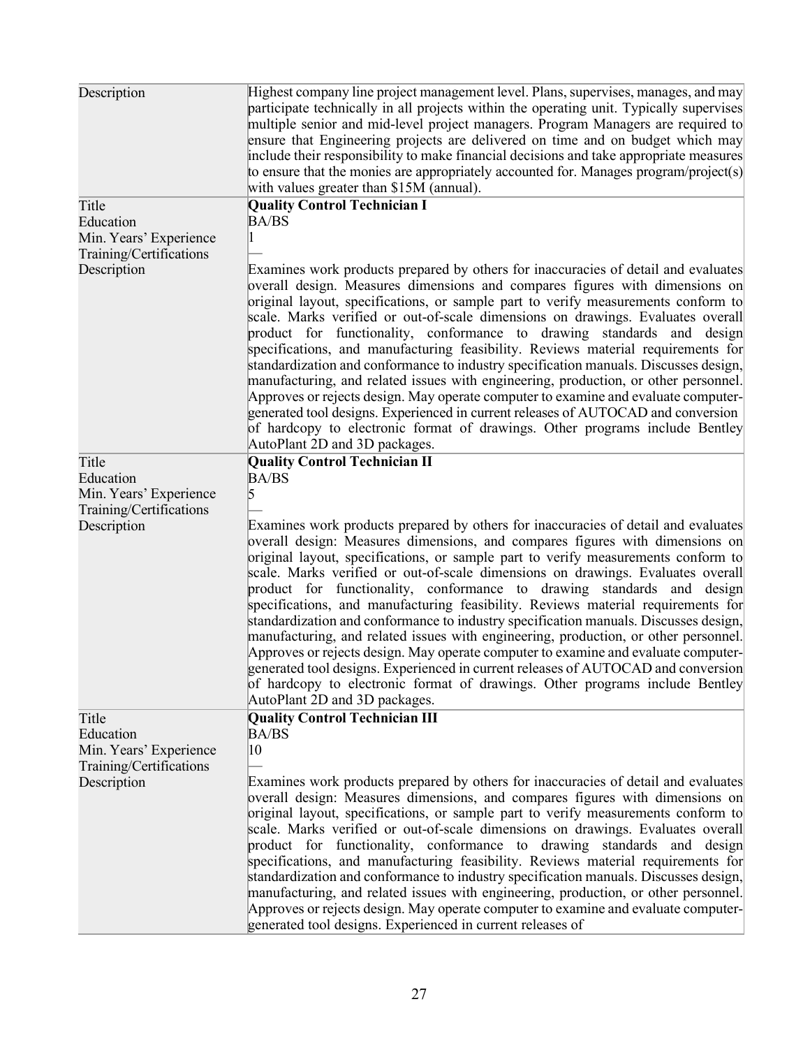| | |
|---|---|
| Description | Highest company line project management level. Plans, supervises, manages, and may participate technically in all projects within the operating unit. Typically supervises multiple senior and mid-level project managers. Program Managers are required to ensure that Engineering projects are delivered on time and on budget which may include their responsibility to make financial decisions and take appropriate measures to ensure that the monies are appropriately accounted for. Manages program/project(s) with values greater than $15M (annual). |
| Title<br>Education<br>Min. Years' Experience<br>Training/Certifications<br>Description | **Quality Control Technician I**<br>BA/BS<br>1<br>—<br>Examines work products prepared by others for inaccuracies of detail and evaluates overall design. Measures dimensions and compares figures with dimensions on original layout, specifications, or sample part to verify measurements conform to scale. Marks verified or out-of-scale dimensions on drawings. Evaluates overall product for functionality, conformance to drawing standards and design specifications, and manufacturing feasibility. Reviews material requirements for standardization and conformance to industry specification manuals. Discusses design, manufacturing, and related issues with engineering, production, or other personnel. Approves or rejects design. May operate computer to examine and evaluate computer-generated tool designs. Experienced in current releases of AUTOCAD and conversion of hardcopy to electronic format of drawings. Other programs include Bentley AutoPlant 2D and 3D packages. |
| Title<br>Education<br>Min. Years' Experience<br>Training/Certifications<br>Description | **Quality Control Technician II**<br>BA/BS<br>5<br>—<br>Examines work products prepared by others for inaccuracies of detail and evaluates overall design: Measures dimensions, and compares figures with dimensions on original layout, specifications, or sample part to verify measurements conform to scale. Marks verified or out-of-scale dimensions on drawings. Evaluates overall product for functionality, conformance to drawing standards and design specifications, and manufacturing feasibility. Reviews material requirements for standardization and conformance to industry specification manuals. Discusses design, manufacturing, and related issues with engineering, production, or other personnel. Approves or rejects design. May operate computer to examine and evaluate computer-generated tool designs. Experienced in current releases of AUTOCAD and conversion of hardcopy to electronic format of drawings. Other programs include Bentley AutoPlant 2D and 3D packages. |
| Title<br>Education<br>Min. Years' Experience<br>Training/Certifications<br>Description | **Quality Control Technician III**<br>BA/BS<br>10<br>—<br>Examines work products prepared by others for inaccuracies of detail and evaluates overall design: Measures dimensions, and compares figures with dimensions on original layout, specifications, or sample part to verify measurements conform to scale. Marks verified or out-of-scale dimensions on drawings. Evaluates overall product for functionality, conformance to drawing standards and design specifications, and manufacturing feasibility. Reviews material requirements for standardization and conformance to industry specification manuals. Discusses design, manufacturing, and related issues with engineering, production, or other personnel. Approves or rejects design. May operate computer to examine and evaluate computer-generated tool designs. Experienced in current releases of |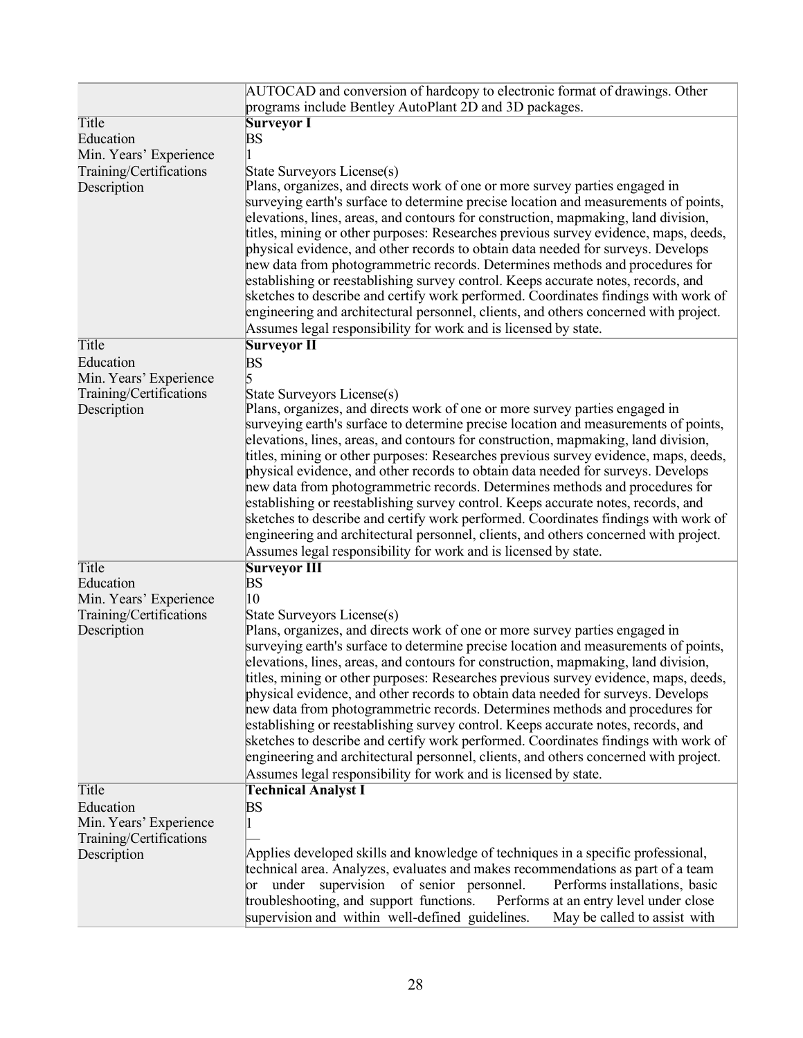| | |
|---|---|
| | AUTOCAD and conversion of hardcopy to electronic format of drawings. Other programs include Bentley AutoPlant 2D and 3D packages. |
| Title | **Surveyor I** |
| Education | BS |
| Min. Years' Experience | 1 |
| Training/Certifications | State Surveyors License(s) |
| Description | Plans, organizes, and directs work of one or more survey parties engaged in surveying earth's surface to determine precise location and measurements of points, elevations, lines, areas, and contours for construction, mapmaking, land division, titles, mining or other purposes: Researches previous survey evidence, maps, deeds, physical evidence, and other records to obtain data needed for surveys. Develops new data from photogrammetric records. Determines methods and procedures for establishing or reestablishing survey control. Keeps accurate notes, records, and sketches to describe and certify work performed. Coordinates findings with work of engineering and architectural personnel, clients, and others concerned with project. Assumes legal responsibility for work and is licensed by state. |
| Title | **Surveyor II** |
| Education | BS |
| Min. Years' Experience | 5 |
| Training/Certifications | State Surveyors License(s) |
| Description | Plans, organizes, and directs work of one or more survey parties engaged in surveying earth's surface to determine precise location and measurements of points, elevations, lines, areas, and contours for construction, mapmaking, land division, titles, mining or other purposes: Researches previous survey evidence, maps, deeds, physical evidence, and other records to obtain data needed for surveys. Develops new data from photogrammetric records. Determines methods and procedures for establishing or reestablishing survey control. Keeps accurate notes, records, and sketches to describe and certify work performed. Coordinates findings with work of engineering and architectural personnel, clients, and others concerned with project. Assumes legal responsibility for work and is licensed by state. |
| Title | **Surveyor III** |
| Education | BS |
| Min. Years' Experience | 10 |
| Training/Certifications | State Surveyors License(s) |
| Description | Plans, organizes, and directs work of one or more survey parties engaged in surveying earth's surface to determine precise location and measurements of points, elevations, lines, areas, and contours for construction, mapmaking, land division, titles, mining or other purposes: Researches previous survey evidence, maps, deeds, physical evidence, and other records to obtain data needed for surveys. Develops new data from photogrammetric records. Determines methods and procedures for establishing or reestablishing survey control. Keeps accurate notes, records, and sketches to describe and certify work performed. Coordinates findings with work of engineering and architectural personnel, clients, and others concerned with project. Assumes legal responsibility for work and is licensed by state. |
| Title | **Technical Analyst I** |
| Education | BS |
| Min. Years' Experience | 1 |
| Training/Certifications | — |
| Description | Applies developed skills and knowledge of techniques in a specific professional, technical area. Analyzes, evaluates and makes recommendations as part of a team or under supervision of senior personnel. Performs installations, basic troubleshooting, and support functions. Performs at an entry level under close supervision and within well-defined guidelines. May be called to assist with |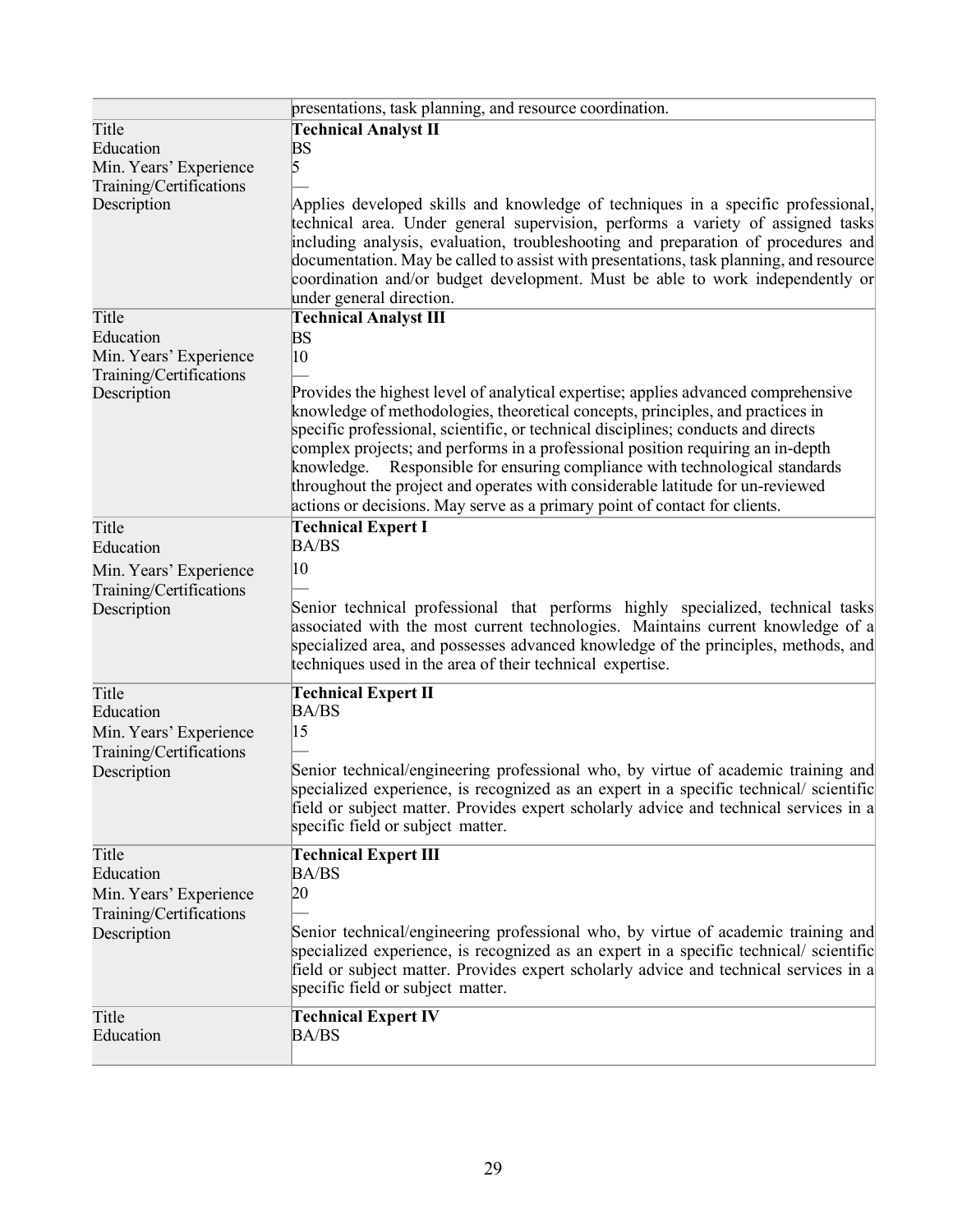| | |
|---|---|
| | presentations, task planning, and resource coordination. |
| Title<br>Education<br>Min. Years' Experience<br>Training/Certifications<br>Description | **Technical Analyst II**<br>BS<br>5<br>—<br>Applies developed skills and knowledge of techniques in a specific professional, technical area. Under general supervision, performs a variety of assigned tasks including analysis, evaluation, troubleshooting and preparation of procedures and documentation. May be called to assist with presentations, task planning, and resource coordination and/or budget development. Must be able to work independently or under general direction. |
| Title<br>Education<br>Min. Years' Experience<br>Training/Certifications<br>Description | **Technical Analyst III**<br>BS<br>10<br>—<br>Provides the highest level of analytical expertise; applies advanced comprehensive knowledge of methodologies, theoretical concepts, principles, and practices in specific professional, scientific, or technical disciplines; conducts and directs complex projects; and performs in a professional position requiring an in-depth knowledge. Responsible for ensuring compliance with technological standards throughout the project and operates with considerable latitude for un-reviewed actions or decisions. May serve as a primary point of contact for clients. |
| Title<br>Education<br>Min. Years' Experience<br>Training/Certifications<br>Description | **Technical Expert I**<br>BA/BS<br>10<br>—<br>Senior technical professional that performs highly specialized, technical tasks associated with the most current technologies. Maintains current knowledge of a specialized area, and possesses advanced knowledge of the principles, methods, and techniques used in the area of their technical expertise. |
| Title<br>Education<br>Min. Years' Experience<br>Training/Certifications<br>Description | **Technical Expert II**<br>BA/BS<br>15<br>—<br>Senior technical/engineering professional who, by virtue of academic training and specialized experience, is recognized as an expert in a specific technical/ scientific field or subject matter. Provides expert scholarly advice and technical services in a specific field or subject matter. |
| Title<br>Education<br>Min. Years' Experience<br>Training/Certifications<br>Description | **Technical Expert III**<br>BA/BS<br>20<br>—<br>Senior technical/engineering professional who, by virtue of academic training and specialized experience, is recognized as an expert in a specific technical/ scientific field or subject matter. Provides expert scholarly advice and technical services in a specific field or subject matter. |
| Title<br>Education | **Technical Expert IV**<br>BA/BS |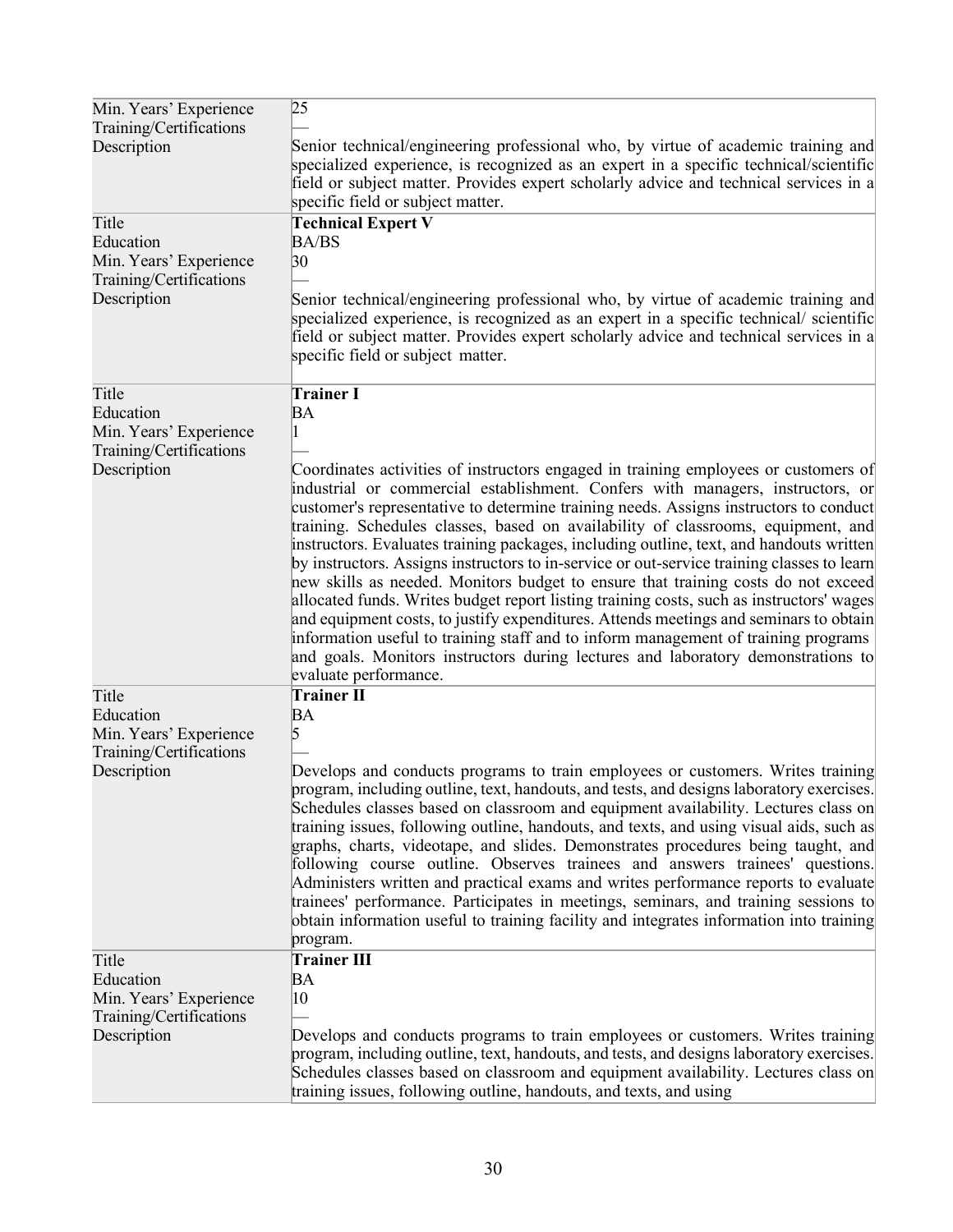| | |
|---|---|
| Min. Years' Experience | 25 |
| Training/Certifications | — |
| Description | Senior technical/engineering professional who, by virtue of academic training and specialized experience, is recognized as an expert in a specific technical/scientific field or subject matter. Provides expert scholarly advice and technical services in a specific field or subject matter. |
| Title | **Technical Expert V** |
| Education | BA/BS |
| Min. Years' Experience | 30 |
| Training/Certifications | — |
| Description | Senior technical/engineering professional who, by virtue of academic training and specialized experience, is recognized as an expert in a specific technical/ scientific field or subject matter. Provides expert scholarly advice and technical services in a specific field or subject matter. |
| Title | **Trainer I** |
| Education | BA |
| Min. Years' Experience | 1 |
| Training/Certifications | — |
| Description | Coordinates activities of instructors engaged in training employees or customers of industrial or commercial establishment. Confers with managers, instructors, or customer's representative to determine training needs. Assigns instructors to conduct training. Schedules classes, based on availability of classrooms, equipment, and instructors. Evaluates training packages, including outline, text, and handouts written by instructors. Assigns instructors to in-service or out-service training classes to learn new skills as needed. Monitors budget to ensure that training costs do not exceed allocated funds. Writes budget report listing training costs, such as instructors' wages and equipment costs, to justify expenditures. Attends meetings and seminars to obtain information useful to training staff and to inform management of training programs and goals. Monitors instructors during lectures and laboratory demonstrations to evaluate performance. |
| Title | **Trainer II** |
| Education | BA |
| Min. Years' Experience | 5 |
| Training/Certifications | — |
| Description | Develops and conducts programs to train employees or customers. Writes training program, including outline, text, handouts, and tests, and designs laboratory exercises. Schedules classes based on classroom and equipment availability. Lectures class on training issues, following outline, handouts, and texts, and using visual aids, such as graphs, charts, videotape, and slides. Demonstrates procedures being taught, and following course outline. Observes trainees and answers trainees' questions. Administers written and practical exams and writes performance reports to evaluate trainees' performance. Participates in meetings, seminars, and training sessions to obtain information useful to training facility and integrates information into training program. |
| Title | **Trainer III** |
| Education | BA |
| Min. Years' Experience | 10 |
| Training/Certifications | — |
| Description | Develops and conducts programs to train employees or customers. Writes training program, including outline, text, handouts, and tests, and designs laboratory exercises. Schedules classes based on classroom and equipment availability. Lectures class on training issues, following outline, handouts, and texts, and using |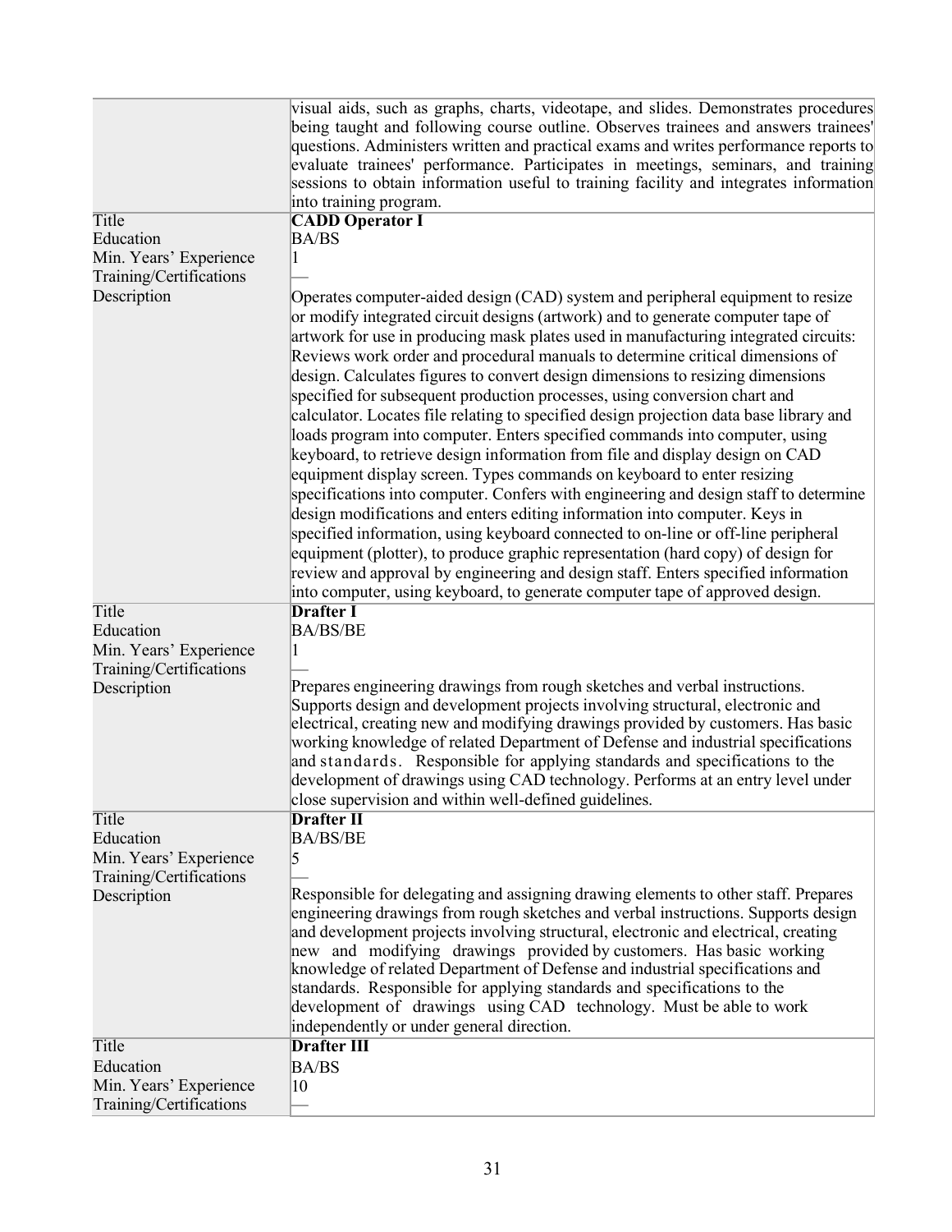| | |
|---|---|
| | visual aids, such as graphs, charts, videotape, and slides. Demonstrates procedures being taught and following course outline. Observes trainees and answers trainees' questions. Administers written and practical exams and writes performance reports to evaluate trainees' performance. Participates in meetings, seminars, and training sessions to obtain information useful to training facility and integrates information into training program. |
| Title | **CADD Operator I** |
| Education | BA/BS |
| Min. Years' Experience | 1 |
| Training/Certifications | — |
| Description | Operates computer-aided design (CAD) system and peripheral equipment to resize or modify integrated circuit designs (artwork) and to generate computer tape of artwork for use in producing mask plates used in manufacturing integrated circuits: Reviews work order and procedural manuals to determine critical dimensions of design. Calculates figures to convert design dimensions to resizing dimensions specified for subsequent production processes, using conversion chart and calculator. Locates file relating to specified design projection data base library and loads program into computer. Enters specified commands into computer, using keyboard, to retrieve design information from file and display design on CAD equipment display screen. Types commands on keyboard to enter resizing specifications into computer. Confers with engineering and design staff to determine design modifications and enters editing information into computer. Keys in specified information, using keyboard connected to on-line or off-line peripheral equipment (plotter), to produce graphic representation (hard copy) of design for review and approval by engineering and design staff. Enters specified information into computer, using keyboard, to generate computer tape of approved design. |
| Title | **Drafter I** |
| Education | BA/BS/BE |
| Min. Years' Experience | 1 |
| Training/Certifications | — |
| Description | Prepares engineering drawings from rough sketches and verbal instructions. Supports design and development projects involving structural, electronic and electrical, creating new and modifying drawings provided by customers. Has basic working knowledge of related Department of Defense and industrial specifications and standards. Responsible for applying standards and specifications to the development of drawings using CAD technology. Performs at an entry level under close supervision and within well-defined guidelines. |
| Title | **Drafter II** |
| Education | BA/BS/BE |
| Min. Years' Experience | 5 |
| Training/Certifications | — |
| Description | Responsible for delegating and assigning drawing elements to other staff. Prepares engineering drawings from rough sketches and verbal instructions. Supports design and development projects involving structural, electronic and electrical, creating new and modifying drawings provided by customers. Has basic working knowledge of related Department of Defense and industrial specifications and standards. Responsible for applying standards and specifications to the development of drawings using CAD technology. Must be able to work independently or under general direction. |
| Title | **Drafter III** |
| Education | BA/BS |
| Min. Years' Experience | 10 |
| Training/Certifications | — |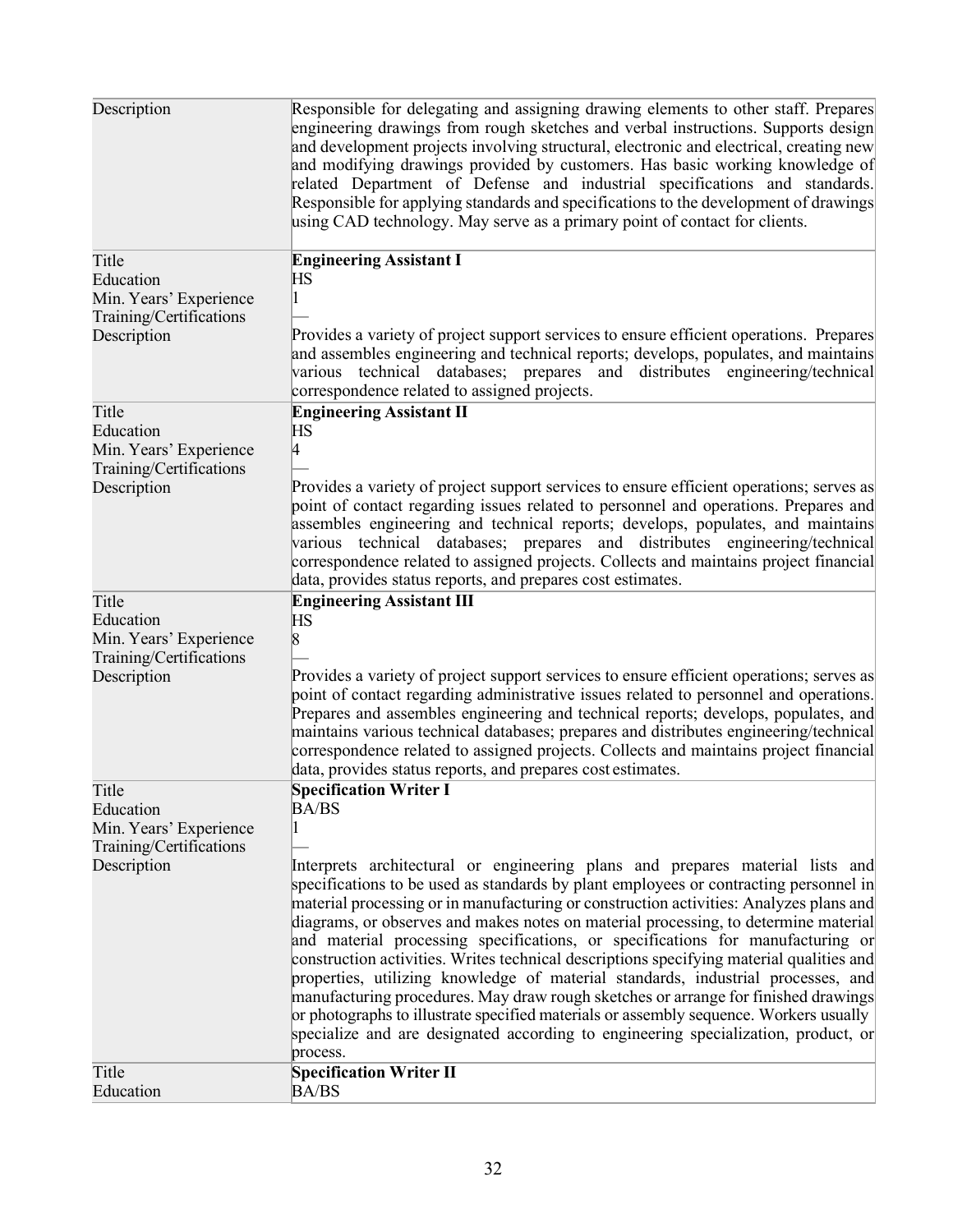| | |
|---|---|
| Description | Responsible for delegating and assigning drawing elements to other staff. Prepares engineering drawings from rough sketches and verbal instructions. Supports design and development projects involving structural, electronic and electrical, creating new and modifying drawings provided by customers. Has basic working knowledge of related Department of Defense and industrial specifications and standards. Responsible for applying standards and specifications to the development of drawings using CAD technology. May serve as a primary point of contact for clients. |
| Title | **Engineering Assistant I** |
| Education | HS |
| Min. Years' Experience | 1 |
| Training/Certifications | — |
| Description | Provides a variety of project support services to ensure efficient operations. Prepares and assembles engineering and technical reports; develops, populates, and maintains various technical databases; prepares and distributes engineering/technical correspondence related to assigned projects. |
| Title | **Engineering Assistant II** |
| Education | HS |
| Min. Years' Experience | 4 |
| Training/Certifications | — |
| Description | Provides a variety of project support services to ensure efficient operations; serves as point of contact regarding issues related to personnel and operations. Prepares and assembles engineering and technical reports; develops, populates, and maintains various technical databases; prepares and distributes engineering/technical correspondence related to assigned projects. Collects and maintains project financial data, provides status reports, and prepares cost estimates. |
| Title | **Engineering Assistant III** |
| Education | HS |
| Min. Years' Experience | 8 |
| Training/Certifications | — |
| Description | Provides a variety of project support services to ensure efficient operations; serves as point of contact regarding administrative issues related to personnel and operations. Prepares and assembles engineering and technical reports; develops, populates, and maintains various technical databases; prepares and distributes engineering/technical correspondence related to assigned projects. Collects and maintains project financial data, provides status reports, and prepares cost estimates. |
| Title | **Specification Writer I** |
| Education | BA/BS |
| Min. Years' Experience | 1 |
| Training/Certifications | — |
| Description | Interprets architectural or engineering plans and prepares material lists and specifications to be used as standards by plant employees or contracting personnel in material processing or in manufacturing or construction activities: Analyzes plans and diagrams, or observes and makes notes on material processing, to determine material and material processing specifications, or specifications for manufacturing or construction activities. Writes technical descriptions specifying material qualities and properties, utilizing knowledge of material standards, industrial processes, and manufacturing procedures. May draw rough sketches or arrange for finished drawings or photographs to illustrate specified materials or assembly sequence. Workers usually specialize and are designated according to engineering specialization, product, or process. |
| Title | **Specification Writer II** |
| Education | BA/BS |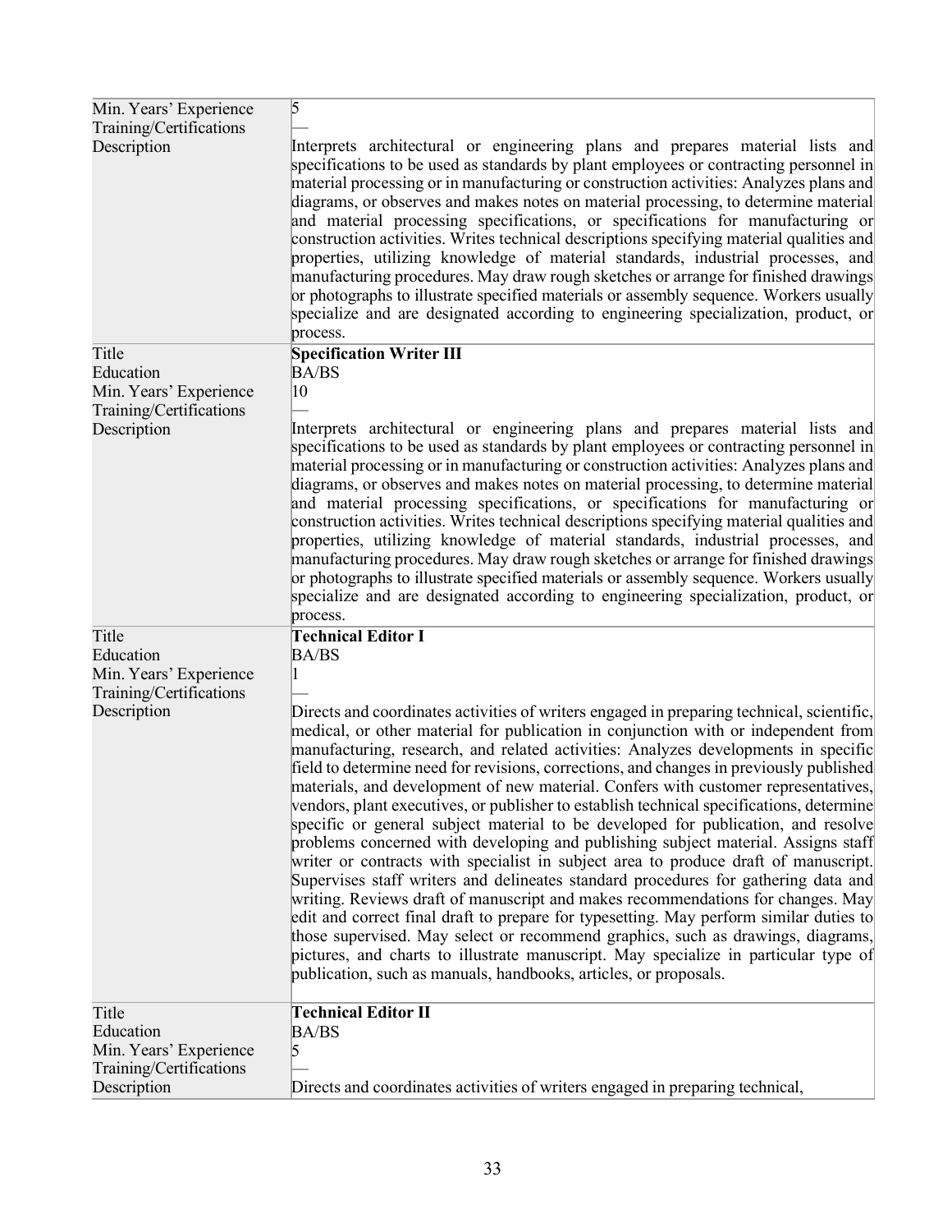| | |
|---|---|
| Min. Years' Experience | 5 |
| Training/Certifications | — |
| Description | Interprets architectural or engineering plans and prepares material lists and specifications to be used as standards by plant employees or contracting personnel in material processing or in manufacturing or construction activities: Analyzes plans and diagrams, or observes and makes notes on material processing, to determine material and material processing specifications, or specifications for manufacturing or construction activities. Writes technical descriptions specifying material qualities and properties, utilizing knowledge of material standards, industrial processes, and manufacturing procedures. May draw rough sketches or arrange for finished drawings or photographs to illustrate specified materials or assembly sequence. Workers usually specialize and are designated according to engineering specialization, product, or process. |
| Title | **Specification Writer III** |
| Education | BA/BS |
| Min. Years' Experience | 10 |
| Training/Certifications | — |
| Description | Interprets architectural or engineering plans and prepares material lists and specifications to be used as standards by plant employees or contracting personnel in material processing or in manufacturing or construction activities: Analyzes plans and diagrams, or observes and makes notes on material processing, to determine material and material processing specifications, or specifications for manufacturing or construction activities. Writes technical descriptions specifying material qualities and properties, utilizing knowledge of material standards, industrial processes, and manufacturing procedures. May draw rough sketches or arrange for finished drawings or photographs to illustrate specified materials or assembly sequence. Workers usually specialize and are designated according to engineering specialization, product, or process. |
| Title | **Technical Editor I** |
| Education | BA/BS |
| Min. Years' Experience | 1 |
| Training/Certifications | — |
| Description | Directs and coordinates activities of writers engaged in preparing technical, scientific, medical, or other material for publication in conjunction with or independent from manufacturing, research, and related activities: Analyzes developments in specific field to determine need for revisions, corrections, and changes in previously published materials, and development of new material. Confers with customer representatives, vendors, plant executives, or publisher to establish technical specifications, determine specific or general subject material to be developed for publication, and resolve problems concerned with developing and publishing subject material. Assigns staff writer or contracts with specialist in subject area to produce draft of manuscript. Supervises staff writers and delineates standard procedures for gathering data and writing. Reviews draft of manuscript and makes recommendations for changes. May edit and correct final draft to prepare for typesetting. May perform similar duties to those supervised. May select or recommend graphics, such as drawings, diagrams, pictures, and charts to illustrate manuscript. May specialize in particular type of publication, such as manuals, handbooks, articles, or proposals. |
| Title | **Technical Editor II** |
| Education | BA/BS |
| Min. Years' Experience | 5 |
| Training/Certifications | — |
| Description | Directs and coordinates activities of writers engaged in preparing technical, |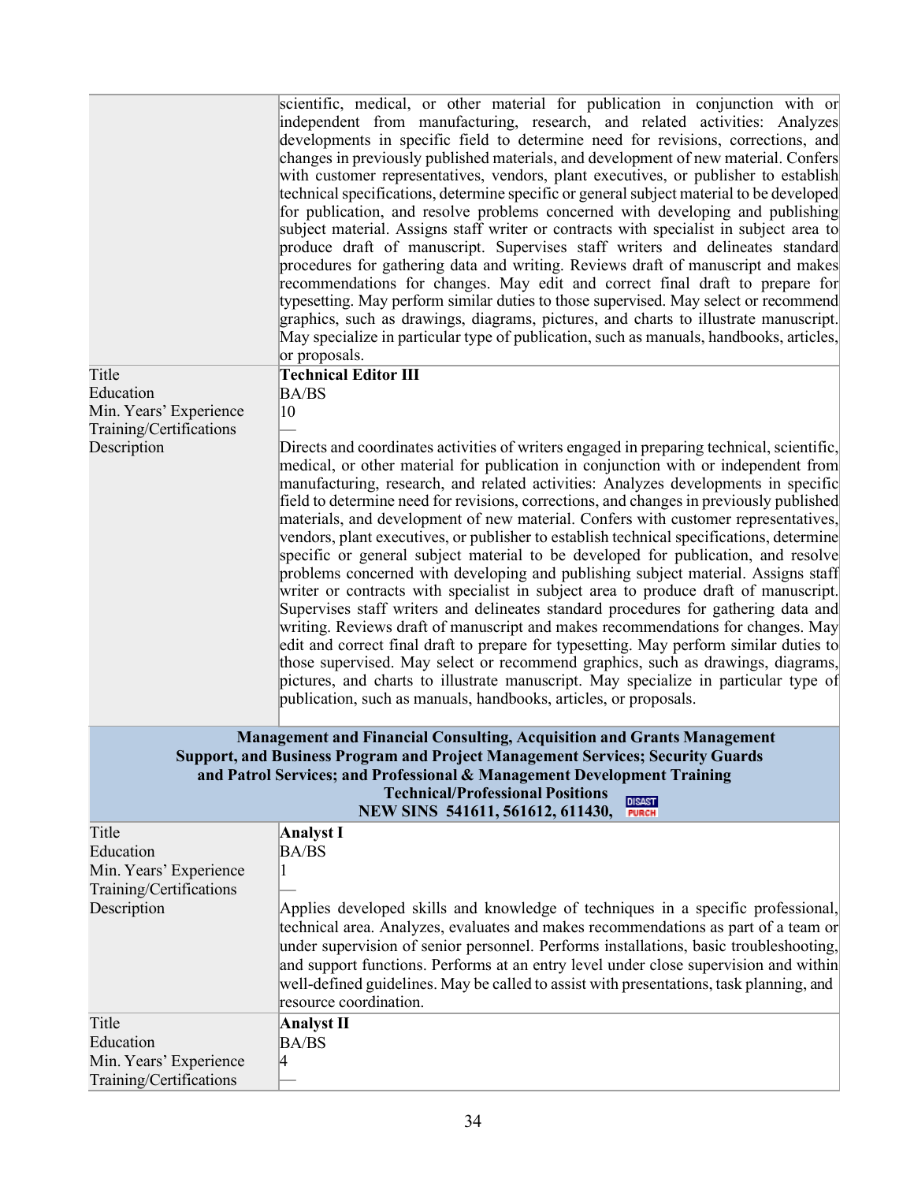| | |
|---|---|
| | scientific, medical, or other material for publication in conjunction with or independent from manufacturing, research, and related activities: Analyzes developments in specific field to determine need for revisions, corrections, and changes in previously published materials, and development of new material. Confers with customer representatives, vendors, plant executives, or publisher to establish technical specifications, determine specific or general subject material to be developed for publication, and resolve problems concerned with developing and publishing subject material. Assigns staff writer or contracts with specialist in subject area to produce draft of manuscript. Supervises staff writers and delineates standard procedures for gathering data and writing. Reviews draft of manuscript and makes recommendations for changes. May edit and correct final draft to prepare for typesetting. May perform similar duties to those supervised. May select or recommend graphics, such as drawings, diagrams, pictures, and charts to illustrate manuscript. May specialize in particular type of publication, such as manuals, handbooks, articles, or proposals. |
| Title<br>Education<br>Min. Years' Experience<br>Training/Certifications<br>Description | **Technical Editor III**<br>BA/BS<br>10<br>—<br>Directs and coordinates activities of writers engaged in preparing technical, scientific, medical, or other material for publication in conjunction with or independent from manufacturing, research, and related activities: Analyzes developments in specific field to determine need for revisions, corrections, and changes in previously published materials, and development of new material. Confers with customer representatives, vendors, plant executives, or publisher to establish technical specifications, determine specific or general subject material to be developed for publication, and resolve problems concerned with developing and publishing subject material. Assigns staff writer or contracts with specialist in subject area to produce draft of manuscript. Supervises staff writers and delineates standard procedures for gathering data and writing. Reviews draft of manuscript and makes recommendations for changes. May edit and correct final draft to prepare for typesetting. May perform similar duties to those supervised. May select or recommend graphics, such as drawings, diagrams, pictures, and charts to illustrate manuscript. May specialize in particular type of publication, such as manuals, handbooks, articles, or proposals. |

**Management and Financial Consulting, Acquisition and Grants Management Support, and Business Program and Project Management Services; Security Guards and Patrol Services; and Professional & Management Development Training**
**Technical/Professional Positions**
**NEW SINS 541611, 561612, 611430,** DISAST PURCH

| | |
|---|---|
| Title<br>Education<br>Min. Years' Experience<br>Training/Certifications<br>Description | **Analyst I**<br>BA/BS<br>1<br>—<br>Applies developed skills and knowledge of techniques in a specific professional, technical area. Analyzes, evaluates and makes recommendations as part of a team or under supervision of senior personnel. Performs installations, basic troubleshooting, and support functions. Performs at an entry level under close supervision and within well-defined guidelines. May be called to assist with presentations, task planning, and resource coordination. |
| Title<br>Education<br>Min. Years' Experience<br>Training/Certifications | **Analyst II**<br>BA/BS<br>4<br>— |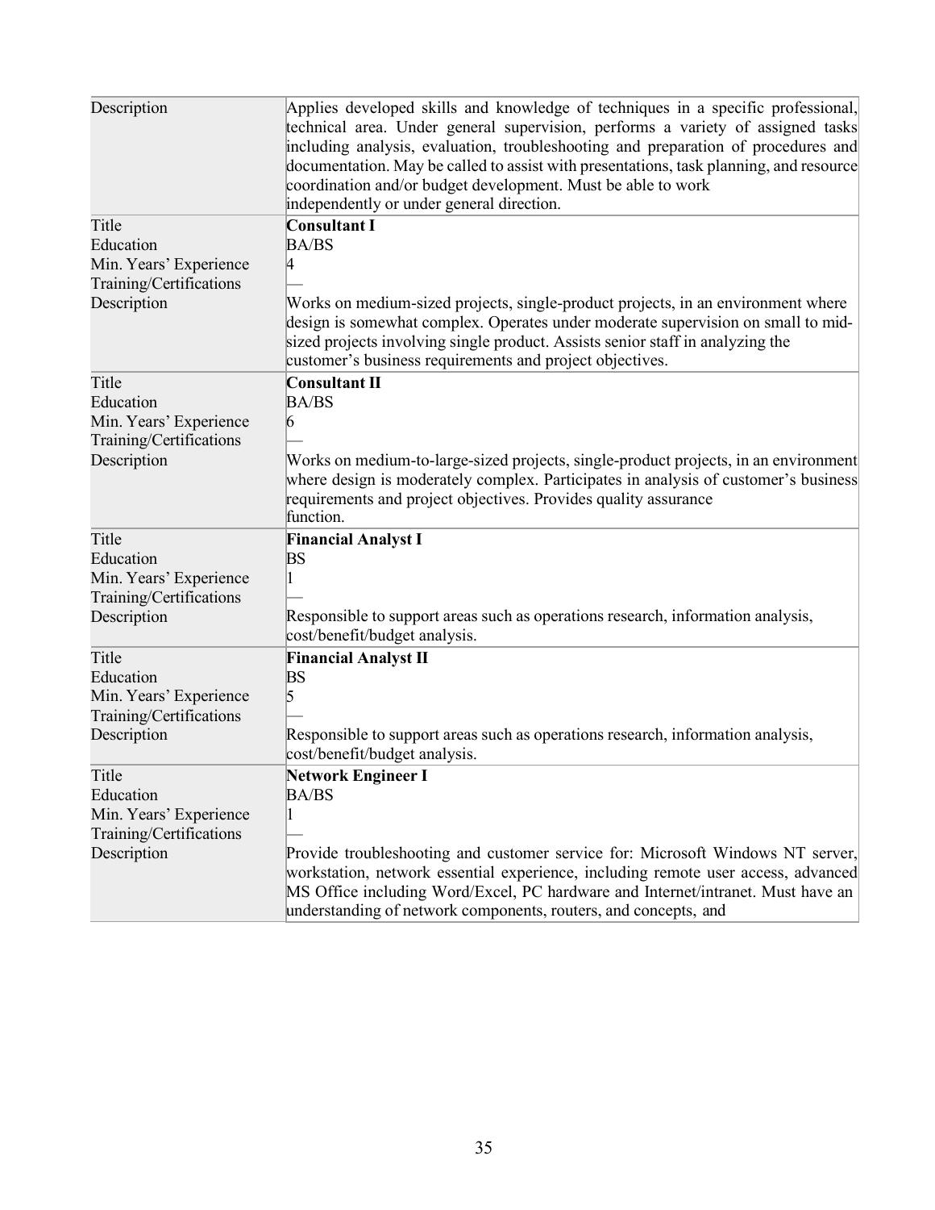| | |
|---|---|
| Description | Applies developed skills and knowledge of techniques in a specific professional, technical area. Under general supervision, performs a variety of assigned tasks including analysis, evaluation, troubleshooting and preparation of procedures and documentation. May be called to assist with presentations, task planning, and resource coordination and/or budget development. Must be able to work independently or under general direction. |
| Title<br>Education<br>Min. Years' Experience<br>Training/Certifications<br>Description | **Consultant I**<br>BA/BS<br>4<br>—<br>Works on medium-sized projects, single-product projects, in an environment where design is somewhat complex. Operates under moderate supervision on small to mid-sized projects involving single product. Assists senior staff in analyzing the customer's business requirements and project objectives. |
| Title<br>Education<br>Min. Years' Experience<br>Training/Certifications<br>Description | **Consultant II**<br>BA/BS<br>6<br>—<br>Works on medium-to-large-sized projects, single-product projects, in an environment where design is moderately complex. Participates in analysis of customer's business requirements and project objectives. Provides quality assurance function. |
| Title<br>Education<br>Min. Years' Experience<br>Training/Certifications<br>Description | **Financial Analyst I**<br>BS<br>1<br>—<br>Responsible to support areas such as operations research, information analysis, cost/benefit/budget analysis. |
| Title<br>Education<br>Min. Years' Experience<br>Training/Certifications<br>Description | **Financial Analyst II**<br>BS<br>5<br>—<br>Responsible to support areas such as operations research, information analysis, cost/benefit/budget analysis. |
| Title<br>Education<br>Min. Years' Experience<br>Training/Certifications<br>Description | **Network Engineer I**<br>BA/BS<br>1<br>—<br>Provide troubleshooting and customer service for: Microsoft Windows NT server, workstation, network essential experience, including remote user access, advanced MS Office including Word/Excel, PC hardware and Internet/intranet. Must have an understanding of network components, routers, and concepts, and |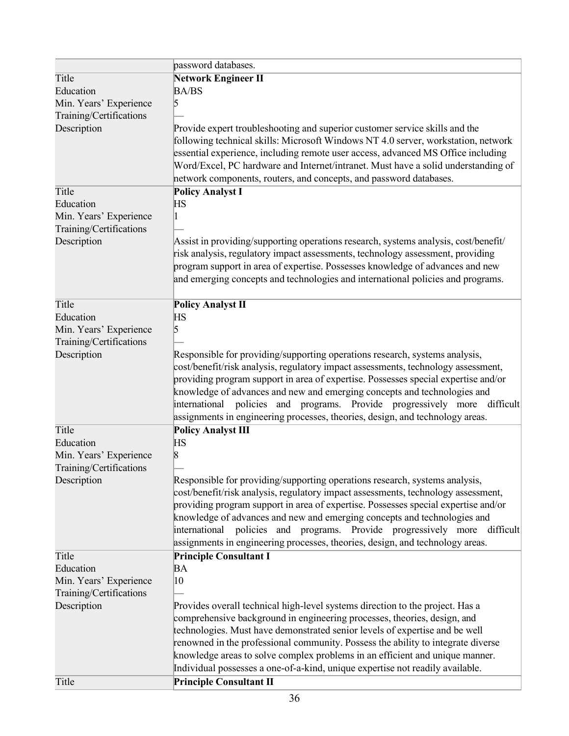| | |
|---|---|
| | password databases. |
| Title | **Network Engineer II** |
| Education | BA/BS |
| Min. Years' Experience | 5 |
| Training/Certifications | — |
| Description | Provide expert troubleshooting and superior customer service skills and the following technical skills: Microsoft Windows NT 4.0 server, workstation, network essential experience, including remote user access, advanced MS Office including Word/Excel, PC hardware and Internet/intranet. Must have a solid understanding of network components, routers, and concepts, and password databases. |
| Title | **Policy Analyst I** |
| Education | HS |
| Min. Years' Experience | 1 |
| Training/Certifications | — |
| Description | Assist in providing/supporting operations research, systems analysis, cost/benefit/risk analysis, regulatory impact assessments, technology assessment, providing program support in area of expertise. Possesses knowledge of advances and new and emerging concepts and technologies and international policies and programs. |
| Title | **Policy Analyst II** |
| Education | HS |
| Min. Years' Experience | 5 |
| Training/Certifications | — |
| Description | Responsible for providing/supporting operations research, systems analysis, cost/benefit/risk analysis, regulatory impact assessments, technology assessment, providing program support in area of expertise. Possesses special expertise and/or knowledge of advances and new and emerging concepts and technologies and international policies and programs. Provide progressively more difficult assignments in engineering processes, theories, design, and technology areas. |
| Title | **Policy Analyst III** |
| Education | HS |
| Min. Years' Experience | 8 |
| Training/Certifications | — |
| Description | Responsible for providing/supporting operations research, systems analysis, cost/benefit/risk analysis, regulatory impact assessments, technology assessment, providing program support in area of expertise. Possesses special expertise and/or knowledge of advances and new and emerging concepts and technologies and international policies and programs. Provide progressively more difficult assignments in engineering processes, theories, design, and technology areas. |
| Title | **Principle Consultant I** |
| Education | BA |
| Min. Years' Experience | 10 |
| Training/Certifications | — |
| Description | Provides overall technical high-level systems direction to the project. Has a comprehensive background in engineering processes, theories, design, and technologies. Must have demonstrated senior levels of expertise and be well renowned in the professional community. Possess the ability to integrate diverse knowledge areas to solve complex problems in an efficient and unique manner. Individual possesses a one-of-a-kind, unique expertise not readily available. |
| Title | **Principle Consultant II** |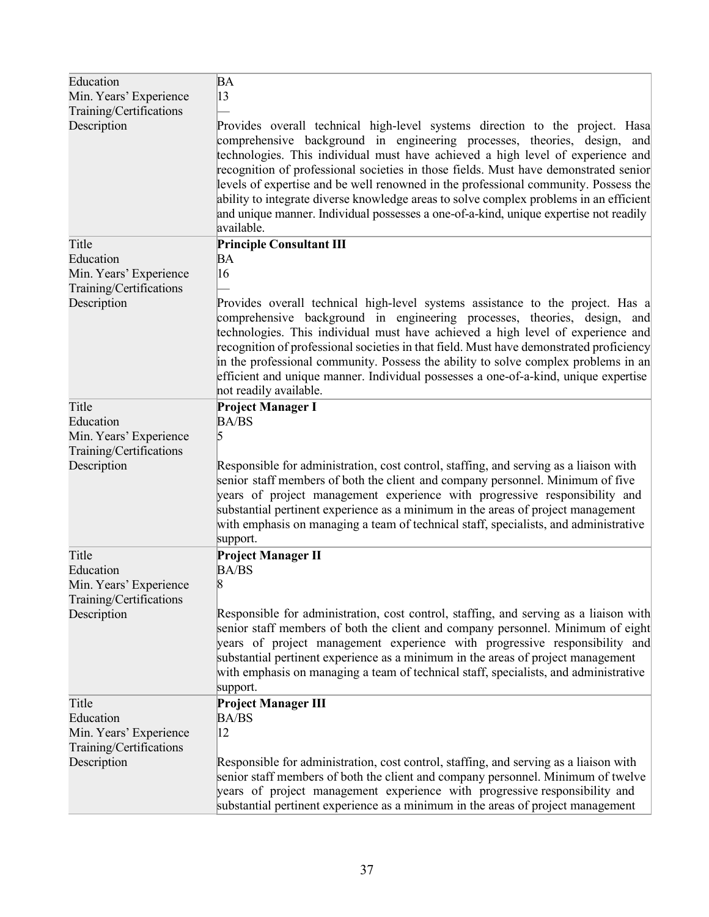| | |
|---|---|
| Education | BA |
| Min. Years' Experience | 13 |
| Training/Certifications | — |
| Description | Provides overall technical high-level systems direction to the project. Hasa comprehensive background in engineering processes, theories, design, and technologies. This individual must have achieved a high level of experience and recognition of professional societies in those fields. Must have demonstrated senior levels of expertise and be well renowned in the professional community. Possess the ability to integrate diverse knowledge areas to solve complex problems in an efficient and unique manner. Individual possesses a one-of-a-kind, unique expertise not readily available. |
| Title | **Principle Consultant III** |
| Education | BA |
| Min. Years' Experience | 16 |
| Training/Certifications | — |
| Description | Provides overall technical high-level systems assistance to the project. Has a comprehensive background in engineering processes, theories, design, and technologies. This individual must have achieved a high level of experience and recognition of professional societies in that field. Must have demonstrated proficiency in the professional community. Possess the ability to solve complex problems in an efficient and unique manner. Individual possesses a one-of-a-kind, unique expertise not readily available. |
| Title | **Project Manager I** |
| Education | BA/BS |
| Min. Years' Experience | 5 |
| Training/Certifications | |
| Description | Responsible for administration, cost control, staffing, and serving as a liaison with senior staff members of both the client and company personnel. Minimum of five years of project management experience with progressive responsibility and substantial pertinent experience as a minimum in the areas of project management with emphasis on managing a team of technical staff, specialists, and administrative support. |
| Title | **Project Manager II** |
| Education | BA/BS |
| Min. Years' Experience | 8 |
| Training/Certifications | |
| Description | Responsible for administration, cost control, staffing, and serving as a liaison with senior staff members of both the client and company personnel. Minimum of eight years of project management experience with progressive responsibility and substantial pertinent experience as a minimum in the areas of project management with emphasis on managing a team of technical staff, specialists, and administrative support. |
| Title | **Project Manager III** |
| Education | BA/BS |
| Min. Years' Experience | 12 |
| Training/Certifications | |
| Description | Responsible for administration, cost control, staffing, and serving as a liaison with senior staff members of both the client and company personnel. Minimum of twelve years of project management experience with progressive responsibility and substantial pertinent experience as a minimum in the areas of project management |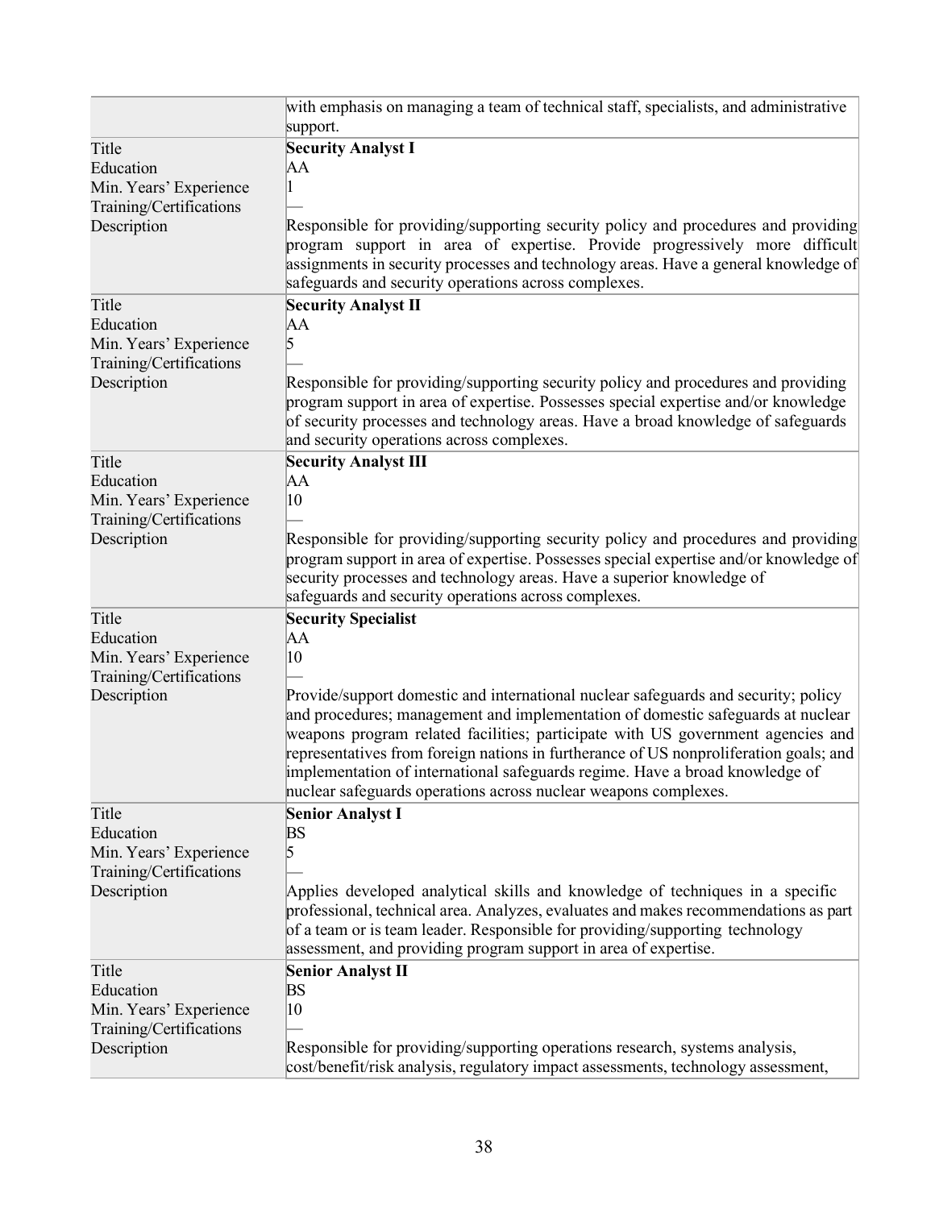| | |
|---|---|
| | with emphasis on managing a team of technical staff, specialists, and administrative support. |
| Title<br>Education<br>Min. Years' Experience<br>Training/Certifications<br>Description | **Security Analyst I**<br>AA<br>1<br>—<br>Responsible for providing/supporting security policy and procedures and providing program support in area of expertise. Provide progressively more difficult assignments in security processes and technology areas. Have a general knowledge of safeguards and security operations across complexes. |
| Title<br>Education<br>Min. Years' Experience<br>Training/Certifications<br>Description | **Security Analyst II**<br>AA<br>5<br>—<br>Responsible for providing/supporting security policy and procedures and providing program support in area of expertise. Possesses special expertise and/or knowledge of security processes and technology areas. Have a broad knowledge of safeguards and security operations across complexes. |
| Title<br>Education<br>Min. Years' Experience<br>Training/Certifications<br>Description | **Security Analyst III**<br>AA<br>10<br>—<br>Responsible for providing/supporting security policy and procedures and providing program support in area of expertise. Possesses special expertise and/or knowledge of security processes and technology areas. Have a superior knowledge of safeguards and security operations across complexes. |
| Title<br>Education<br>Min. Years' Experience<br>Training/Certifications<br>Description | **Security Specialist**<br>AA<br>10<br>—<br>Provide/support domestic and international nuclear safeguards and security; policy and procedures; management and implementation of domestic safeguards at nuclear weapons program related facilities; participate with US government agencies and representatives from foreign nations in furtherance of US nonproliferation goals; and implementation of international safeguards regime. Have a broad knowledge of nuclear safeguards operations across nuclear weapons complexes. |
| Title<br>Education<br>Min. Years' Experience<br>Training/Certifications<br>Description | **Senior Analyst I**<br>BS<br>5<br>—<br>Applies developed analytical skills and knowledge of techniques in a specific professional, technical area. Analyzes, evaluates and makes recommendations as part of a team or is team leader. Responsible for providing/supporting technology assessment, and providing program support in area of expertise. |
| Title<br>Education<br>Min. Years' Experience<br>Training/Certifications<br>Description | **Senior Analyst II**<br>BS<br>10<br>—<br>Responsible for providing/supporting operations research, systems analysis, cost/benefit/risk analysis, regulatory impact assessments, technology assessment, |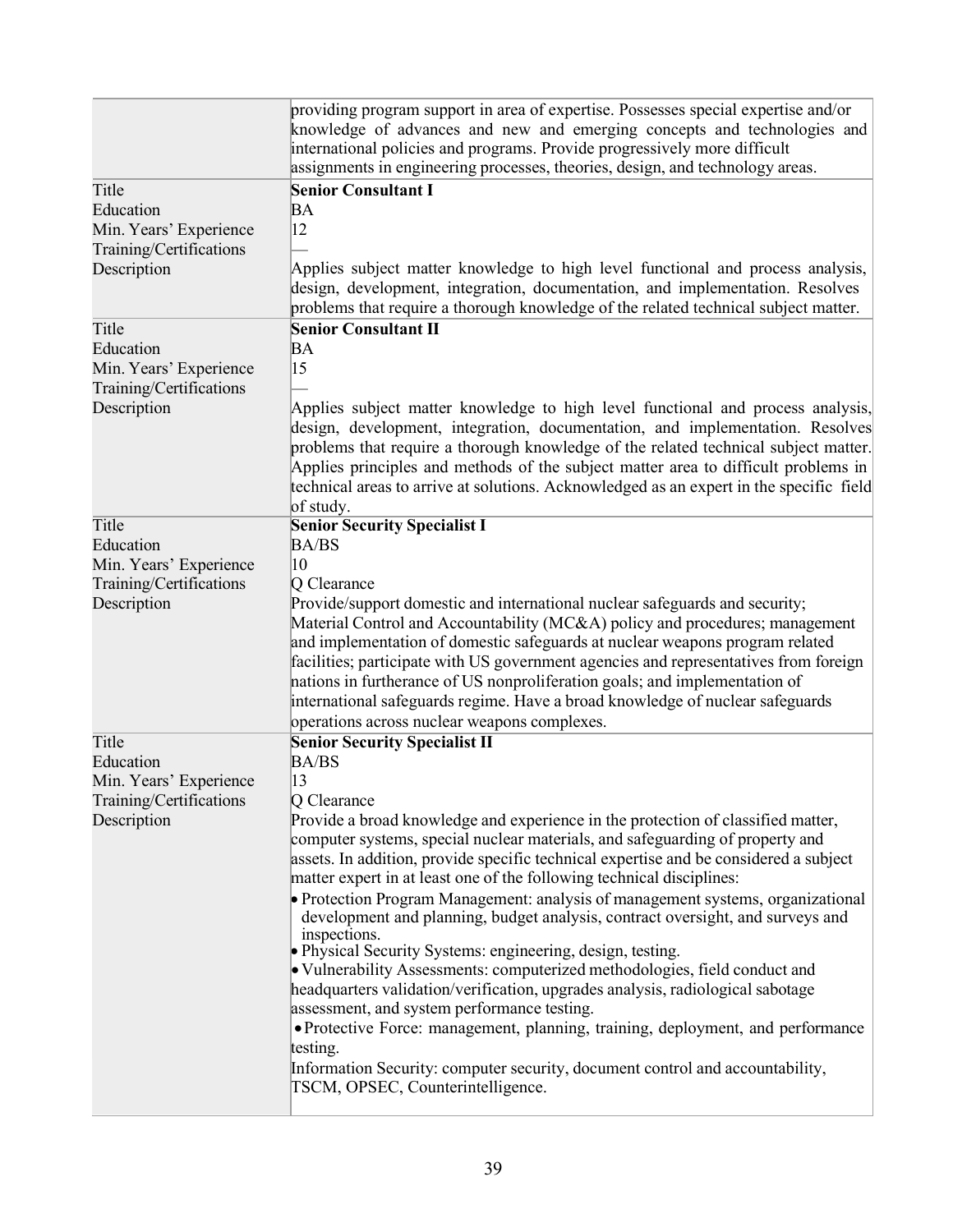| | |
|---|---|
| | providing program support in area of expertise. Possesses special expertise and/or knowledge of advances and new and emerging concepts and technologies and international policies and programs. Provide progressively more difficult assignments in engineering processes, theories, design, and technology areas. |
| Title | **Senior Consultant I** |
| Education | BA |
| Min. Years' Experience | 12 |
| Training/Certifications | — |
| Description | Applies subject matter knowledge to high level functional and process analysis, design, development, integration, documentation, and implementation. Resolves problems that require a thorough knowledge of the related technical subject matter. |
| Title | **Senior Consultant II** |
| Education | BA |
| Min. Years' Experience | 15 |
| Training/Certifications | — |
| Description | Applies subject matter knowledge to high level functional and process analysis, design, development, integration, documentation, and implementation. Resolves problems that require a thorough knowledge of the related technical subject matter. Applies principles and methods of the subject matter area to difficult problems in technical areas to arrive at solutions. Acknowledged as an expert in the specific field of study. |
| Title | **Senior Security Specialist I** |
| Education | BA/BS |
| Min. Years' Experience | 10 |
| Training/Certifications | Q Clearance |
| Description | Provide/support domestic and international nuclear safeguards and security; Material Control and Accountability (MC&A) policy and procedures; management and implementation of domestic safeguards at nuclear weapons program related facilities; participate with US government agencies and representatives from foreign nations in furtherance of US nonproliferation goals; and implementation of international safeguards regime. Have a broad knowledge of nuclear safeguards operations across nuclear weapons complexes. |
| Title | **Senior Security Specialist II** |
| Education | BA/BS |
| Min. Years' Experience | 13 |
| Training/Certifications | Q Clearance |
| Description | Provide a broad knowledge and experience in the protection of classified matter, computer systems, special nuclear materials, and safeguarding of property and assets. In addition, provide specific technical expertise and be considered a subject matter expert in at least one of the following technical disciplines:<br>• Protection Program Management: analysis of management systems, organizational development and planning, budget analysis, contract oversight, and surveys and inspections.<br>• Physical Security Systems: engineering, design, testing.<br>• Vulnerability Assessments: computerized methodologies, field conduct and headquarters validation/verification, upgrades analysis, radiological sabotage assessment, and system performance testing.<br>• Protective Force: management, planning, training, deployment, and performance testing.<br>Information Security: computer security, document control and accountability, TSCM, OPSEC, Counterintelligence. |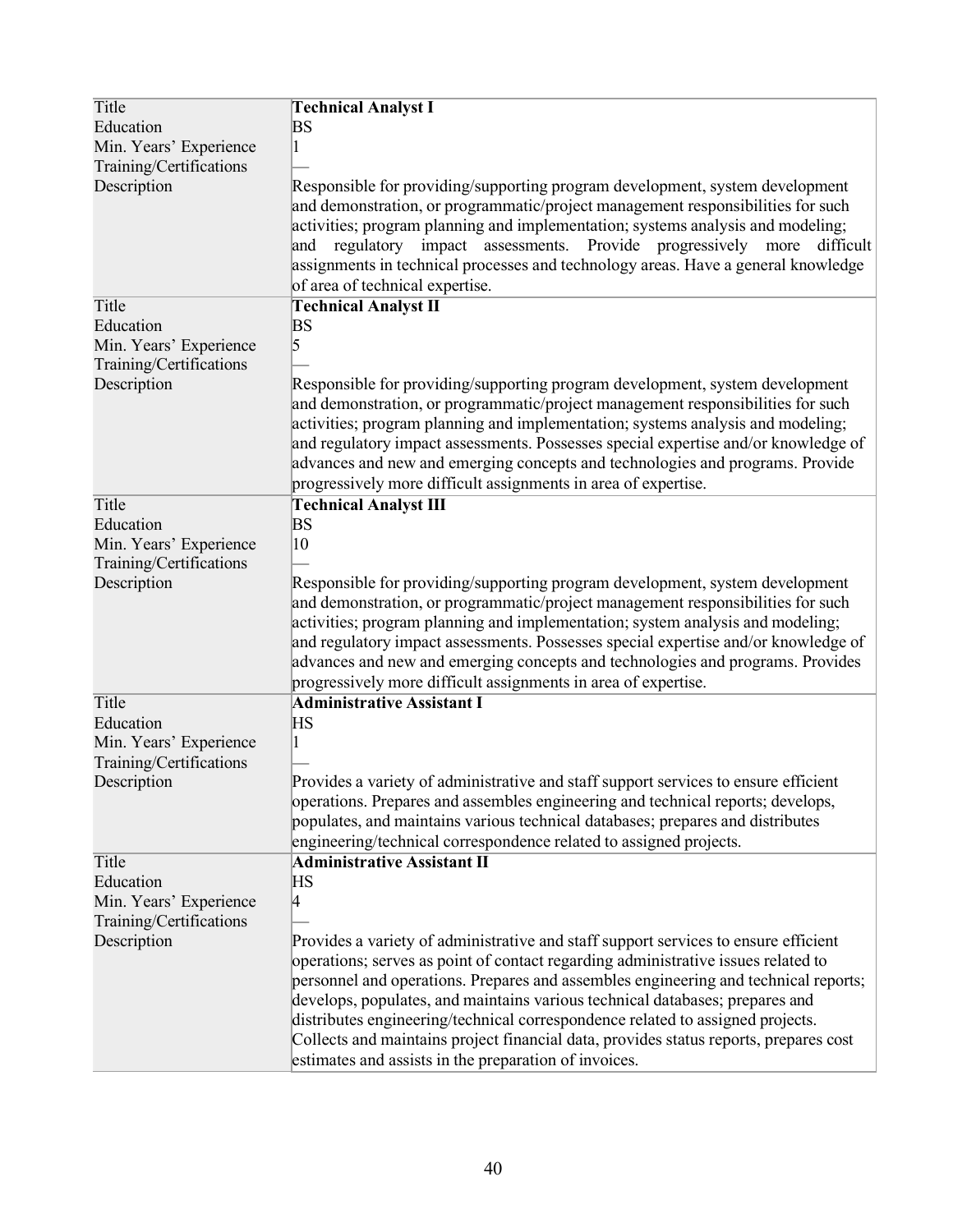| Title | **Technical Analyst I** |
|---|---|
| Education | BS |
| Min. Years' Experience | 1 |
| Training/Certifications | — |
| Description | Responsible for providing/supporting program development, system development and demonstration, or programmatic/project management responsibilities for such activities; program planning and implementation; systems analysis and modeling; and regulatory impact assessments. Provide progressively more difficult assignments in technical processes and technology areas. Have a general knowledge of area of technical expertise. |
| Title | **Technical Analyst II** |
| Education | BS |
| Min. Years' Experience | 5 |
| Training/Certifications | — |
| Description | Responsible for providing/supporting program development, system development and demonstration, or programmatic/project management responsibilities for such activities; program planning and implementation; systems analysis and modeling; and regulatory impact assessments. Possesses special expertise and/or knowledge of advances and new and emerging concepts and technologies and programs. Provide progressively more difficult assignments in area of expertise. |
| Title | **Technical Analyst III** |
| Education | BS |
| Min. Years' Experience | 10 |
| Training/Certifications | — |
| Description | Responsible for providing/supporting program development, system development and demonstration, or programmatic/project management responsibilities for such activities; program planning and implementation; system analysis and modeling; and regulatory impact assessments. Possesses special expertise and/or knowledge of advances and new and emerging concepts and technologies and programs. Provides progressively more difficult assignments in area of expertise. |
| Title | **Administrative Assistant I** |
| Education | HS |
| Min. Years' Experience | 1 |
| Training/Certifications | — |
| Description | Provides a variety of administrative and staff support services to ensure efficient operations. Prepares and assembles engineering and technical reports; develops, populates, and maintains various technical databases; prepares and distributes engineering/technical correspondence related to assigned projects. |
| Title | **Administrative Assistant II** |
| Education | HS |
| Min. Years' Experience | 4 |
| Training/Certifications | — |
| Description | Provides a variety of administrative and staff support services to ensure efficient operations; serves as point of contact regarding administrative issues related to personnel and operations. Prepares and assembles engineering and technical reports; develops, populates, and maintains various technical databases; prepares and distributes engineering/technical correspondence related to assigned projects. Collects and maintains project financial data, provides status reports, prepares cost estimates and assists in the preparation of invoices. |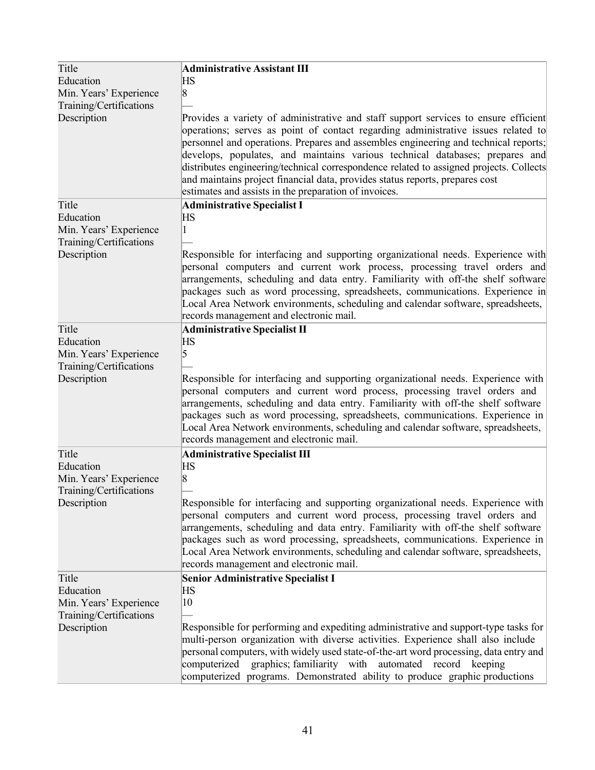| | |
|---|---|
| Title | **Administrative Assistant III** |
| Education | HS |
| Min. Years' Experience | 8 |
| Training/Certifications | — |
| Description | Provides a variety of administrative and staff support services to ensure efficient operations; serves as point of contact regarding administrative issues related to personnel and operations. Prepares and assembles engineering and technical reports; develops, populates, and maintains various technical databases; prepares and distributes engineering/technical correspondence related to assigned projects. Collects and maintains project financial data, provides status reports, prepares cost estimates and assists in the preparation of invoices. |
| Title | **Administrative Specialist I** |
| Education | HS |
| Min. Years' Experience | 1 |
| Training/Certifications | — |
| Description | Responsible for interfacing and supporting organizational needs. Experience with personal computers and current work process, processing travel orders and arrangements, scheduling and data entry. Familiarity with off-the shelf software packages such as word processing, spreadsheets, communications. Experience in Local Area Network environments, scheduling and calendar software, spreadsheets, records management and electronic mail. |
| Title | **Administrative Specialist II** |
| Education | HS |
| Min. Years' Experience | 5 |
| Training/Certifications | — |
| Description | Responsible for interfacing and supporting organizational needs. Experience with personal computers and current word process, processing travel orders and arrangements, scheduling and data entry. Familiarity with off-the shelf software packages such as word processing, spreadsheets, communications. Experience in Local Area Network environments, scheduling and calendar software, spreadsheets, records management and electronic mail. |
| Title | **Administrative Specialist III** |
| Education | HS |
| Min. Years' Experience | 8 |
| Training/Certifications | — |
| Description | Responsible for interfacing and supporting organizational needs. Experience with personal computers and current word process, processing travel orders and arrangements, scheduling and data entry. Familiarity with off-the shelf software packages such as word processing, spreadsheets, communications. Experience in Local Area Network environments, scheduling and calendar software, spreadsheets, records management and electronic mail. |
| Title | **Senior Administrative Specialist I** |
| Education | HS |
| Min. Years' Experience | 10 |
| Training/Certifications | — |
| Description | Responsible for performing and expediting administrative and support-type tasks for multi-person organization with diverse activities. Experience shall also include personal computers, with widely used state-of-the-art word processing, data entry and computerized graphics; familiarity with automated record keeping computerized programs. Demonstrated ability to produce graphic productions |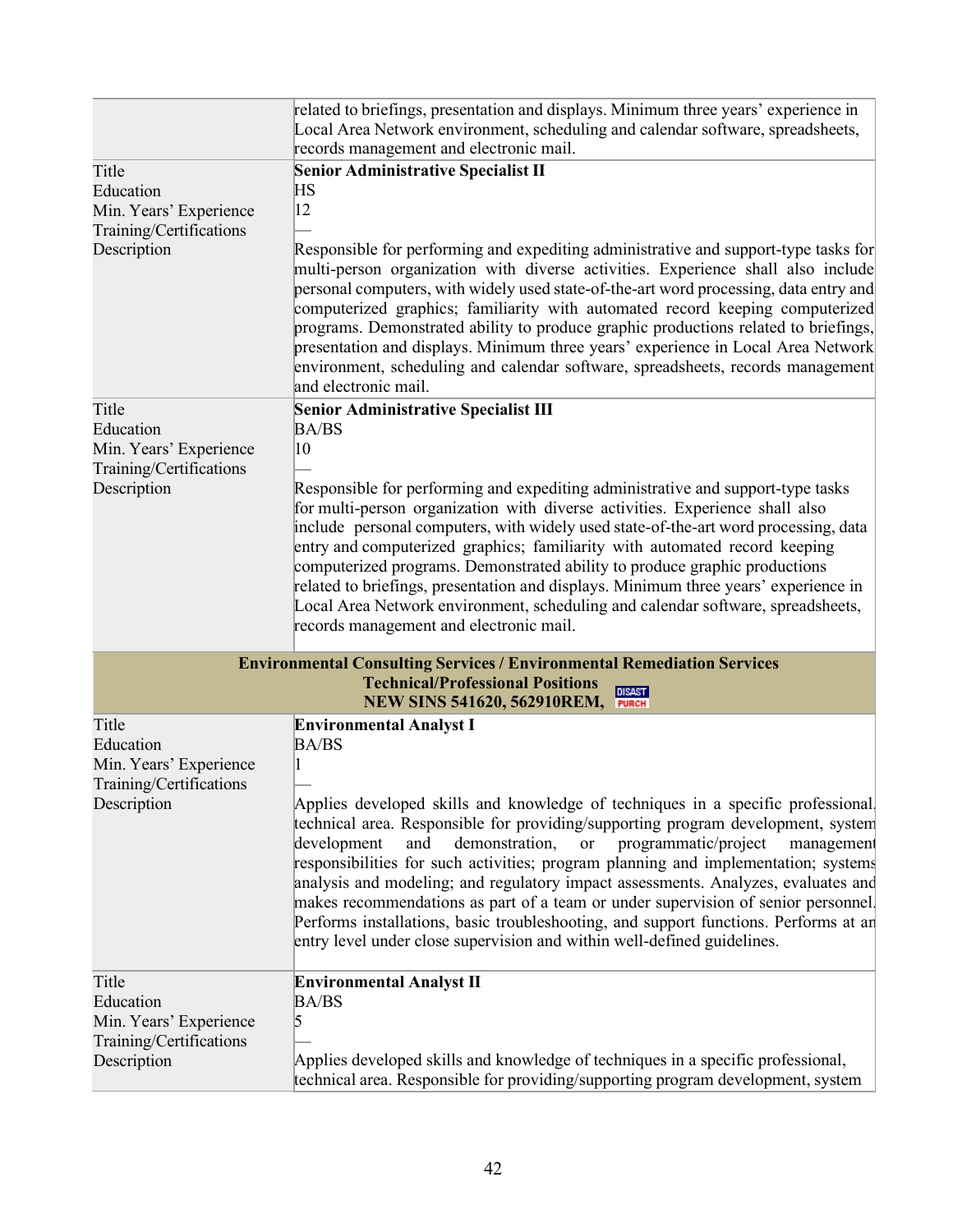| | |
|---|---|
| | related to briefings, presentation and displays. Minimum three years' experience in Local Area Network environment, scheduling and calendar software, spreadsheets, records management and electronic mail. |
| Title | **Senior Administrative Specialist II** |
| Education | HS |
| Min. Years' Experience | 12 |
| Training/Certifications | — |
| Description | Responsible for performing and expediting administrative and support-type tasks for multi-person organization with diverse activities. Experience shall also include personal computers, with widely used state-of-the-art word processing, data entry and computerized graphics; familiarity with automated record keeping computerized programs. Demonstrated ability to produce graphic productions related to briefings, presentation and displays. Minimum three years' experience in Local Area Network environment, scheduling and calendar software, spreadsheets, records management and electronic mail. |
| Title | **Senior Administrative Specialist III** |
| Education | BA/BS |
| Min. Years' Experience | 10 |
| Training/Certifications | — |
| Description | Responsible for performing and expediting administrative and support-type tasks for multi-person organization with diverse activities. Experience shall also include personal computers, with widely used state-of-the-art word processing, data entry and computerized graphics; familiarity with automated record keeping computerized programs. Demonstrated ability to produce graphic productions related to briefings, presentation and displays. Minimum three years' experience in Local Area Network environment, scheduling and calendar software, spreadsheets, records management and electronic mail. |

**Environmental Consulting Services / Environmental Remediation Services**
**Technical/Professional Positions**
**NEW SINS 541620, 562910REM,** DISAST PURCH

| | |
|---|---|
| Title | **Environmental Analyst I** |
| Education | BA/BS |
| Min. Years' Experience | 1 |
| Training/Certifications | — |
| Description | Applies developed skills and knowledge of techniques in a specific professional, technical area. Responsible for providing/supporting program development, system development and demonstration, or programmatic/project management responsibilities for such activities; program planning and implementation; systems analysis and modeling; and regulatory impact assessments. Analyzes, evaluates and makes recommendations as part of a team or under supervision of senior personnel. Performs installations, basic troubleshooting, and support functions. Performs at an entry level under close supervision and within well-defined guidelines. |
| Title | **Environmental Analyst II** |
| Education | BA/BS |
| Min. Years' Experience | 5 |
| Training/Certifications | — |
| Description | Applies developed skills and knowledge of techniques in a specific professional, technical area. Responsible for providing/supporting program development, system |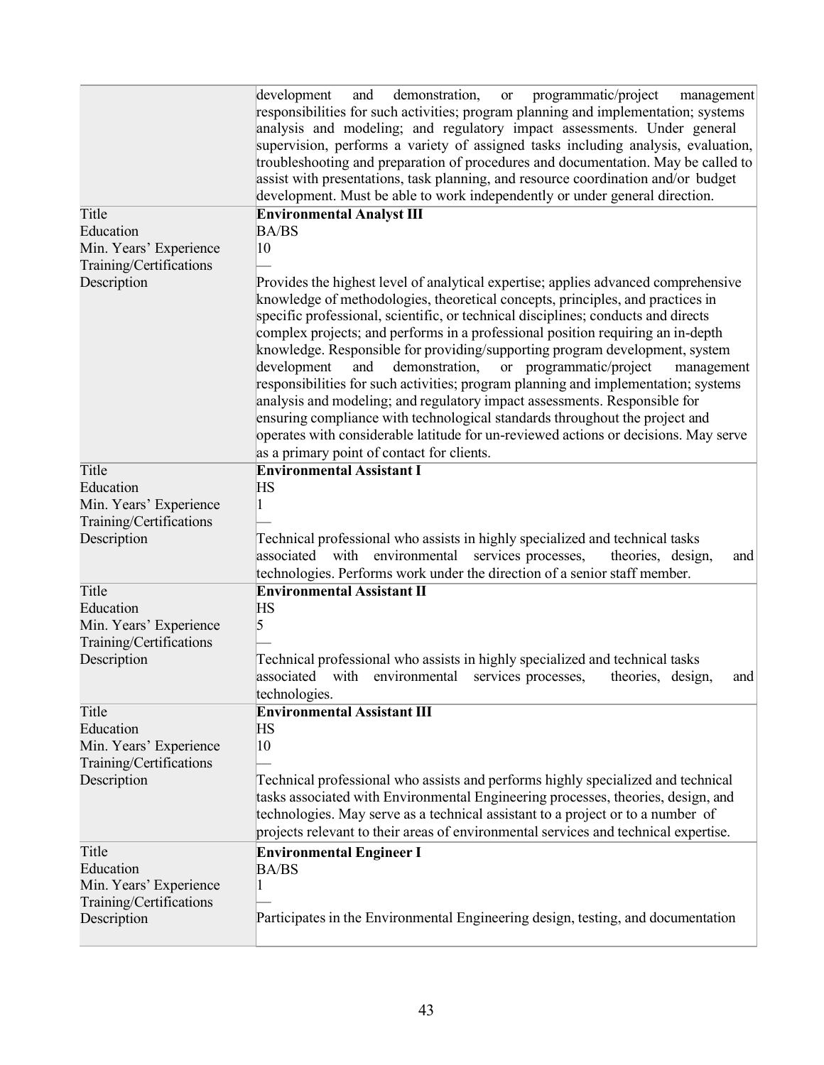| | |
|---|---|
| | development and demonstration, or programmatic/project management responsibilities for such activities; program planning and implementation; systems analysis and modeling; and regulatory impact assessments. Under general supervision, performs a variety of assigned tasks including analysis, evaluation, troubleshooting and preparation of procedures and documentation. May be called to assist with presentations, task planning, and resource coordination and/or budget development. Must be able to work independently or under general direction. |
| Title | **Environmental Analyst III** |
| Education | BA/BS |
| Min. Years' Experience | 10 |
| Training/Certifications | — |
| Description | Provides the highest level of analytical expertise; applies advanced comprehensive knowledge of methodologies, theoretical concepts, principles, and practices in specific professional, scientific, or technical disciplines; conducts and directs complex projects; and performs in a professional position requiring an in-depth knowledge. Responsible for providing/supporting program development, system development and demonstration, or programmatic/project management responsibilities for such activities; program planning and implementation; systems analysis and modeling; and regulatory impact assessments. Responsible for ensuring compliance with technological standards throughout the project and operates with considerable latitude for un-reviewed actions or decisions. May serve as a primary point of contact for clients. |
| Title | **Environmental Assistant I** |
| Education | HS |
| Min. Years' Experience | 1 |
| Training/Certifications | — |
| Description | Technical professional who assists in highly specialized and technical tasks associated with environmental services processes, theories, design, and technologies. Performs work under the direction of a senior staff member. |
| Title | **Environmental Assistant II** |
| Education | HS |
| Min. Years' Experience | 5 |
| Training/Certifications | — |
| Description | Technical professional who assists in highly specialized and technical tasks associated with environmental services processes, theories, design, and technologies. |
| Title | **Environmental Assistant III** |
| Education | HS |
| Min. Years' Experience | 10 |
| Training/Certifications | — |
| Description | Technical professional who assists and performs highly specialized and technical tasks associated with Environmental Engineering processes, theories, design, and technologies. May serve as a technical assistant to a project or to a number of projects relevant to their areas of environmental services and technical expertise. |
| Title | **Environmental Engineer I** |
| Education | BA/BS |
| Min. Years' Experience | 1 |
| Training/Certifications | — |
| Description | Participates in the Environmental Engineering design, testing, and documentation |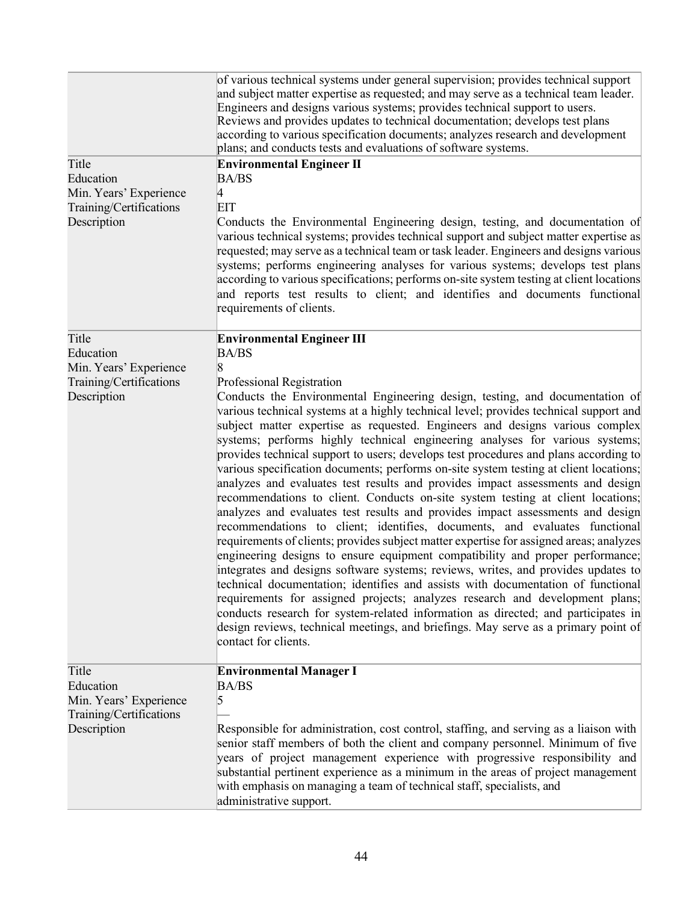| | |
|---|---|
| | of various technical systems under general supervision; provides technical support and subject matter expertise as requested; and may serve as a technical team leader. Engineers and designs various systems; provides technical support to users. Reviews and provides updates to technical documentation; develops test plans according to various specification documents; analyzes research and development plans; and conducts tests and evaluations of software systems. |
| Title | **Environmental Engineer II** |
| Education | BA/BS |
| Min. Years' Experience | 4 |
| Training/Certifications | EIT |
| Description | Conducts the Environmental Engineering design, testing, and documentation of various technical systems; provides technical support and subject matter expertise as requested; may serve as a technical team or task leader. Engineers and designs various systems; performs engineering analyses for various systems; develops test plans according to various specifications; performs on-site system testing at client locations and reports test results to client; and identifies and documents functional requirements of clients. |
| Title | **Environmental Engineer III** |
| Education | BA/BS |
| Min. Years' Experience | 8 |
| Training/Certifications | Professional Registration |
| Description | Conducts the Environmental Engineering design, testing, and documentation of various technical systems at a highly technical level; provides technical support and subject matter expertise as requested. Engineers and designs various complex systems; performs highly technical engineering analyses for various systems; provides technical support to users; develops test procedures and plans according to various specification documents; performs on-site system testing at client locations; analyzes and evaluates test results and provides impact assessments and design recommendations to client. Conducts on-site system testing at client locations; analyzes and evaluates test results and provides impact assessments and design recommendations to client; identifies, documents, and evaluates functional requirements of clients; provides subject matter expertise for assigned areas; analyzes engineering designs to ensure equipment compatibility and proper performance; integrates and designs software systems; reviews, writes, and provides updates to technical documentation; identifies and assists with documentation of functional requirements for assigned projects; analyzes research and development plans; conducts research for system-related information as directed; and participates in design reviews, technical meetings, and briefings. May serve as a primary point of contact for clients. |
| Title | **Environmental Manager I** |
| Education | BA/BS |
| Min. Years' Experience | 5 |
| Training/Certifications | — |
| Description | Responsible for administration, cost control, staffing, and serving as a liaison with senior staff members of both the client and company personnel. Minimum of five years of project management experience with progressive responsibility and substantial pertinent experience as a minimum in the areas of project management with emphasis on managing a team of technical staff, specialists, and administrative support. |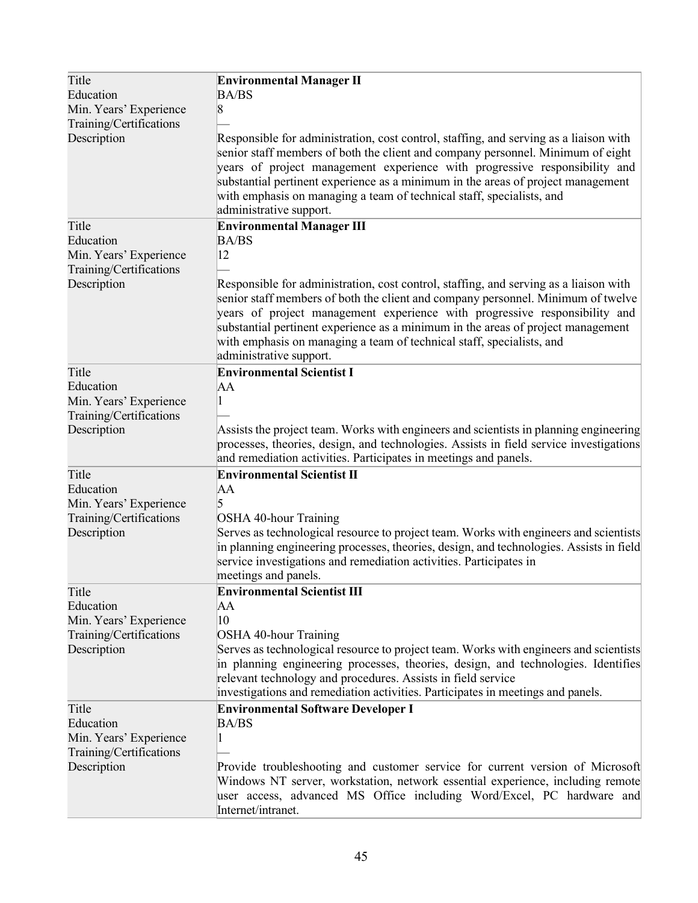| Title | **Environmental Manager II** |
|---|---|
| Education | BA/BS |
| Min. Years' Experience | 8 |
| Training/Certifications | — |
| Description | Responsible for administration, cost control, staffing, and serving as a liaison with senior staff members of both the client and company personnel. Minimum of eight years of project management experience with progressive responsibility and substantial pertinent experience as a minimum in the areas of project management with emphasis on managing a team of technical staff, specialists, and administrative support. |
| Title | **Environmental Manager III** |
| Education | BA/BS |
| Min. Years' Experience | 12 |
| Training/Certifications | — |
| Description | Responsible for administration, cost control, staffing, and serving as a liaison with senior staff members of both the client and company personnel. Minimum of twelve years of project management experience with progressive responsibility and substantial pertinent experience as a minimum in the areas of project management with emphasis on managing a team of technical staff, specialists, and administrative support. |
| Title | **Environmental Scientist I** |
| Education | AA |
| Min. Years' Experience | 1 |
| Training/Certifications | — |
| Description | Assists the project team. Works with engineers and scientists in planning engineering processes, theories, design, and technologies. Assists in field service investigations and remediation activities. Participates in meetings and panels. |
| Title | **Environmental Scientist II** |
| Education | AA |
| Min. Years' Experience | 5 |
| Training/Certifications | OSHA 40-hour Training |
| Description | Serves as technological resource to project team. Works with engineers and scientists in planning engineering processes, theories, design, and technologies. Assists in field service investigations and remediation activities. Participates in meetings and panels. |
| Title | **Environmental Scientist III** |
| Education | AA |
| Min. Years' Experience | 10 |
| Training/Certifications | OSHA 40-hour Training |
| Description | Serves as technological resource to project team. Works with engineers and scientists in planning engineering processes, theories, design, and technologies. Identifies relevant technology and procedures. Assists in field service investigations and remediation activities. Participates in meetings and panels. |
| Title | **Environmental Software Developer I** |
| Education | BA/BS |
| Min. Years' Experience | 1 |
| Training/Certifications | — |
| Description | Provide troubleshooting and customer service for current version of Microsoft Windows NT server, workstation, network essential experience, including remote user access, advanced MS Office including Word/Excel, PC hardware and Internet/intranet. |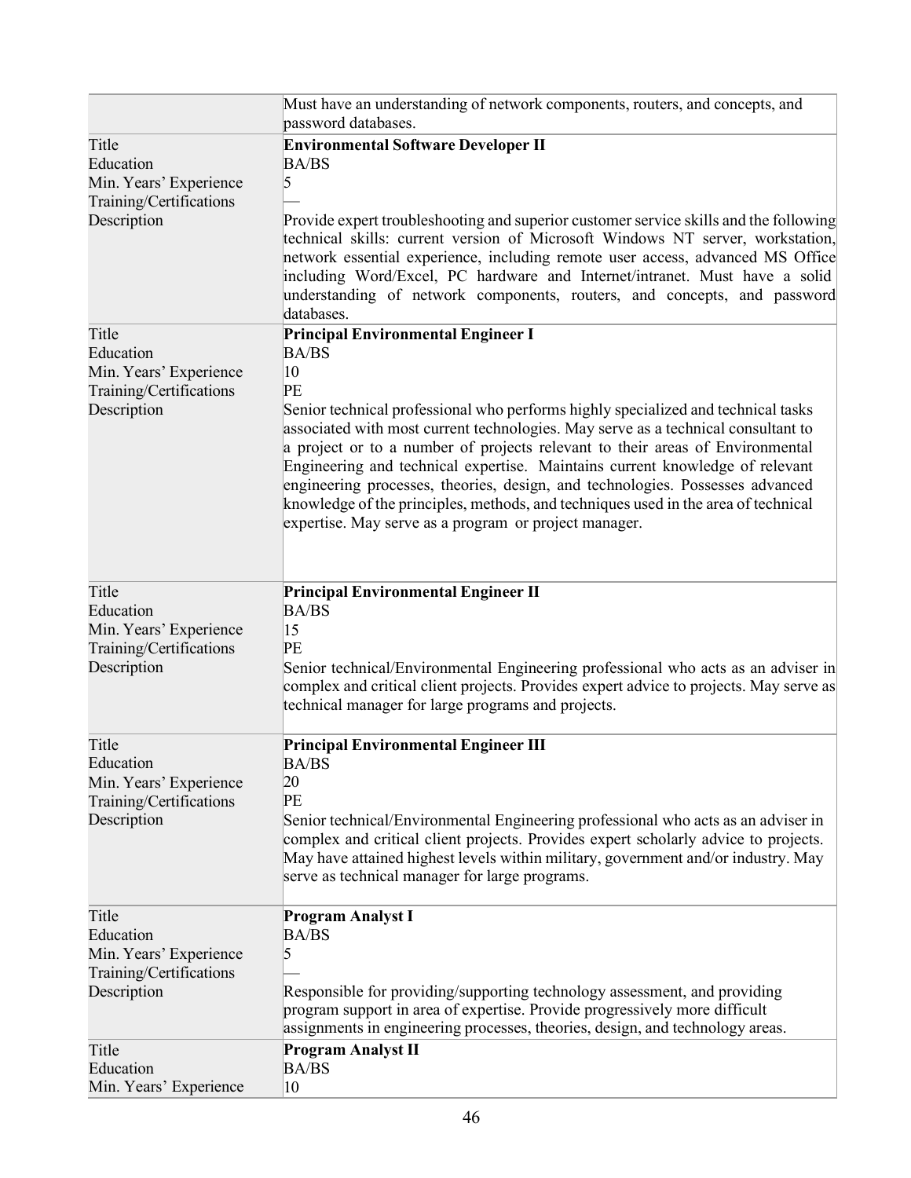| | |
|---|---|
| | Must have an understanding of network components, routers, and concepts, and password databases. |
| Title<br>Education<br>Min. Years' Experience<br>Training/Certifications<br>Description | **Environmental Software Developer II**<br>BA/BS<br>5<br>—<br>Provide expert troubleshooting and superior customer service skills and the following technical skills: current version of Microsoft Windows NT server, workstation, network essential experience, including remote user access, advanced MS Office including Word/Excel, PC hardware and Internet/intranet. Must have a solid understanding of network components, routers, and concepts, and password databases. |
| Title<br>Education<br>Min. Years' Experience<br>Training/Certifications<br>Description | **Principal Environmental Engineer I**<br>BA/BS<br>10<br>PE<br>Senior technical professional who performs highly specialized and technical tasks associated with most current technologies. May serve as a technical consultant to a project or to a number of projects relevant to their areas of Environmental Engineering and technical expertise. Maintains current knowledge of relevant engineering processes, theories, design, and technologies. Possesses advanced knowledge of the principles, methods, and techniques used in the area of technical expertise. May serve as a program or project manager. |
| Title<br>Education<br>Min. Years' Experience<br>Training/Certifications<br>Description | **Principal Environmental Engineer II**<br>BA/BS<br>15<br>PE<br>Senior technical/Environmental Engineering professional who acts as an adviser in complex and critical client projects. Provides expert advice to projects. May serve as technical manager for large programs and projects. |
| Title<br>Education<br>Min. Years' Experience<br>Training/Certifications<br>Description | **Principal Environmental Engineer III**<br>BA/BS<br>20<br>PE<br>Senior technical/Environmental Engineering professional who acts as an adviser in complex and critical client projects. Provides expert scholarly advice to projects. May have attained highest levels within military, government and/or industry. May serve as technical manager for large programs. |
| Title<br>Education<br>Min. Years' Experience<br>Training/Certifications<br>Description | **Program Analyst I**<br>BA/BS<br>5<br>—<br>Responsible for providing/supporting technology assessment, and providing program support in area of expertise. Provide progressively more difficult assignments in engineering processes, theories, design, and technology areas. |
| Title<br>Education<br>Min. Years' Experience | **Program Analyst II**<br>BA/BS<br>10 |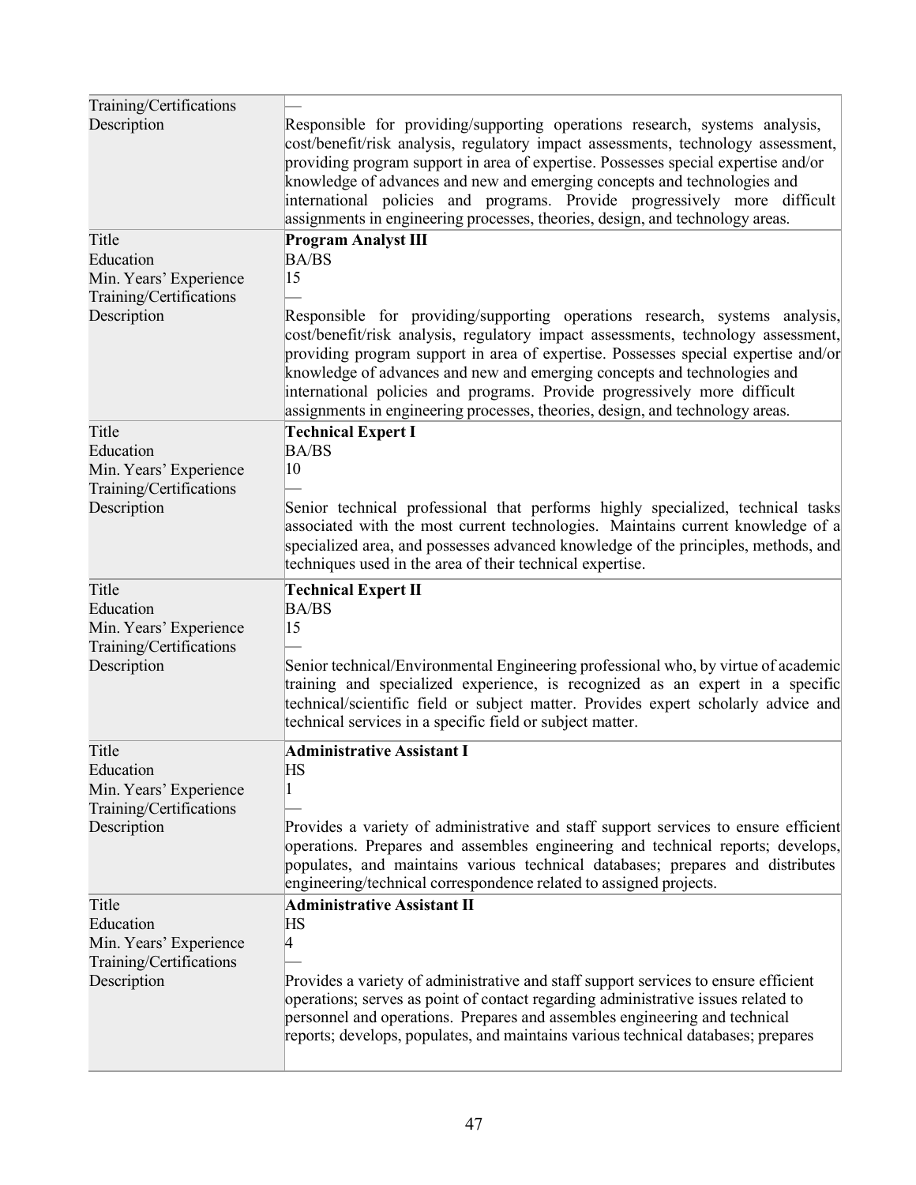| | |
|---|---|
| Training/Certifications | — |
| Description | Responsible for providing/supporting operations research, systems analysis, cost/benefit/risk analysis, regulatory impact assessments, technology assessment, providing program support in area of expertise. Possesses special expertise and/or knowledge of advances and new and emerging concepts and technologies and international policies and programs. Provide progressively more difficult assignments in engineering processes, theories, design, and technology areas. |
| Title | **Program Analyst III** |
| Education | BA/BS |
| Min. Years' Experience | 15 |
| Training/Certifications | — |
| Description | Responsible for providing/supporting operations research, systems analysis, cost/benefit/risk analysis, regulatory impact assessments, technology assessment, providing program support in area of expertise. Possesses special expertise and/or knowledge of advances and new and emerging concepts and technologies and international policies and programs. Provide progressively more difficult assignments in engineering processes, theories, design, and technology areas. |
| Title | **Technical Expert I** |
| Education | BA/BS |
| Min. Years' Experience | 10 |
| Training/Certifications | — |
| Description | Senior technical professional that performs highly specialized, technical tasks associated with the most current technologies. Maintains current knowledge of a specialized area, and possesses advanced knowledge of the principles, methods, and techniques used in the area of their technical expertise. |
| Title | **Technical Expert II** |
| Education | BA/BS |
| Min. Years' Experience | 15 |
| Training/Certifications | — |
| Description | Senior technical/Environmental Engineering professional who, by virtue of academic training and specialized experience, is recognized as an expert in a specific technical/scientific field or subject matter. Provides expert scholarly advice and technical services in a specific field or subject matter. |
| Title | **Administrative Assistant I** |
| Education | HS |
| Min. Years' Experience | 1 |
| Training/Certifications | — |
| Description | Provides a variety of administrative and staff support services to ensure efficient operations. Prepares and assembles engineering and technical reports; develops, populates, and maintains various technical databases; prepares and distributes engineering/technical correspondence related to assigned projects. |
| Title | **Administrative Assistant II** |
| Education | HS |
| Min. Years' Experience | 4 |
| Training/Certifications | — |
| Description | Provides a variety of administrative and staff support services to ensure efficient operations; serves as point of contact regarding administrative issues related to personnel and operations. Prepares and assembles engineering and technical reports; develops, populates, and maintains various technical databases; prepares |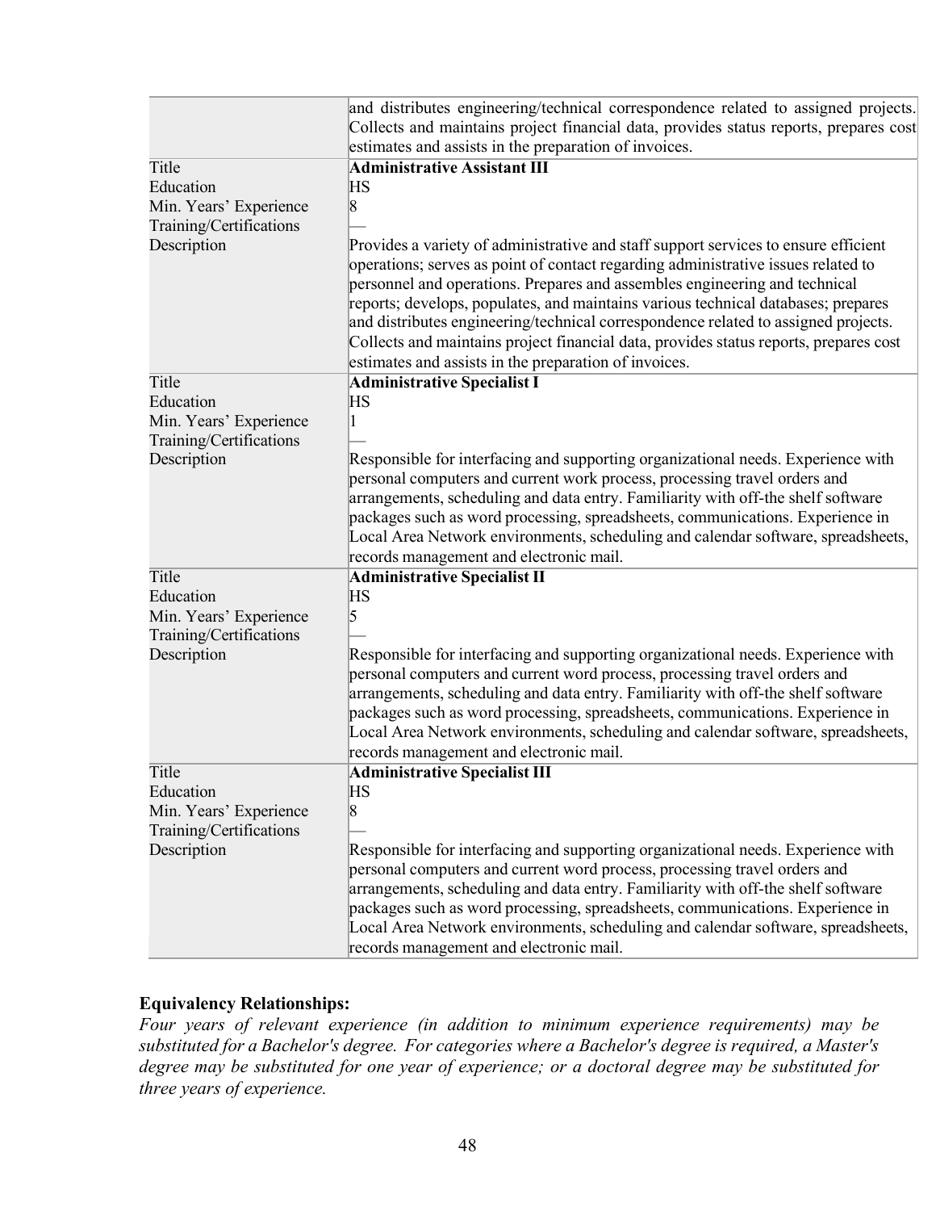| | |
|---|---|
| | and distributes engineering/technical correspondence related to assigned projects. Collects and maintains project financial data, provides status reports, prepares cost estimates and assists in the preparation of invoices. |
| Title | **Administrative Assistant III** |
| Education | HS |
| Min. Years' Experience | 8 |
| Training/Certifications | — |
| Description | Provides a variety of administrative and staff support services to ensure efficient operations; serves as point of contact regarding administrative issues related to personnel and operations. Prepares and assembles engineering and technical reports; develops, populates, and maintains various technical databases; prepares and distributes engineering/technical correspondence related to assigned projects. Collects and maintains project financial data, provides status reports, prepares cost estimates and assists in the preparation of invoices. |
| Title | **Administrative Specialist I** |
| Education | HS |
| Min. Years' Experience | 1 |
| Training/Certifications | — |
| Description | Responsible for interfacing and supporting organizational needs. Experience with personal computers and current work process, processing travel orders and arrangements, scheduling and data entry. Familiarity with off-the shelf software packages such as word processing, spreadsheets, communications. Experience in Local Area Network environments, scheduling and calendar software, spreadsheets, records management and electronic mail. |
| Title | **Administrative Specialist II** |
| Education | HS |
| Min. Years' Experience | 5 |
| Training/Certifications | — |
| Description | Responsible for interfacing and supporting organizational needs. Experience with personal computers and current word process, processing travel orders and arrangements, scheduling and data entry. Familiarity with off-the shelf software packages such as word processing, spreadsheets, communications. Experience in Local Area Network environments, scheduling and calendar software, spreadsheets, records management and electronic mail. |
| Title | **Administrative Specialist III** |
| Education | HS |
| Min. Years' Experience | 8 |
| Training/Certifications | — |
| Description | Responsible for interfacing and supporting organizational needs. Experience with personal computers and current word process, processing travel orders and arrangements, scheduling and data entry. Familiarity with off-the shelf software packages such as word processing, spreadsheets, communications. Experience in Local Area Network environments, scheduling and calendar software, spreadsheets, records management and electronic mail. |

**Equivalency Relationships:**

*Four years of relevant experience (in addition to minimum experience requirements) may be substituted for a Bachelor's degree. For categories where a Bachelor's degree is required, a Master's degree may be substituted for one year of experience; or a doctoral degree may be substituted for three years of experience.*